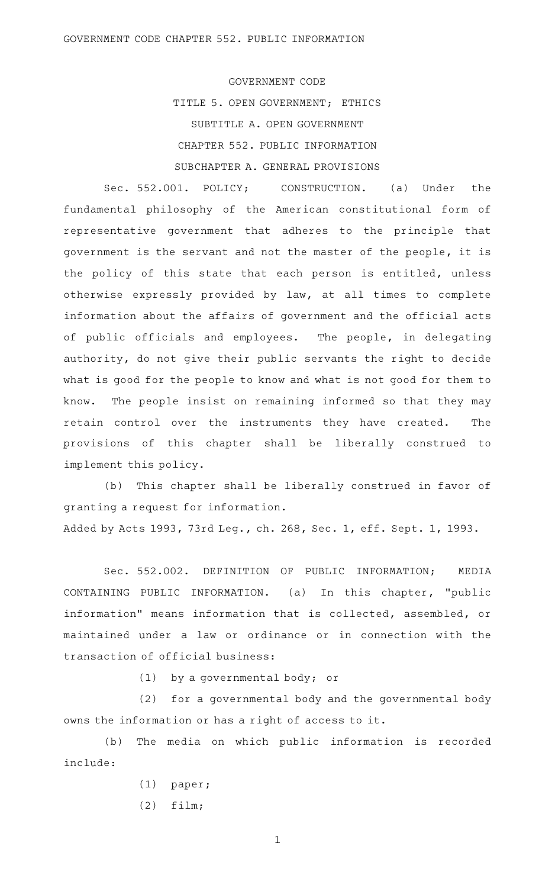# GOVERNMENT CODE

## TITLE 5. OPEN GOVERNMENT; ETHICS

## SUBTITLE A. OPEN GOVERNMENT

## CHAPTER 552. PUBLIC INFORMATION

### SUBCHAPTER A. GENERAL PROVISIONS

Sec. 552.001. POLICY; CONSTRUCTION. (a) Under the fundamental philosophy of the American constitutional form of representative government that adheres to the principle that government is the servant and not the master of the people, it is the policy of this state that each person is entitled, unless otherwise expressly provided by law, at all times to complete information about the affairs of government and the official acts of public officials and employees. The people, in delegating authority, do not give their public servants the right to decide what is good for the people to know and what is not good for them to know. The people insist on remaining informed so that they may retain control over the instruments they have created. The provisions of this chapter shall be liberally construed to implement this policy.

(b) This chapter shall be liberally construed in favor of granting a request for information.

Added by Acts 1993, 73rd Leg., ch. 268, Sec. 1, eff. Sept. 1, 1993.

Sec. 552.002. DEFINITION OF PUBLIC INFORMATION; MEDIA CONTAINING PUBLIC INFORMATION. (a) In this chapter, "public information" means information that is collected, assembled, or maintained under a law or ordinance or in connection with the transaction of official business:

(1) by a governmental body; or

(2) for a governmental body and the governmental body owns the information or has a right of access to it.

(b) The media on which public information is recorded include:

(1) paper;

(2) film;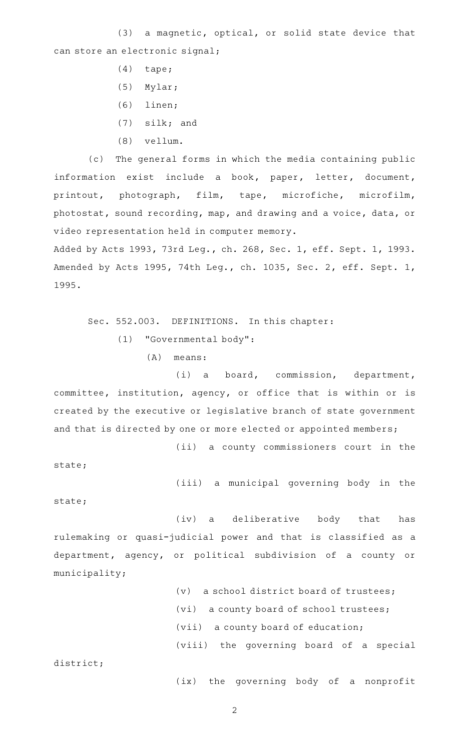(3) a magnetic, optical, or solid state device that can store an electronic signal;

(4) tape;

(5) Mylar;

(6) linen;

(7) silk; and

(8) vellum.

(c) The general forms in which the media containing public information exist include a book, paper, letter, document, printout, photograph, film, tape, microfiche, microfilm, photostat, sound recording, map, and drawing and a voice, data, or video representation held in computer memory.

Added by Acts 1993, 73rd Leg., ch. 268, Sec. 1, eff. Sept. 1, 1993. Amended by Acts 1995, 74th Leg., ch. 1035, Sec. 2, eff. Sept. 1, 1995.

Sec. 552.003. DEFINITIONS. In this chapter:

(1) "Governmental body":

(A) means:

(i) a board, commission, department, committee, institution, agency, or office that is within or is created by the executive or legislative branch of state government and that is directed by one or more elected or appointed members;

(ii) a county commissioners court in the state;

(iii) a municipal governing body in the state;

(iv) a deliberative body that has rulemaking or quasi-judicial power and that is classified as a department, agency, or political subdivision of a county or municipality;

(v) a school district board of trustees;

(vi) a county board of school trustees;

(vii) a county board of education;

(viii) the governing board of a special district;

(ix) the governing body of a nonprofit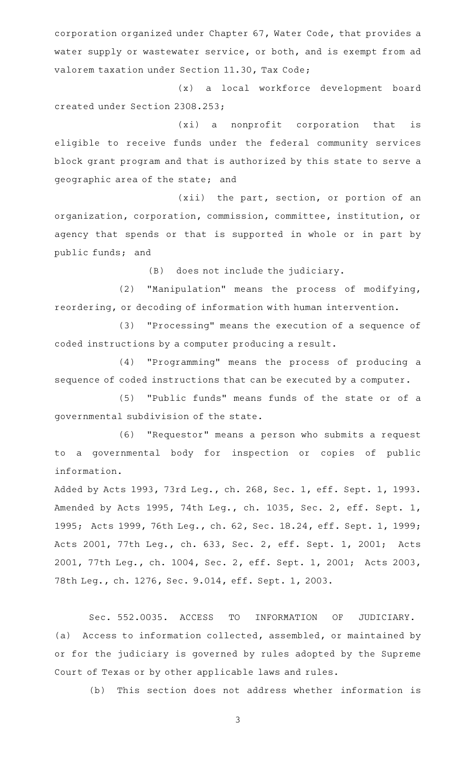corporation organized under Chapter 67, Water Code, that provides a water supply or wastewater service, or both, and is exempt from ad valorem taxation under Section 11.30, Tax Code;

(x) a local workforce development board created under Section 2308.253;

(xi) a nonprofit corporation that is eligible to receive funds under the federal community services block grant program and that is authorized by this state to serve a geographic area of the state; and

(xii) the part, section, or portion of an organization, corporation, commission, committee, institution, or agency that spends or that is supported in whole or in part by public funds; and

(B) does not include the judiciary.

(2) "Manipulation" means the process of modifying, reordering, or decoding of information with human intervention.

(3) "Processing" means the execution of a sequence of coded instructions by a computer producing a result.

(4) "Programming" means the process of producing a sequence of coded instructions that can be executed by a computer.

(5) "Public funds" means funds of the state or of a governmental subdivision of the state.

(6) "Requestor" means a person who submits a request to a governmental body for inspection or copies of public information.

Added by Acts 1993, 73rd Leg., ch. 268, Sec. 1, eff. Sept. 1, 1993. Amended by Acts 1995, 74th Leg., ch. 1035, Sec. 2, eff. Sept. 1, 1995; Acts 1999, 76th Leg., ch. 62, Sec. 18.24, eff. Sept. 1, 1999; Acts 2001, 77th Leg., ch. 633, Sec. 2, eff. Sept. 1, 2001; Acts 2001, 77th Leg., ch. 1004, Sec. 2, eff. Sept. 1, 2001; Acts 2003, 78th Leg., ch. 1276, Sec. 9.014, eff. Sept. 1, 2003.

Sec. 552.0035. ACCESS TO INFORMATION OF JUDICIARY. (a) Access to information collected, assembled, or maintained by or for the judiciary is governed by rules adopted by the Supreme Court of Texas or by other applicable laws and rules.

(b) This section does not address whether information is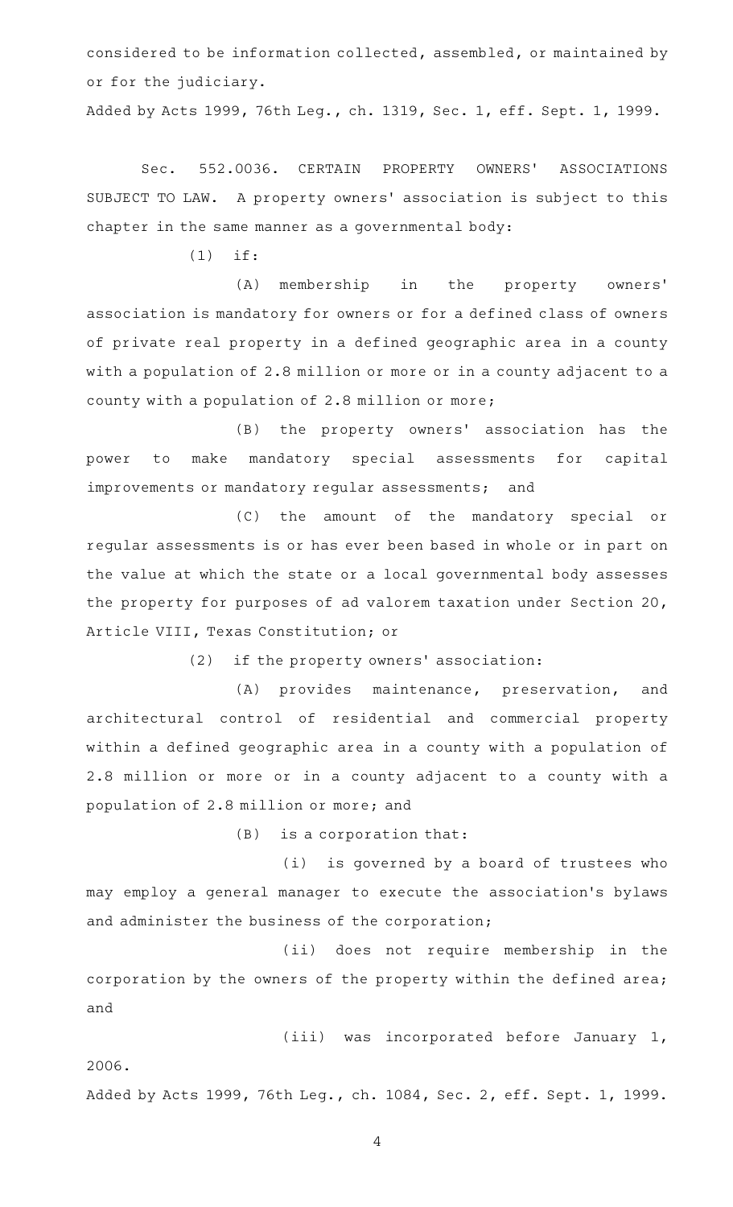considered to be information collected, assembled, or maintained by or for the judiciary.

Added by Acts 1999, 76th Leg., ch. 1319, Sec. 1, eff. Sept. 1, 1999.

Sec. 552.0036. CERTAIN PROPERTY OWNERS' ASSOCIATIONS SUBJECT TO LAW. A property owners' association is subject to this chapter in the same manner as a governmental body:

(1) if:

(A) membership in the property owners' association is mandatory for owners or for a defined class of owners of private real property in a defined geographic area in a county with a population of 2.8 million or more or in a county adjacent to a county with a population of 2.8 million or more;

(B) the property owners' association has the power to make mandatory special assessments for capital improvements or mandatory regular assessments; and

(C) the amount of the mandatory special or regular assessments is or has ever been based in whole or in part on the value at which the state or a local governmental body assesses the property for purposes of ad valorem taxation under Section 20, Article VIII, Texas Constitution; or

(2) if the property owners' association:

(A) provides maintenance, preservation, and architectural control of residential and commercial property within a defined geographic area in a county with a population of 2.8 million or more or in a county adjacent to a county with a population of 2.8 million or more; and

(B) is a corporation that:

(i) is governed by a board of trustees who may employ a general manager to execute the association's bylaws and administer the business of the corporation;

(ii) does not require membership in the corporation by the owners of the property within the defined area; and

(iii) was incorporated before January 1, 2006.

Added by Acts 1999, 76th Leg., ch. 1084, Sec. 2, eff. Sept. 1, 1999.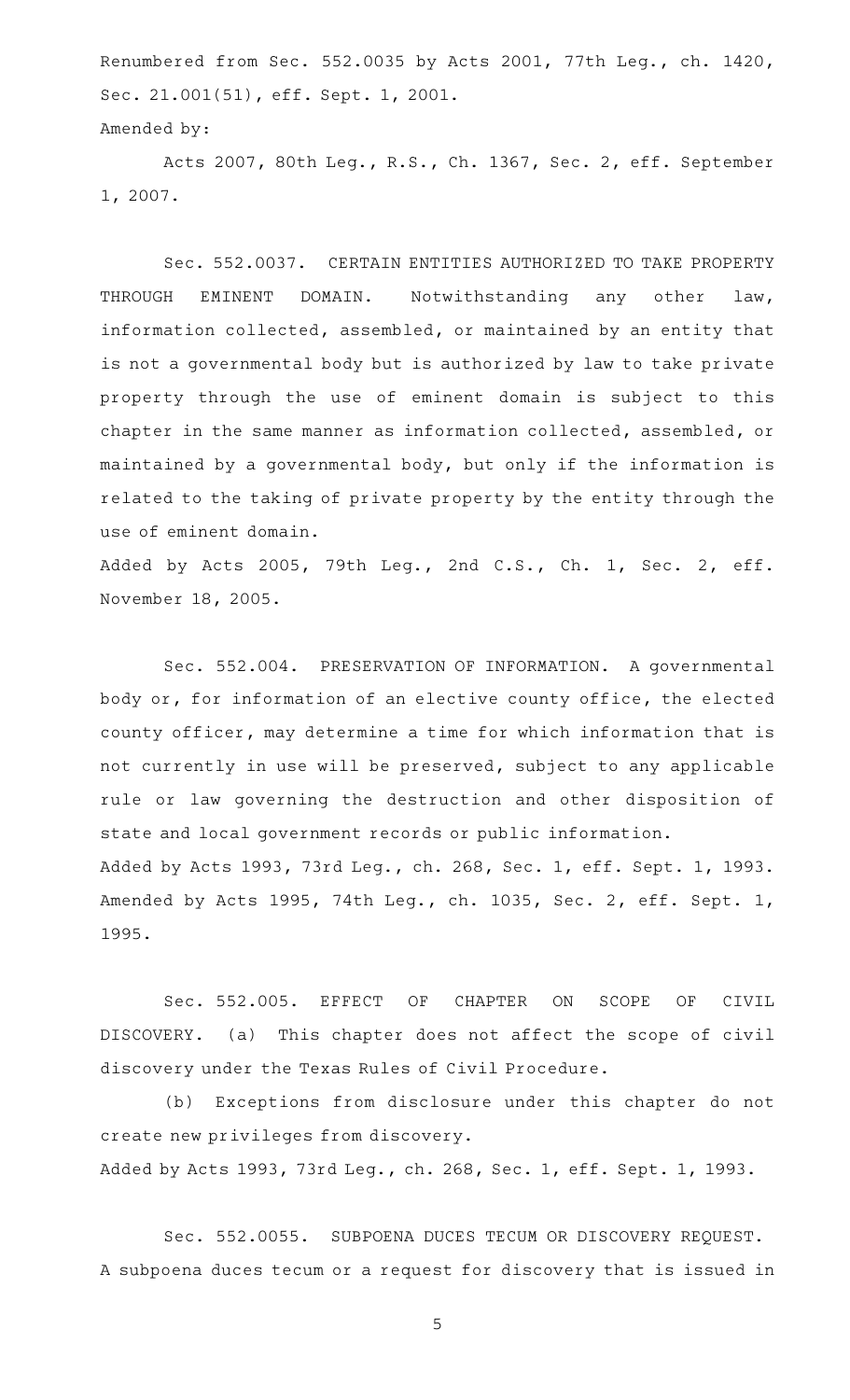Renumbered from Sec. 552.0035 by Acts 2001, 77th Leg., ch. 1420, Sec. 21.001(51), eff. Sept. 1, 2001.

Amended by:

Acts 2007, 80th Leg., R.S., Ch. 1367, Sec. 2, eff. September 1, 2007.

Sec. 552.0037. CERTAIN ENTITIES AUTHORIZED TO TAKE PROPERTY THROUGH EMINENT DOMAIN. Notwithstanding any other law, information collected, assembled, or maintained by an entity that is not a governmental body but is authorized by law to take private property through the use of eminent domain is subject to this chapter in the same manner as information collected, assembled, or maintained by a governmental body, but only if the information is related to the taking of private property by the entity through the use of eminent domain.

Added by Acts 2005, 79th Leg., 2nd C.S., Ch. 1, Sec. 2, eff. November 18, 2005.

Sec. 552.004. PRESERVATION OF INFORMATION. A governmental body or, for information of an elective county office, the elected county officer, may determine a time for which information that is not currently in use will be preserved, subject to any applicable rule or law governing the destruction and other disposition of state and local government records or public information.

Added by Acts 1993, 73rd Leg., ch. 268, Sec. 1, eff. Sept. 1, 1993. Amended by Acts 1995, 74th Leg., ch. 1035, Sec. 2, eff. Sept. 1, 1995.

Sec. 552.005. EFFECT OF CHAPTER ON SCOPE OF CIVIL DISCOVERY. (a) This chapter does not affect the scope of civil discovery under the Texas Rules of Civil Procedure.

(b) Exceptions from disclosure under this chapter do not create new privileges from discovery.

Added by Acts 1993, 73rd Leg., ch. 268, Sec. 1, eff. Sept. 1, 1993.

Sec. 552.0055. SUBPOENA DUCES TECUM OR DISCOVERY REQUEST. A subpoena duces tecum or a request for discovery that is issued in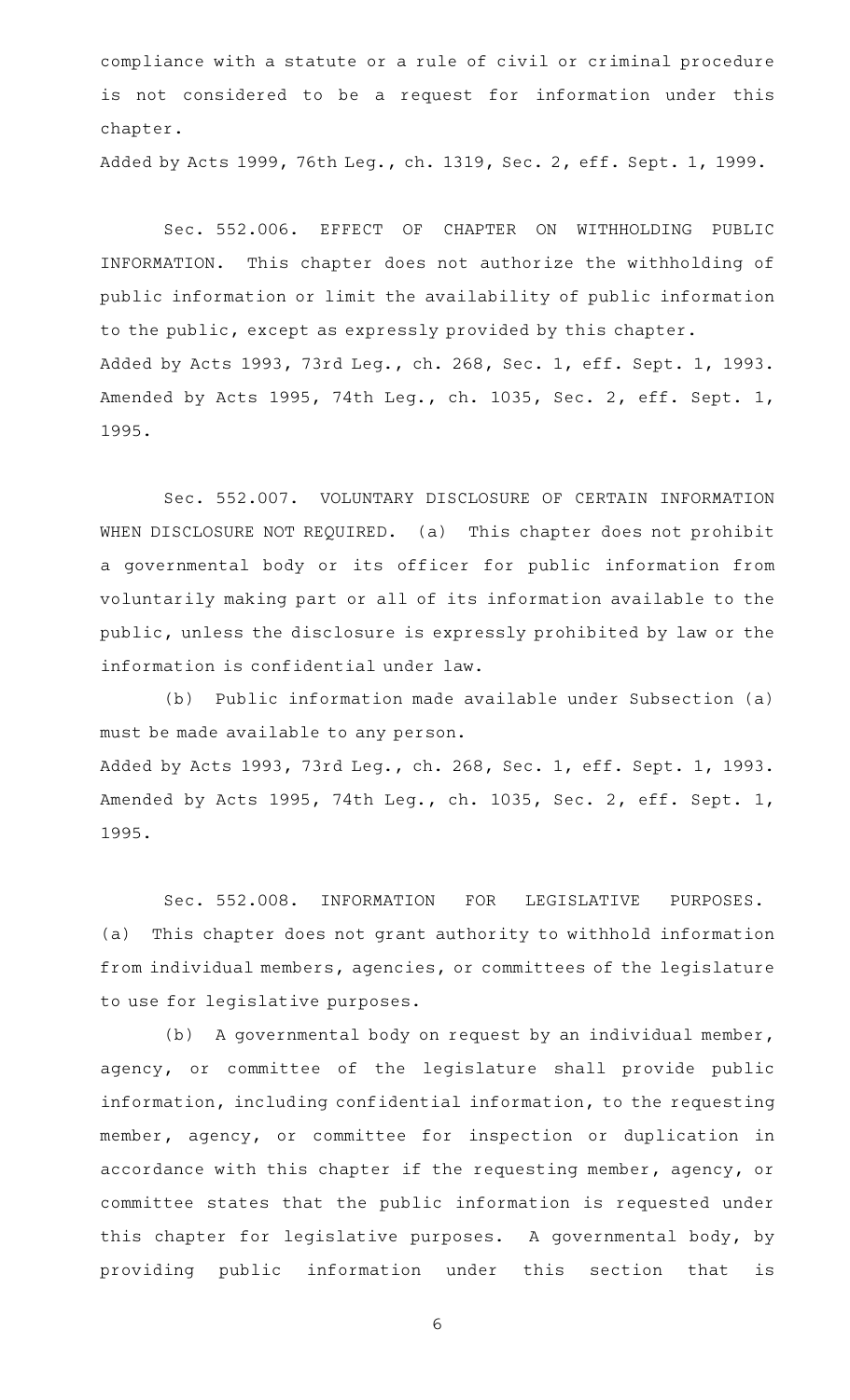compliance with a statute or a rule of civil or criminal procedure is not considered to be a request for information under this chapter.

Added by Acts 1999, 76th Leg., ch. 1319, Sec. 2, eff. Sept. 1, 1999.

Sec. 552.006. EFFECT OF CHAPTER ON WITHHOLDING PUBLIC INFORMATION. This chapter does not authorize the withholding of public information or limit the availability of public information to the public, except as expressly provided by this chapter.

Added by Acts 1993, 73rd Leg., ch. 268, Sec. 1, eff. Sept. 1, 1993. Amended by Acts 1995, 74th Leg., ch. 1035, Sec. 2, eff. Sept. 1, 1995.

Sec. 552.007. VOLUNTARY DISCLOSURE OF CERTAIN INFORMATION WHEN DISCLOSURE NOT REQUIRED. (a) This chapter does not prohibit a governmental body or its officer for public information from voluntarily making part or all of its information available to the public, unless the disclosure is expressly prohibited by law or the information is confidential under law.

(b) Public information made available under Subsection (a) must be made available to any person.

Added by Acts 1993, 73rd Leg., ch. 268, Sec. 1, eff. Sept. 1, 1993. Amended by Acts 1995, 74th Leg., ch. 1035, Sec. 2, eff. Sept. 1, 1995.

Sec. 552.008. INFORMATION FOR LEGISLATIVE PURPOSES. (a) This chapter does not grant authority to withhold information from individual members, agencies, or committees of the legislature to use for legislative purposes.

(b) A governmental body on request by an individual member, agency, or committee of the legislature shall provide public information, including confidential information, to the requesting member, agency, or committee for inspection or duplication in accordance with this chapter if the requesting member, agency, or committee states that the public information is requested under this chapter for legislative purposes. A governmental body, by providing public information under this section that is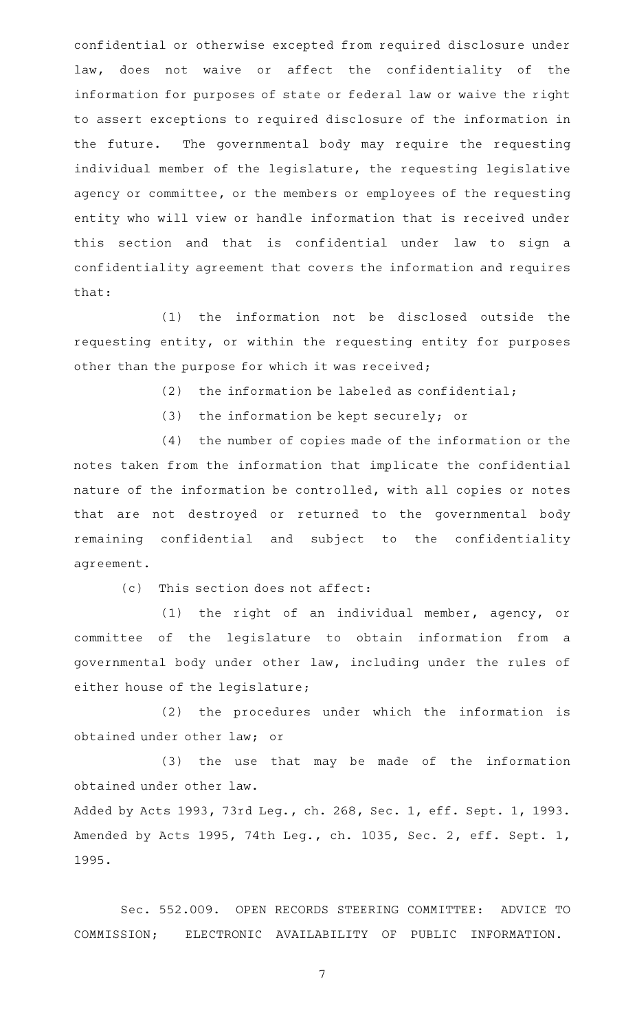confidential or otherwise excepted from required disclosure under law, does not waive or affect the confidentiality of the information for purposes of state or federal law or waive the right to assert exceptions to required disclosure of the information in the future. The governmental body may require the requesting individual member of the legislature, the requesting legislative agency or committee, or the members or employees of the requesting entity who will view or handle information that is received under this section and that is confidential under law to sign a confidentiality agreement that covers the information and requires that:

(1) the information not be disclosed outside the requesting entity, or within the requesting entity for purposes other than the purpose for which it was received;

(2) the information be labeled as confidential;

(3) the information be kept securely; or

(4) the number of copies made of the information or the notes taken from the information that implicate the confidential nature of the information be controlled, with all copies or notes that are not destroyed or returned to the governmental body remaining confidential and subject to the confidentiality agreement.

(c) This section does not affect:

(1) the right of an individual member, agency, or committee of the legislature to obtain information from a governmental body under other law, including under the rules of either house of the legislature;

(2) the procedures under which the information is obtained under other law; or

(3) the use that may be made of the information obtained under other law.

Added by Acts 1993, 73rd Leg., ch. 268, Sec. 1, eff. Sept. 1, 1993. Amended by Acts 1995, 74th Leg., ch. 1035, Sec. 2, eff. Sept. 1, 1995.

Sec. 552.009. OPEN RECORDS STEERING COMMITTEE: ADVICE TO COMMISSION; ELECTRONIC AVAILABILITY OF PUBLIC INFORMATION.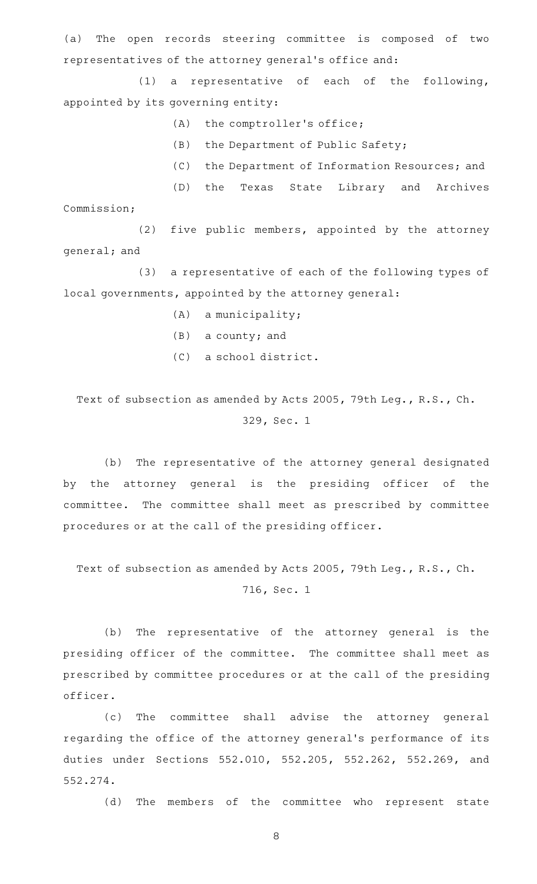(a) The open records steering committee is composed of two representatives of the attorney general's office and:

(1) a representative of each of the following, appointed by its governing entity:

(A) the comptroller's office;

(B) the Department of Public Safety;

(C) the Department of Information Resources; and

(D) the Texas State Library and Archives Commission;

(2) five public members, appointed by the attorney general; and

(3) a representative of each of the following types of local governments, appointed by the attorney general:

(A) a municipality;

(B) a county; and

(C) a school district.

Text of subsection as amended by Acts 2005, 79th Leg., R.S., Ch. 329, Sec. 1

(b) The representative of the attorney general designated by the attorney general is the presiding officer of the committee. The committee shall meet as prescribed by committee procedures or at the call of the presiding officer.

Text of subsection as amended by Acts 2005, 79th Leg., R.S., Ch. 716, Sec. 1

(b) The representative of the attorney general is the presiding officer of the committee. The committee shall meet as prescribed by committee procedures or at the call of the presiding officer.

(c) The committee shall advise the attorney general regarding the office of the attorney general's performance of its duties under Sections 552.010, 552.205, 552.262, 552.269, and 552.274.

(d) The members of the committee who represent state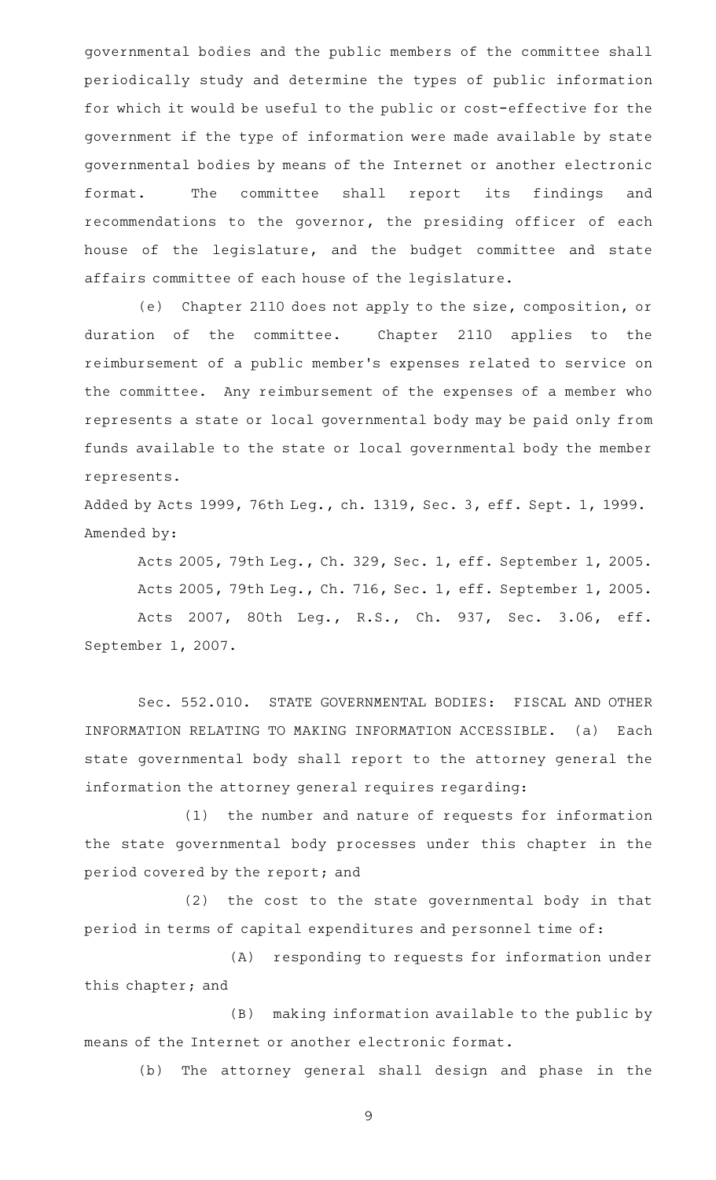governmental bodies and the public members of the committee shall periodically study and determine the types of public information for which it would be useful to the public or cost-effective for the government if the type of information were made available by state governmental bodies by means of the Internet or another electronic format. The committee shall report its findings and recommendations to the governor, the presiding officer of each house of the legislature, and the budget committee and state affairs committee of each house of the legislature.

(e) Chapter 2110 does not apply to the size, composition, or duration of the committee. Chapter 2110 applies to the reimbursement of a public member's expenses related to service on the committee. Any reimbursement of the expenses of a member who represents a state or local governmental body may be paid only from funds available to the state or local governmental body the member represents.

Added by Acts 1999, 76th Leg., ch. 1319, Sec. 3, eff. Sept. 1, 1999.
Amended by:

Acts 2005, 79th Leg., Ch. 329, Sec. 1, eff. September 1, 2005.

Acts 2005, 79th Leg., Ch. 716, Sec. 1, eff. September 1, 2005.

Acts 2007, 80th Leg., R.S., Ch. 937, Sec. 3.06, eff. September 1, 2007.

Sec. 552.010. STATE GOVERNMENTAL BODIES: FISCAL AND OTHER INFORMATION RELATING TO MAKING INFORMATION ACCESSIBLE. (a) Each state governmental body shall report to the attorney general the information the attorney general requires regarding:

(1) the number and nature of requests for information the state governmental body processes under this chapter in the period covered by the report; and

(2) the cost to the state governmental body in that period in terms of capital expenditures and personnel time of:

(A) responding to requests for information under this chapter; and

(B) making information available to the public by means of the Internet or another electronic format.

(b) The attorney general shall design and phase in the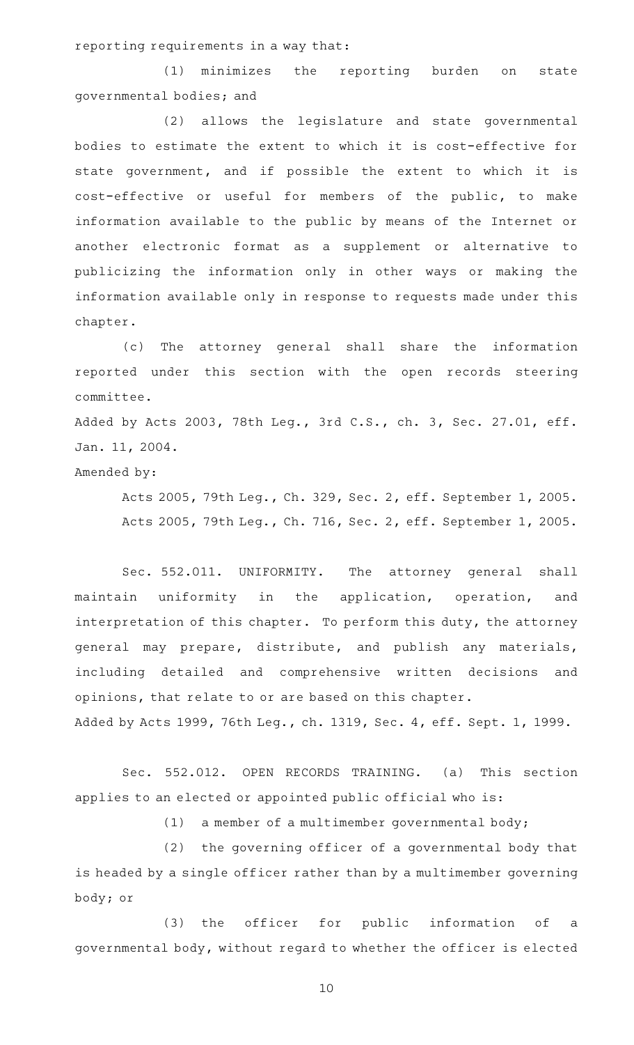reporting requirements in a way that:

(1) minimizes the reporting burden on state governmental bodies; and

(2) allows the legislature and state governmental bodies to estimate the extent to which it is cost-effective for state government, and if possible the extent to which it is cost-effective or useful for members of the public, to make information available to the public by means of the Internet or another electronic format as a supplement or alternative to publicizing the information only in other ways or making the information available only in response to requests made under this chapter.

(c) The attorney general shall share the information reported under this section with the open records steering committee.

Added by Acts 2003, 78th Leg., 3rd C.S., ch. 3, Sec. 27.01, eff. Jan. 11, 2004.

Amended by:

Acts 2005, 79th Leg., Ch. 329, Sec. 2, eff. September 1, 2005.

Acts 2005, 79th Leg., Ch. 716, Sec. 2, eff. September 1, 2005.

Sec. 552.011. UNIFORMITY. The attorney general shall maintain uniformity in the application, operation, and interpretation of this chapter. To perform this duty, the attorney general may prepare, distribute, and publish any materials, including detailed and comprehensive written decisions and opinions, that relate to or are based on this chapter.

Added by Acts 1999, 76th Leg., ch. 1319, Sec. 4, eff. Sept. 1, 1999.

Sec. 552.012. OPEN RECORDS TRAINING. (a) This section applies to an elected or appointed public official who is:

(1) a member of a multimember governmental body;

(2) the governing officer of a governmental body that is headed by a single officer rather than by a multimember governing body; or

(3) the officer for public information of a governmental body, without regard to whether the officer is elected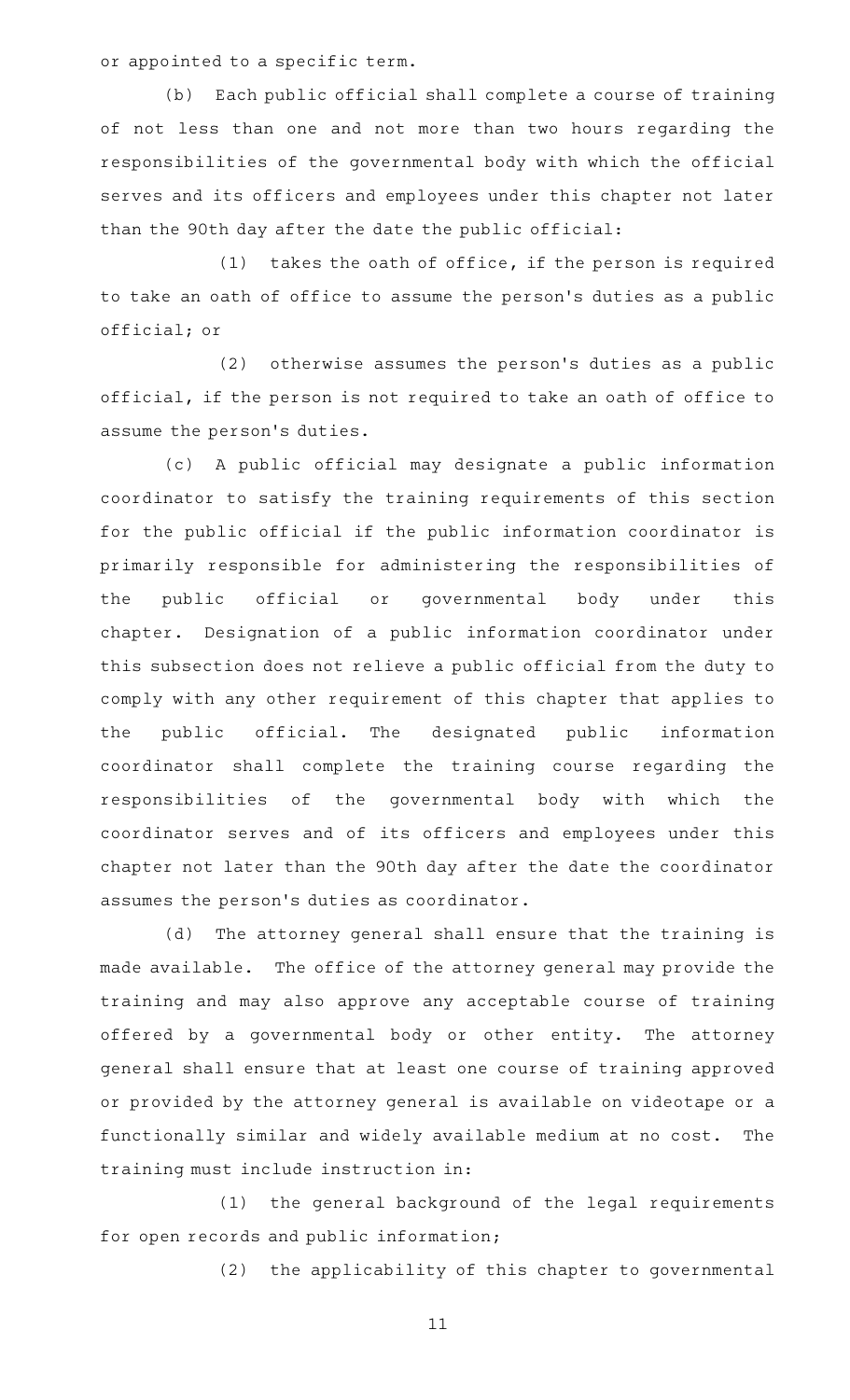or appointed to a specific term.

(b) Each public official shall complete a course of training of not less than one and not more than two hours regarding the responsibilities of the governmental body with which the official serves and its officers and employees under this chapter not later than the 90th day after the date the public official:

(1) takes the oath of office, if the person is required to take an oath of office to assume the person's duties as a public official; or

(2) otherwise assumes the person's duties as a public official, if the person is not required to take an oath of office to assume the person's duties.

(c) A public official may designate a public information coordinator to satisfy the training requirements of this section for the public official if the public information coordinator is primarily responsible for administering the responsibilities of the public official or governmental body under this chapter. Designation of a public information coordinator under this subsection does not relieve a public official from the duty to comply with any other requirement of this chapter that applies to the public official. The designated public information coordinator shall complete the training course regarding the responsibilities of the governmental body with which the coordinator serves and of its officers and employees under this chapter not later than the 90th day after the date the coordinator assumes the person's duties as coordinator.

(d) The attorney general shall ensure that the training is made available. The office of the attorney general may provide the training and may also approve any acceptable course of training offered by a governmental body or other entity. The attorney general shall ensure that at least one course of training approved or provided by the attorney general is available on videotape or a functionally similar and widely available medium at no cost. The training must include instruction in:

(1) the general background of the legal requirements for open records and public information;

(2) the applicability of this chapter to governmental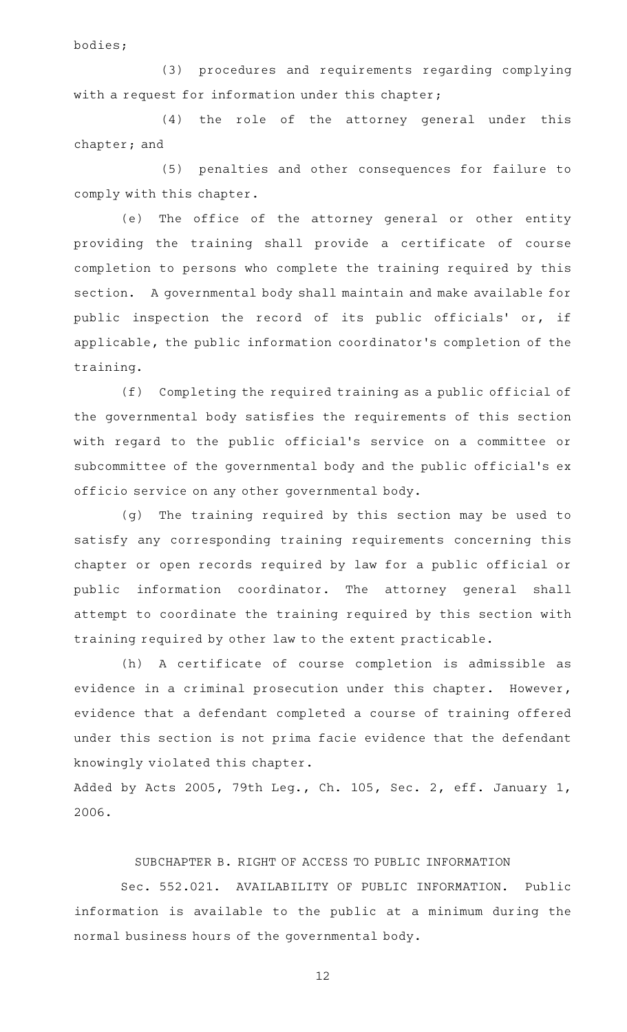bodies;

(3) procedures and requirements regarding complying with a request for information under this chapter;

(4) the role of the attorney general under this chapter; and

(5) penalties and other consequences for failure to comply with this chapter.

(e) The office of the attorney general or other entity providing the training shall provide a certificate of course completion to persons who complete the training required by this section. A governmental body shall maintain and make available for public inspection the record of its public officials' or, if applicable, the public information coordinator's completion of the training.

(f) Completing the required training as a public official of the governmental body satisfies the requirements of this section with regard to the public official's service on a committee or subcommittee of the governmental body and the public official's ex officio service on any other governmental body.

(g) The training required by this section may be used to satisfy any corresponding training requirements concerning this chapter or open records required by law for a public official or public information coordinator. The attorney general shall attempt to coordinate the training required by this section with training required by other law to the extent practicable.

(h) A certificate of course completion is admissible as evidence in a criminal prosecution under this chapter. However, evidence that a defendant completed a course of training offered under this section is not prima facie evidence that the defendant knowingly violated this chapter.

Added by Acts 2005, 79th Leg., Ch. 105, Sec. 2, eff. January 1, 2006.

## SUBCHAPTER B. RIGHT OF ACCESS TO PUBLIC INFORMATION

Sec. 552.021. AVAILABILITY OF PUBLIC INFORMATION. Public information is available to the public at a minimum during the normal business hours of the governmental body.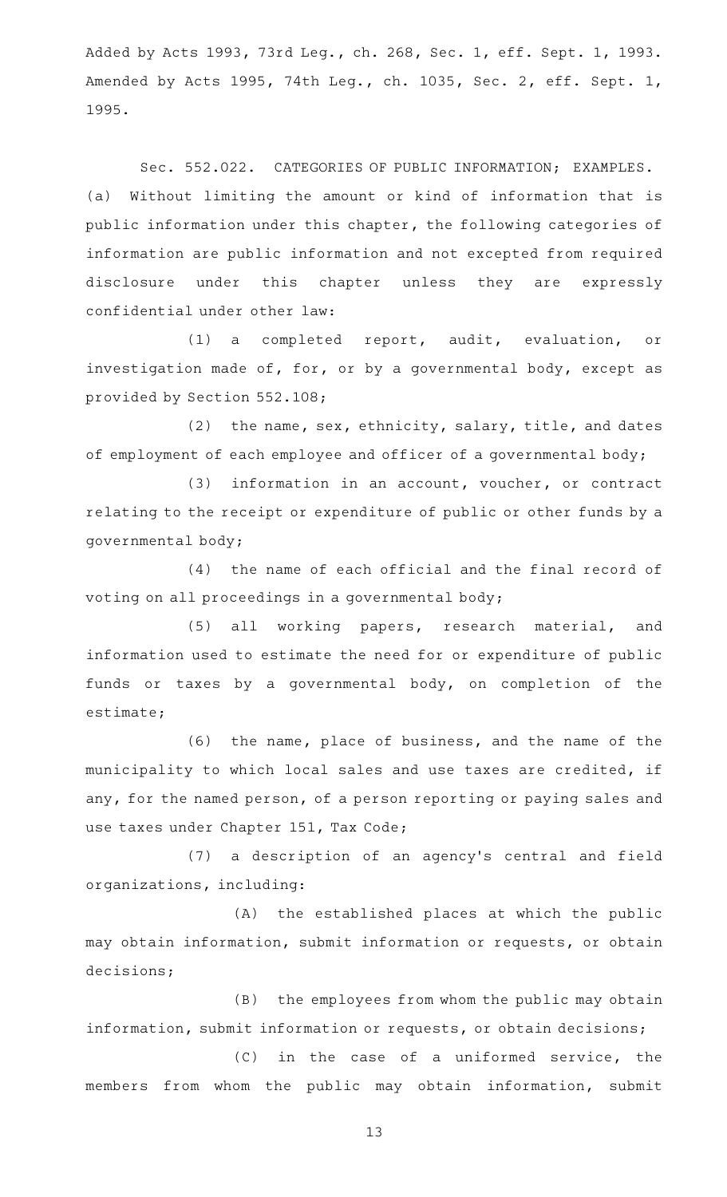Added by Acts 1993, 73rd Leg., ch. 268, Sec. 1, eff. Sept. 1, 1993. Amended by Acts 1995, 74th Leg., ch. 1035, Sec. 2, eff. Sept. 1, 1995.

Sec. 552.022. CATEGORIES OF PUBLIC INFORMATION; EXAMPLES. (a) Without limiting the amount or kind of information that is public information under this chapter, the following categories of information are public information and not excepted from required disclosure under this chapter unless they are expressly confidential under other law:

(1) a completed report, audit, evaluation, or investigation made of, for, or by a governmental body, except as provided by Section 552.108;

(2) the name, sex, ethnicity, salary, title, and dates of employment of each employee and officer of a governmental body;

(3) information in an account, voucher, or contract relating to the receipt or expenditure of public or other funds by a governmental body;

(4) the name of each official and the final record of voting on all proceedings in a governmental body;

(5) all working papers, research material, and information used to estimate the need for or expenditure of public funds or taxes by a governmental body, on completion of the estimate;

(6) the name, place of business, and the name of the municipality to which local sales and use taxes are credited, if any, for the named person, of a person reporting or paying sales and use taxes under Chapter 151, Tax Code;

(7) a description of an agency's central and field organizations, including:

(A) the established places at which the public may obtain information, submit information or requests, or obtain decisions;

(B) the employees from whom the public may obtain information, submit information or requests, or obtain decisions;

(C) in the case of a uniformed service, the members from whom the public may obtain information, submit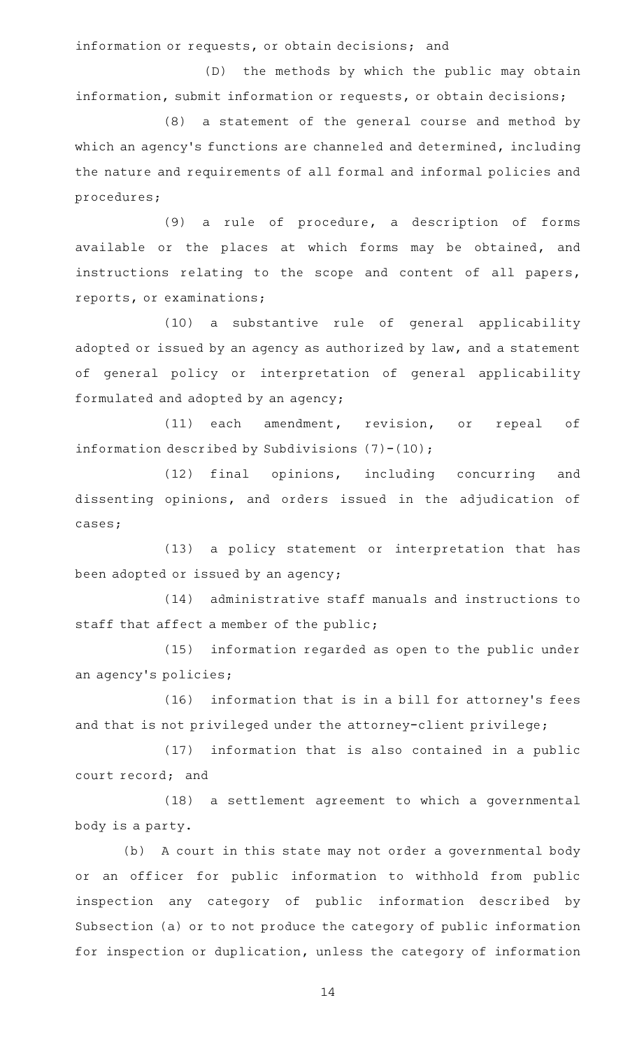information or requests, or obtain decisions; and

(D) the methods by which the public may obtain information, submit information or requests, or obtain decisions;

(8) a statement of the general course and method by which an agency's functions are channeled and determined, including the nature and requirements of all formal and informal policies and procedures;

(9) a rule of procedure, a description of forms available or the places at which forms may be obtained, and instructions relating to the scope and content of all papers, reports, or examinations;

(10) a substantive rule of general applicability adopted or issued by an agency as authorized by law, and a statement of general policy or interpretation of general applicability formulated and adopted by an agency;

(11) each amendment, revision, or repeal of information described by Subdivisions (7)-(10);

(12) final opinions, including concurring and dissenting opinions, and orders issued in the adjudication of cases;

(13) a policy statement or interpretation that has been adopted or issued by an agency;

(14) administrative staff manuals and instructions to staff that affect a member of the public;

(15) information regarded as open to the public under an agency's policies;

(16) information that is in a bill for attorney's fees and that is not privileged under the attorney-client privilege;

(17) information that is also contained in a public court record; and

(18) a settlement agreement to which a governmental body is a party.

(b) A court in this state may not order a governmental body or an officer for public information to withhold from public inspection any category of public information described by Subsection (a) or to not produce the category of public information for inspection or duplication, unless the category of information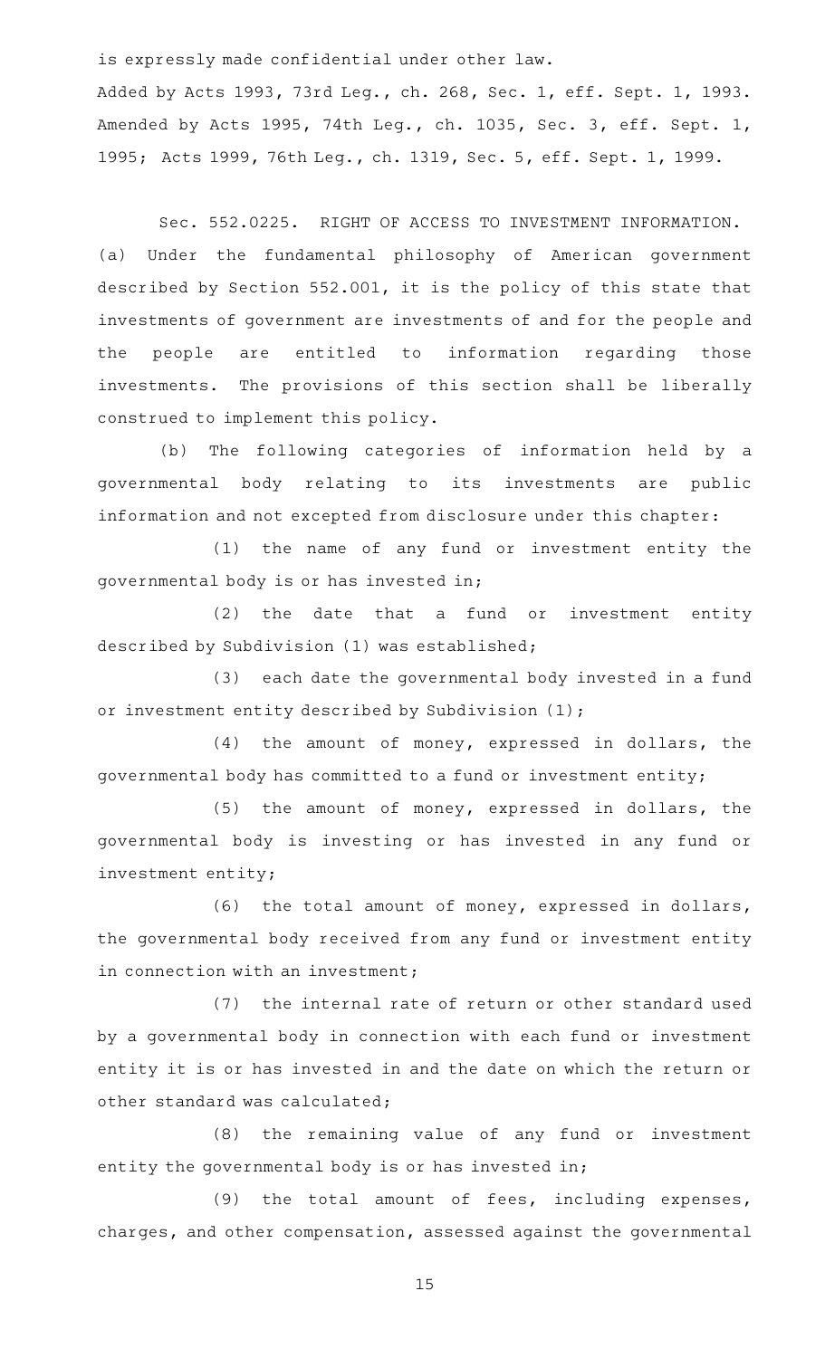is expressly made confidential under other law.

Added by Acts 1993, 73rd Leg., ch. 268, Sec. 1, eff. Sept. 1, 1993. Amended by Acts 1995, 74th Leg., ch. 1035, Sec. 3, eff. Sept. 1, 1995; Acts 1999, 76th Leg., ch. 1319, Sec. 5, eff. Sept. 1, 1999.

Sec. 552.0225. RIGHT OF ACCESS TO INVESTMENT INFORMATION.

(a) Under the fundamental philosophy of American government described by Section 552.001, it is the policy of this state that investments of government are investments of and for the people and the people are entitled to information regarding those investments. The provisions of this section shall be liberally construed to implement this policy.

(b) The following categories of information held by a governmental body relating to its investments are public information and not excepted from disclosure under this chapter:

(1) the name of any fund or investment entity the governmental body is or has invested in;

(2) the date that a fund or investment entity described by Subdivision (1) was established;

(3) each date the governmental body invested in a fund or investment entity described by Subdivision (1);

(4) the amount of money, expressed in dollars, the governmental body has committed to a fund or investment entity;

(5) the amount of money, expressed in dollars, the governmental body is investing or has invested in any fund or investment entity;

(6) the total amount of money, expressed in dollars, the governmental body received from any fund or investment entity in connection with an investment;

(7) the internal rate of return or other standard used by a governmental body in connection with each fund or investment entity it is or has invested in and the date on which the return or other standard was calculated;

(8) the remaining value of any fund or investment entity the governmental body is or has invested in;

(9) the total amount of fees, including expenses, charges, and other compensation, assessed against the governmental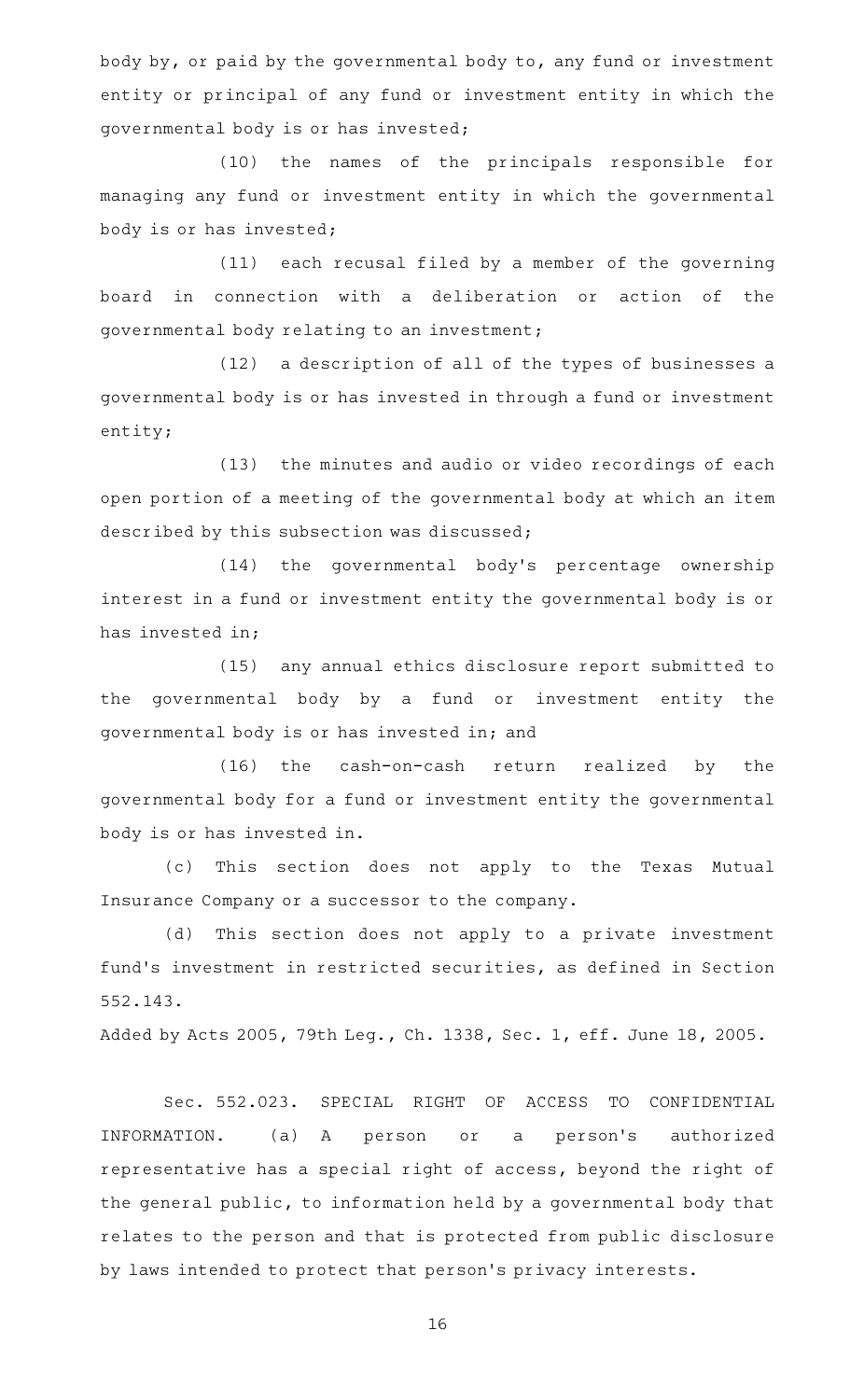body by, or paid by the governmental body to, any fund or investment entity or principal of any fund or investment entity in which the governmental body is or has invested;

(10) the names of the principals responsible for managing any fund or investment entity in which the governmental body is or has invested;

(11) each recusal filed by a member of the governing board in connection with a deliberation or action of the governmental body relating to an investment;

(12) a description of all of the types of businesses a governmental body is or has invested in through a fund or investment entity;

(13) the minutes and audio or video recordings of each open portion of a meeting of the governmental body at which an item described by this subsection was discussed;

(14) the governmental body's percentage ownership interest in a fund or investment entity the governmental body is or has invested in;

(15) any annual ethics disclosure report submitted to the governmental body by a fund or investment entity the governmental body is or has invested in; and

(16) the cash-on-cash return realized by the governmental body for a fund or investment entity the governmental body is or has invested in.

(c) This section does not apply to the Texas Mutual Insurance Company or a successor to the company.

(d) This section does not apply to a private investment fund's investment in restricted securities, as defined in Section 552.143.

Added by Acts 2005, 79th Leg., Ch. 1338, Sec. 1, eff. June 18, 2005.

Sec. 552.023. SPECIAL RIGHT OF ACCESS TO CONFIDENTIAL INFORMATION. (a) A person or a person's authorized representative has a special right of access, beyond the right of the general public, to information held by a governmental body that relates to the person and that is protected from public disclosure by laws intended to protect that person's privacy interests.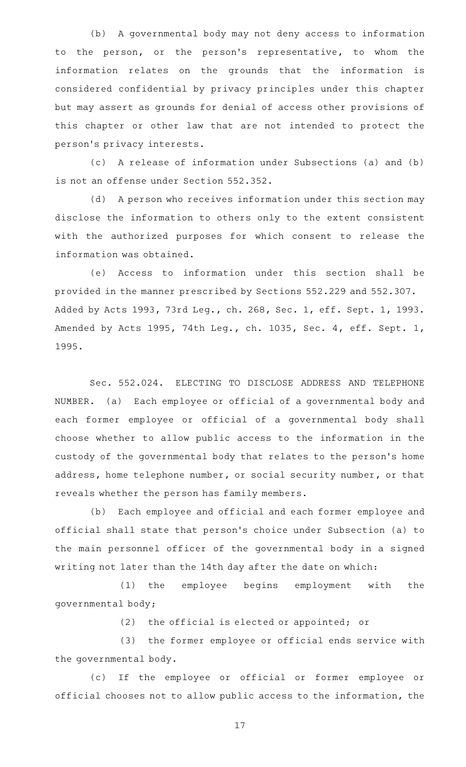(b) A governmental body may not deny access to information to the person, or the person's representative, to whom the information relates on the grounds that the information is considered confidential by privacy principles under this chapter but may assert as grounds for denial of access other provisions of this chapter or other law that are not intended to protect the person's privacy interests.

(c) A release of information under Subsections (a) and (b) is not an offense under Section 552.352.

(d) A person who receives information under this section may disclose the information to others only to the extent consistent with the authorized purposes for which consent to release the information was obtained.

(e) Access to information under this section shall be provided in the manner prescribed by Sections 552.229 and 552.307.

Added by Acts 1993, 73rd Leg., ch. 268, Sec. 1, eff. Sept. 1, 1993. Amended by Acts 1995, 74th Leg., ch. 1035, Sec. 4, eff. Sept. 1, 1995.

Sec. 552.024. ELECTING TO DISCLOSE ADDRESS AND TELEPHONE NUMBER. (a) Each employee or official of a governmental body and each former employee or official of a governmental body shall choose whether to allow public access to the information in the custody of the governmental body that relates to the person's home address, home telephone number, or social security number, or that reveals whether the person has family members.

(b) Each employee and official and each former employee and official shall state that person's choice under Subsection (a) to the main personnel officer of the governmental body in a signed writing not later than the 14th day after the date on which:

(1) the employee begins employment with the governmental body;

(2) the official is elected or appointed; or

(3) the former employee or official ends service with the governmental body.

(c) If the employee or official or former employee or official chooses not to allow public access to the information, the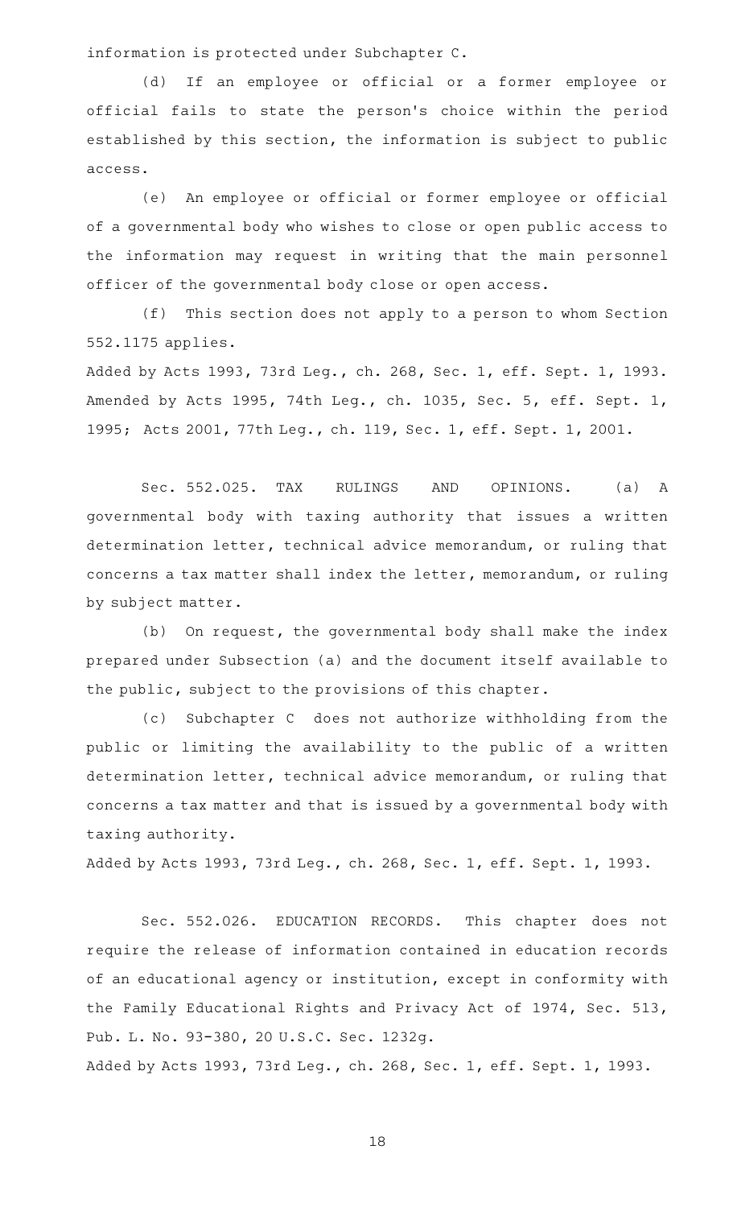information is protected under Subchapter C.

(d) If an employee or official or a former employee or official fails to state the person's choice within the period established by this section, the information is subject to public access.

(e) An employee or official or former employee or official of a governmental body who wishes to close or open public access to the information may request in writing that the main personnel officer of the governmental body close or open access.

(f) This section does not apply to a person to whom Section 552.1175 applies.

Added by Acts 1993, 73rd Leg., ch. 268, Sec. 1, eff. Sept. 1, 1993. Amended by Acts 1995, 74th Leg., ch. 1035, Sec. 5, eff. Sept. 1, 1995; Acts 2001, 77th Leg., ch. 119, Sec. 1, eff. Sept. 1, 2001.

Sec. 552.025. TAX RULINGS AND OPINIONS. (a) A governmental body with taxing authority that issues a written determination letter, technical advice memorandum, or ruling that concerns a tax matter shall index the letter, memorandum, or ruling by subject matter.

(b) On request, the governmental body shall make the index prepared under Subsection (a) and the document itself available to the public, subject to the provisions of this chapter.

(c) Subchapter C does not authorize withholding from the public or limiting the availability to the public of a written determination letter, technical advice memorandum, or ruling that concerns a tax matter and that is issued by a governmental body with taxing authority.

Added by Acts 1993, 73rd Leg., ch. 268, Sec. 1, eff. Sept. 1, 1993.

Sec. 552.026. EDUCATION RECORDS. This chapter does not require the release of information contained in education records of an educational agency or institution, except in conformity with the Family Educational Rights and Privacy Act of 1974, Sec. 513, Pub. L. No. 93-380, 20 U.S.C. Sec. 1232g.

Added by Acts 1993, 73rd Leg., ch. 268, Sec. 1, eff. Sept. 1, 1993.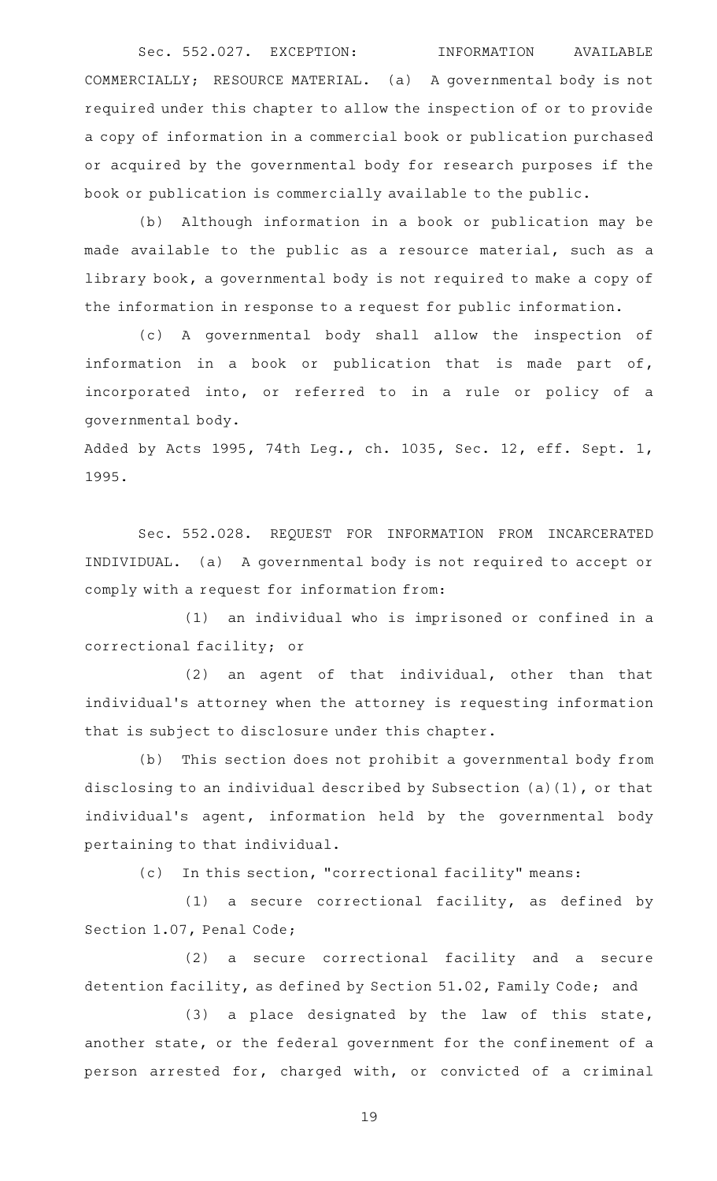Sec. 552.027. EXCEPTION: INFORMATION AVAILABLE COMMERCIALLY; RESOURCE MATERIAL. (a) A governmental body is not required under this chapter to allow the inspection of or to provide a copy of information in a commercial book or publication purchased or acquired by the governmental body for research purposes if the book or publication is commercially available to the public.

(b) Although information in a book or publication may be made available to the public as a resource material, such as a library book, a governmental body is not required to make a copy of the information in response to a request for public information.

(c) A governmental body shall allow the inspection of information in a book or publication that is made part of, incorporated into, or referred to in a rule or policy of a governmental body.

Added by Acts 1995, 74th Leg., ch. 1035, Sec. 12, eff. Sept. 1, 1995.

Sec. 552.028. REQUEST FOR INFORMATION FROM INCARCERATED INDIVIDUAL. (a) A governmental body is not required to accept or comply with a request for information from:

(1) an individual who is imprisoned or confined in a correctional facility; or

(2) an agent of that individual, other than that individual's attorney when the attorney is requesting information that is subject to disclosure under this chapter.

(b) This section does not prohibit a governmental body from disclosing to an individual described by Subsection (a)(1), or that individual's agent, information held by the governmental body pertaining to that individual.

(c) In this section, "correctional facility" means:

(1) a secure correctional facility, as defined by Section 1.07, Penal Code;

(2) a secure correctional facility and a secure detention facility, as defined by Section 51.02, Family Code; and

(3) a place designated by the law of this state, another state, or the federal government for the confinement of a person arrested for, charged with, or convicted of a criminal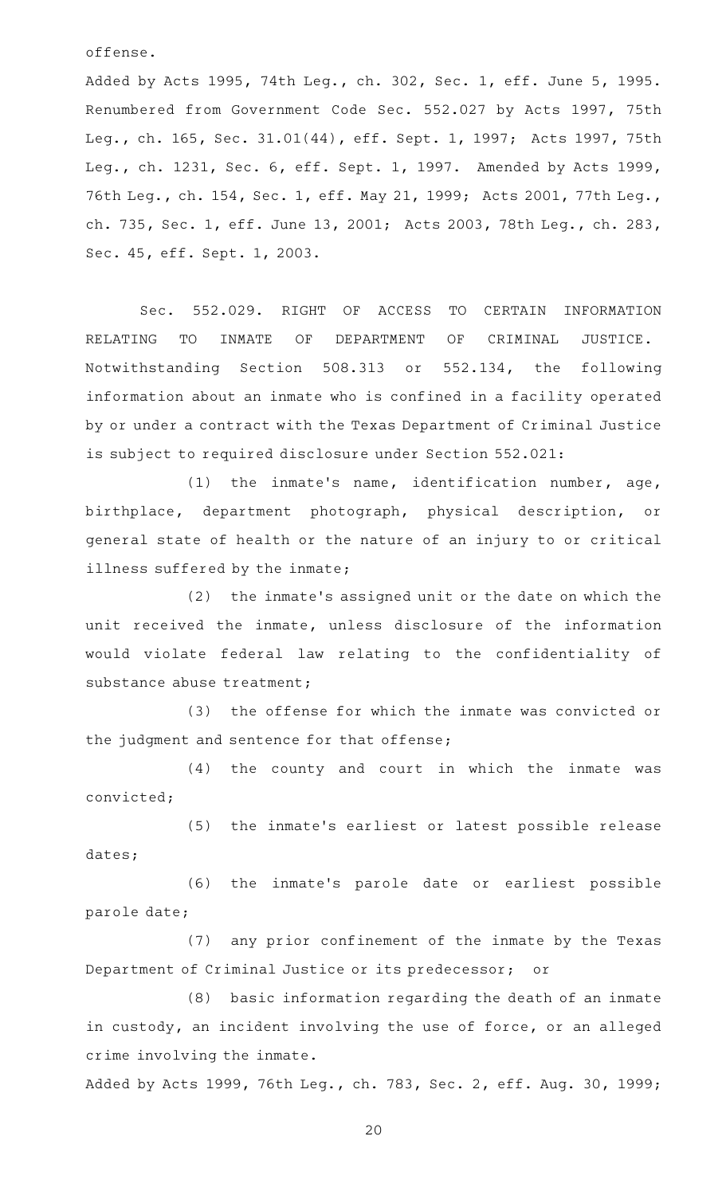offense.

Added by Acts 1995, 74th Leg., ch. 302, Sec. 1, eff. June 5, 1995. Renumbered from Government Code Sec. 552.027 by Acts 1997, 75th Leg., ch. 165, Sec. 31.01(44), eff. Sept. 1, 1997; Acts 1997, 75th Leg., ch. 1231, Sec. 6, eff. Sept. 1, 1997. Amended by Acts 1999, 76th Leg., ch. 154, Sec. 1, eff. May 21, 1999; Acts 2001, 77th Leg., ch. 735, Sec. 1, eff. June 13, 2001; Acts 2003, 78th Leg., ch. 283, Sec. 45, eff. Sept. 1, 2003.

Sec. 552.029. RIGHT OF ACCESS TO CERTAIN INFORMATION RELATING TO INMATE OF DEPARTMENT OF CRIMINAL JUSTICE. Notwithstanding Section 508.313 or 552.134, the following information about an inmate who is confined in a facility operated by or under a contract with the Texas Department of Criminal Justice is subject to required disclosure under Section 552.021:

(1) the inmate's name, identification number, age, birthplace, department photograph, physical description, or general state of health or the nature of an injury to or critical illness suffered by the inmate;

(2) the inmate's assigned unit or the date on which the unit received the inmate, unless disclosure of the information would violate federal law relating to the confidentiality of substance abuse treatment;

(3) the offense for which the inmate was convicted or the judgment and sentence for that offense;

(4) the county and court in which the inmate was convicted;

(5) the inmate's earliest or latest possible release dates;

(6) the inmate's parole date or earliest possible parole date;

(7) any prior confinement of the inmate by the Texas Department of Criminal Justice or its predecessor; or

(8) basic information regarding the death of an inmate in custody, an incident involving the use of force, or an alleged crime involving the inmate.

Added by Acts 1999, 76th Leg., ch. 783, Sec. 2, eff. Aug. 30, 1999;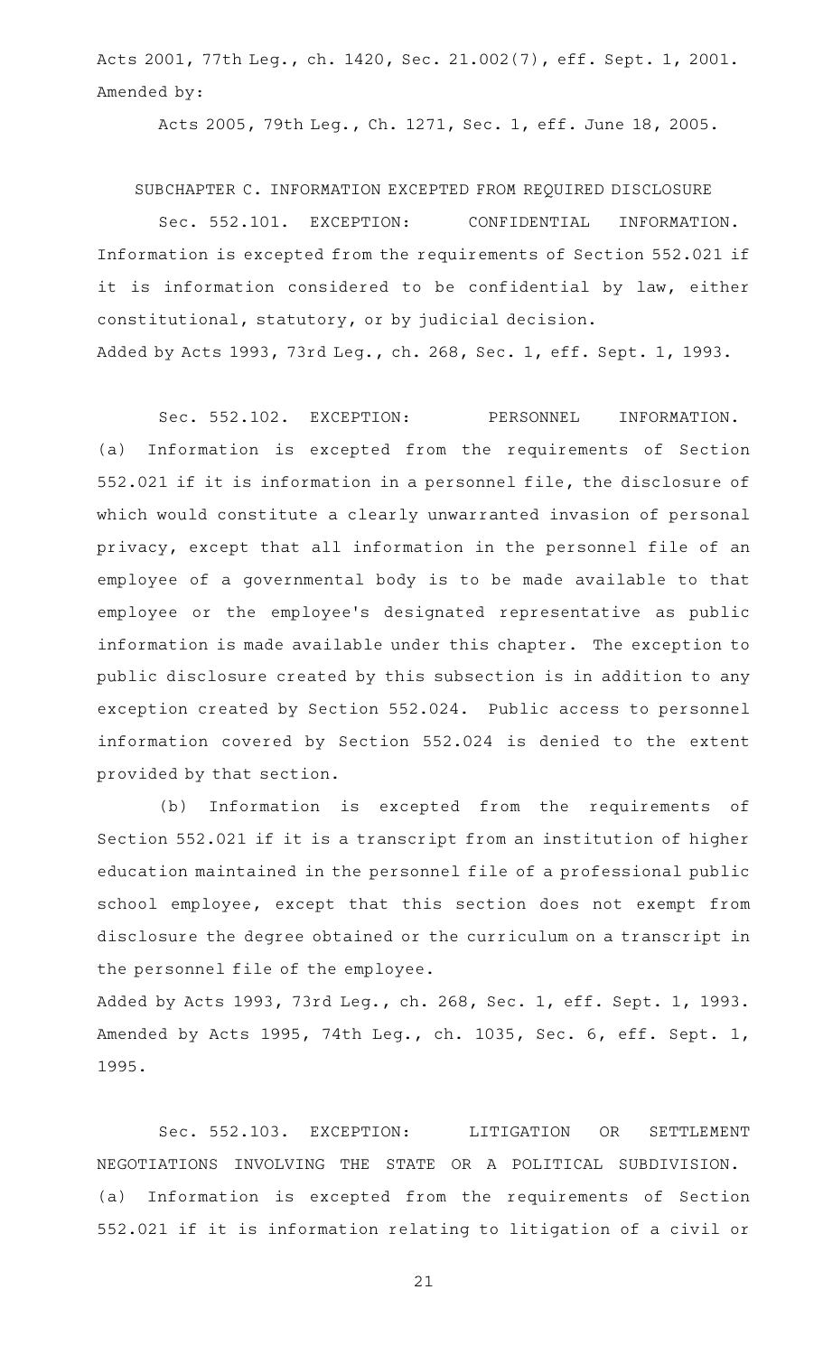Acts 2001, 77th Leg., ch. 1420, Sec. 21.002(7), eff. Sept. 1, 2001.
Amended by:

Acts 2005, 79th Leg., Ch. 1271, Sec. 1, eff. June 18, 2005.

SUBCHAPTER C. INFORMATION EXCEPTED FROM REQUIRED DISCLOSURE

Sec. 552.101. EXCEPTION: CONFIDENTIAL INFORMATION. Information is excepted from the requirements of Section 552.021 if it is information considered to be confidential by law, either constitutional, statutory, or by judicial decision.
Added by Acts 1993, 73rd Leg., ch. 268, Sec. 1, eff. Sept. 1, 1993.

Sec. 552.102. EXCEPTION: PERSONNEL INFORMATION. (a) Information is excepted from the requirements of Section 552.021 if it is information in a personnel file, the disclosure of which would constitute a clearly unwarranted invasion of personal privacy, except that all information in the personnel file of an employee of a governmental body is to be made available to that employee or the employee's designated representative as public information is made available under this chapter. The exception to public disclosure created by this subsection is in addition to any exception created by Section 552.024. Public access to personnel information covered by Section 552.024 is denied to the extent provided by that section.

(b) Information is excepted from the requirements of Section 552.021 if it is a transcript from an institution of higher education maintained in the personnel file of a professional public school employee, except that this section does not exempt from disclosure the degree obtained or the curriculum on a transcript in the personnel file of the employee.
Added by Acts 1993, 73rd Leg., ch. 268, Sec. 1, eff. Sept. 1, 1993.
Amended by Acts 1995, 74th Leg., ch. 1035, Sec. 6, eff. Sept. 1, 1995.

Sec. 552.103. EXCEPTION: LITIGATION OR SETTLEMENT NEGOTIATIONS INVOLVING THE STATE OR A POLITICAL SUBDIVISION. (a) Information is excepted from the requirements of Section 552.021 if it is information relating to litigation of a civil or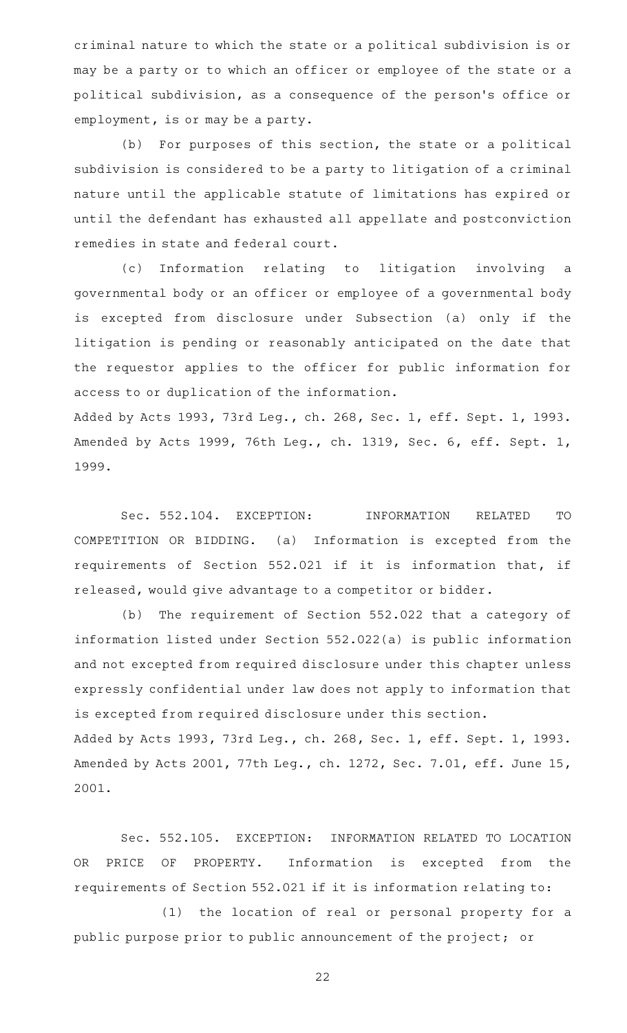criminal nature to which the state or a political subdivision is or may be a party or to which an officer or employee of the state or a political subdivision, as a consequence of the person's office or employment, is or may be a party.

(b) For purposes of this section, the state or a political subdivision is considered to be a party to litigation of a criminal nature until the applicable statute of limitations has expired or until the defendant has exhausted all appellate and postconviction remedies in state and federal court.

(c) Information relating to litigation involving a governmental body or an officer or employee of a governmental body is excepted from disclosure under Subsection (a) only if the litigation is pending or reasonably anticipated on the date that the requestor applies to the officer for public information for access to or duplication of the information.

Added by Acts 1993, 73rd Leg., ch. 268, Sec. 1, eff. Sept. 1, 1993. Amended by Acts 1999, 76th Leg., ch. 1319, Sec. 6, eff. Sept. 1, 1999.

Sec. 552.104. EXCEPTION: INFORMATION RELATED TO COMPETITION OR BIDDING. (a) Information is excepted from the requirements of Section 552.021 if it is information that, if released, would give advantage to a competitor or bidder.

(b) The requirement of Section 552.022 that a category of information listed under Section 552.022(a) is public information and not excepted from required disclosure under this chapter unless expressly confidential under law does not apply to information that is excepted from required disclosure under this section.

Added by Acts 1993, 73rd Leg., ch. 268, Sec. 1, eff. Sept. 1, 1993. Amended by Acts 2001, 77th Leg., ch. 1272, Sec. 7.01, eff. June 15, 2001.

Sec. 552.105. EXCEPTION: INFORMATION RELATED TO LOCATION OR PRICE OF PROPERTY. Information is excepted from the requirements of Section 552.021 if it is information relating to:

(1) the location of real or personal property for a public purpose prior to public announcement of the project; or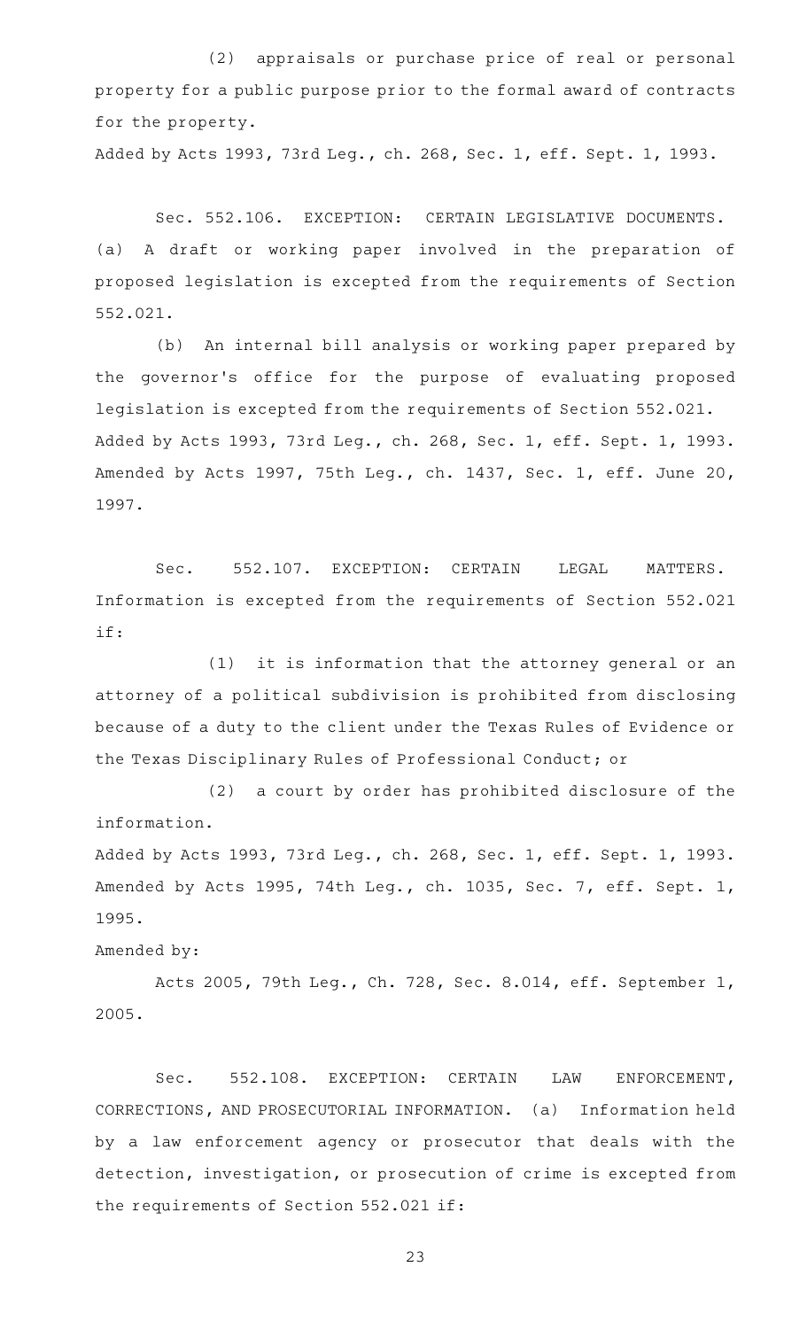(2) appraisals or purchase price of real or personal property for a public purpose prior to the formal award of contracts for the property.

Added by Acts 1993, 73rd Leg., ch. 268, Sec. 1, eff. Sept. 1, 1993.

Sec. 552.106. EXCEPTION: CERTAIN LEGISLATIVE DOCUMENTS. (a) A draft or working paper involved in the preparation of proposed legislation is excepted from the requirements of Section 552.021.

(b) An internal bill analysis or working paper prepared by the governor's office for the purpose of evaluating proposed legislation is excepted from the requirements of Section 552.021.

Added by Acts 1993, 73rd Leg., ch. 268, Sec. 1, eff. Sept. 1, 1993. Amended by Acts 1997, 75th Leg., ch. 1437, Sec. 1, eff. June 20, 1997.

Sec. 552.107. EXCEPTION: CERTAIN LEGAL MATTERS. Information is excepted from the requirements of Section 552.021 if:

(1) it is information that the attorney general or an attorney of a political subdivision is prohibited from disclosing because of a duty to the client under the Texas Rules of Evidence or the Texas Disciplinary Rules of Professional Conduct; or

(2) a court by order has prohibited disclosure of the information.

Added by Acts 1993, 73rd Leg., ch. 268, Sec. 1, eff. Sept. 1, 1993. Amended by Acts 1995, 74th Leg., ch. 1035, Sec. 7, eff. Sept. 1, 1995.

Amended by:

Acts 2005, 79th Leg., Ch. 728, Sec. 8.014, eff. September 1, 2005.

Sec. 552.108. EXCEPTION: CERTAIN LAW ENFORCEMENT, CORRECTIONS, AND PROSECUTORIAL INFORMATION. (a) Information held by a law enforcement agency or prosecutor that deals with the detection, investigation, or prosecution of crime is excepted from the requirements of Section 552.021 if: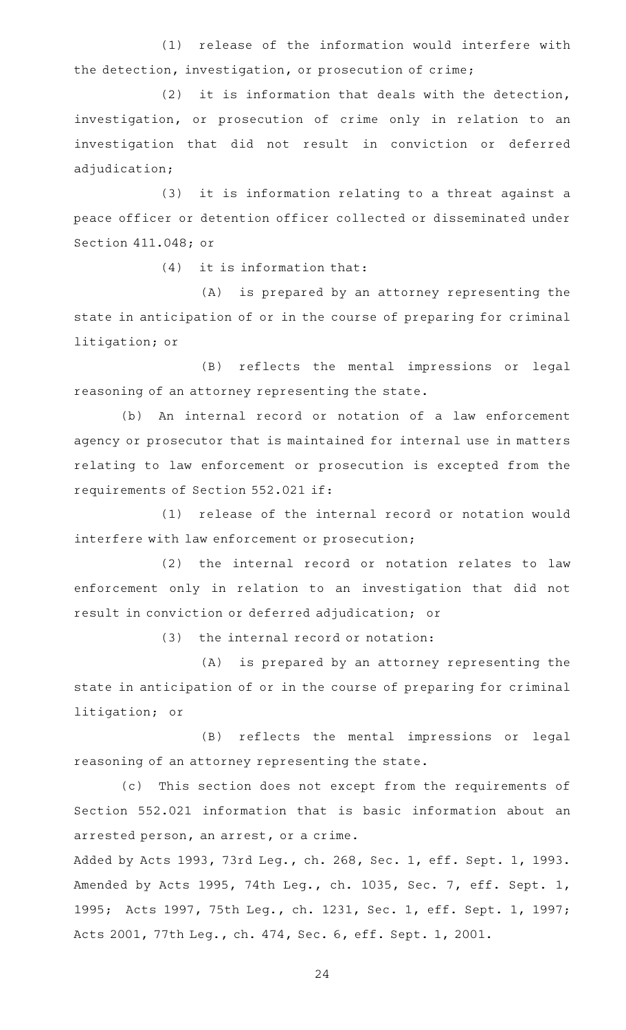(1) release of the information would interfere with the detection, investigation, or prosecution of crime;

(2) it is information that deals with the detection, investigation, or prosecution of crime only in relation to an investigation that did not result in conviction or deferred adjudication;

(3) it is information relating to a threat against a peace officer or detention officer collected or disseminated under Section 411.048; or

(4) it is information that:

(A) is prepared by an attorney representing the state in anticipation of or in the course of preparing for criminal litigation; or

(B) reflects the mental impressions or legal reasoning of an attorney representing the state.

(b) An internal record or notation of a law enforcement agency or prosecutor that is maintained for internal use in matters relating to law enforcement or prosecution is excepted from the requirements of Section 552.021 if:

(1) release of the internal record or notation would interfere with law enforcement or prosecution;

(2) the internal record or notation relates to law enforcement only in relation to an investigation that did not result in conviction or deferred adjudication; or

(3) the internal record or notation:

(A) is prepared by an attorney representing the state in anticipation of or in the course of preparing for criminal litigation; or

(B) reflects the mental impressions or legal reasoning of an attorney representing the state.

(c) This section does not except from the requirements of Section 552.021 information that is basic information about an arrested person, an arrest, or a crime.

Added by Acts 1993, 73rd Leg., ch. 268, Sec. 1, eff. Sept. 1, 1993. Amended by Acts 1995, 74th Leg., ch. 1035, Sec. 7, eff. Sept. 1, 1995; Acts 1997, 75th Leg., ch. 1231, Sec. 1, eff. Sept. 1, 1997; Acts 2001, 77th Leg., ch. 474, Sec. 6, eff. Sept. 1, 2001.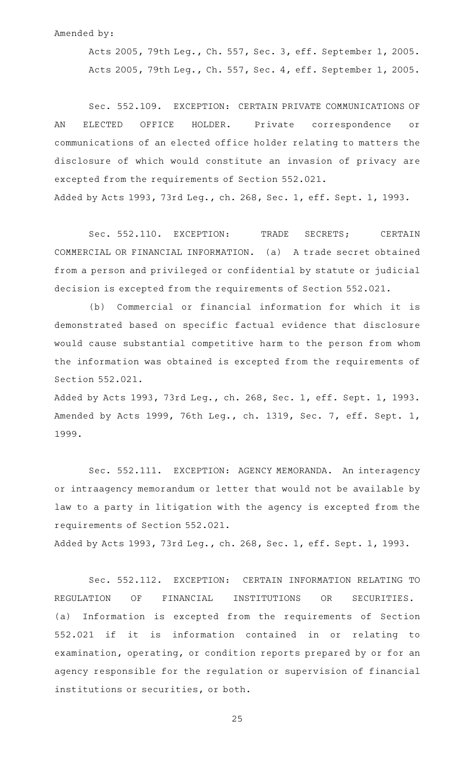Amended by:

Acts 2005, 79th Leg., Ch. 557, Sec. 3, eff. September 1, 2005.
Acts 2005, 79th Leg., Ch. 557, Sec. 4, eff. September 1, 2005.

Sec. 552.109. EXCEPTION: CERTAIN PRIVATE COMMUNICATIONS OF AN ELECTED OFFICE HOLDER. Private correspondence or communications of an elected office holder relating to matters the disclosure of which would constitute an invasion of privacy are excepted from the requirements of Section 552.021.

Added by Acts 1993, 73rd Leg., ch. 268, Sec. 1, eff. Sept. 1, 1993.

Sec. 552.110. EXCEPTION: TRADE SECRETS; CERTAIN COMMERCIAL OR FINANCIAL INFORMATION. (a) A trade secret obtained from a person and privileged or confidential by statute or judicial decision is excepted from the requirements of Section 552.021.

(b) Commercial or financial information for which it is demonstrated based on specific factual evidence that disclosure would cause substantial competitive harm to the person from whom the information was obtained is excepted from the requirements of Section 552.021.

Added by Acts 1993, 73rd Leg., ch. 268, Sec. 1, eff. Sept. 1, 1993.
Amended by Acts 1999, 76th Leg., ch. 1319, Sec. 7, eff. Sept. 1, 1999.

Sec. 552.111. EXCEPTION: AGENCY MEMORANDA. An interagency or intraagency memorandum or letter that would not be available by law to a party in litigation with the agency is excepted from the requirements of Section 552.021.

Added by Acts 1993, 73rd Leg., ch. 268, Sec. 1, eff. Sept. 1, 1993.

Sec. 552.112. EXCEPTION: CERTAIN INFORMATION RELATING TO REGULATION OF FINANCIAL INSTITUTIONS OR SECURITIES. (a) Information is excepted from the requirements of Section 552.021 if it is information contained in or relating to examination, operating, or condition reports prepared by or for an agency responsible for the regulation or supervision of financial institutions or securities, or both.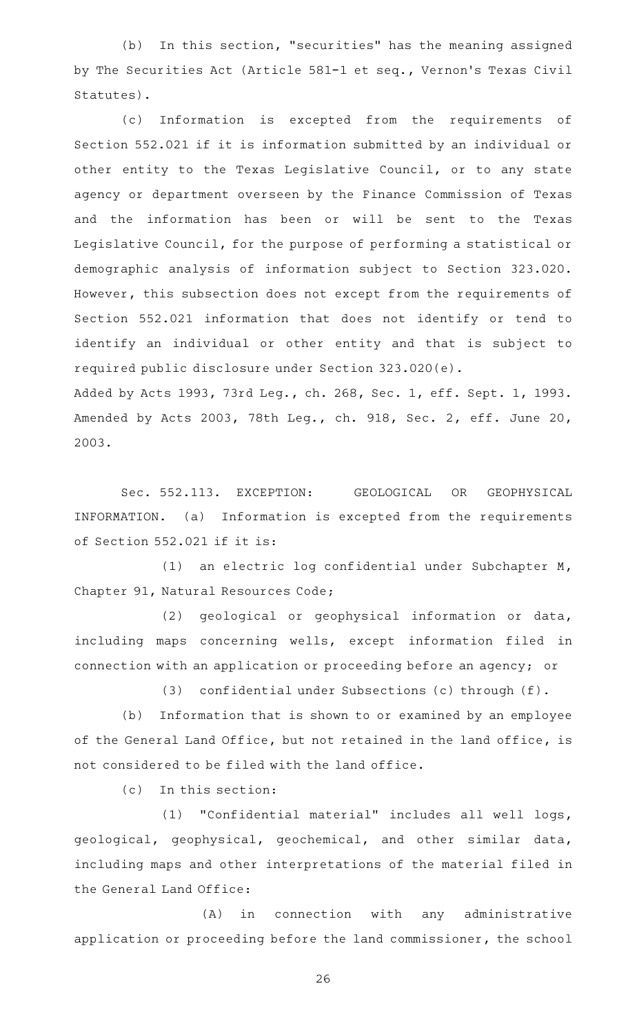(b) In this section, "securities" has the meaning assigned by The Securities Act (Article 581-1 et seq., Vernon's Texas Civil Statutes).

(c) Information is excepted from the requirements of Section 552.021 if it is information submitted by an individual or other entity to the Texas Legislative Council, or to any state agency or department overseen by the Finance Commission of Texas and the information has been or will be sent to the Texas Legislative Council, for the purpose of performing a statistical or demographic analysis of information subject to Section 323.020. However, this subsection does not except from the requirements of Section 552.021 information that does not identify or tend to identify an individual or other entity and that is subject to required public disclosure under Section 323.020(e).

Added by Acts 1993, 73rd Leg., ch. 268, Sec. 1, eff. Sept. 1, 1993. Amended by Acts 2003, 78th Leg., ch. 918, Sec. 2, eff. June 20, 2003.

Sec. 552.113. EXCEPTION: GEOLOGICAL OR GEOPHYSICAL INFORMATION. (a) Information is excepted from the requirements of Section 552.021 if it is:

(1) an electric log confidential under Subchapter M, Chapter 91, Natural Resources Code;

(2) geological or geophysical information or data, including maps concerning wells, except information filed in connection with an application or proceeding before an agency; or

(3) confidential under Subsections (c) through (f).

(b) Information that is shown to or examined by an employee of the General Land Office, but not retained in the land office, is not considered to be filed with the land office.

(c) In this section:

(1) "Confidential material" includes all well logs, geological, geophysical, geochemical, and other similar data, including maps and other interpretations of the material filed in the General Land Office:

(A) in connection with any administrative application or proceeding before the land commissioner, the school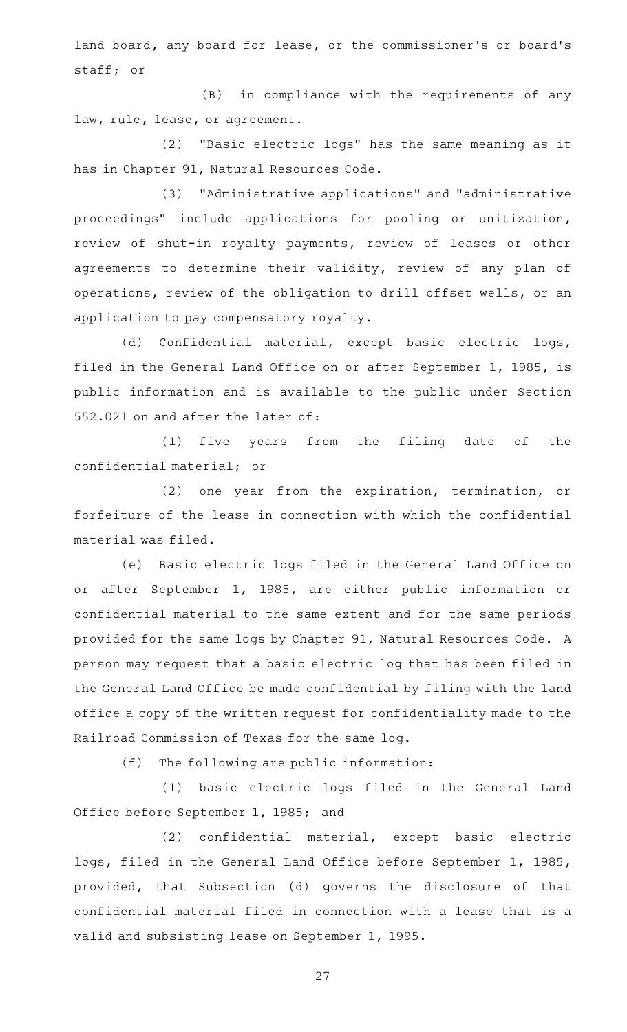land board, any board for lease, or the commissioner's or board's staff; or

(B) in compliance with the requirements of any law, rule, lease, or agreement.

(2) "Basic electric logs" has the same meaning as it has in Chapter 91, Natural Resources Code.

(3) "Administrative applications" and "administrative proceedings" include applications for pooling or unitization, review of shut-in royalty payments, review of leases or other agreements to determine their validity, review of any plan of operations, review of the obligation to drill offset wells, or an application to pay compensatory royalty.

(d) Confidential material, except basic electric logs, filed in the General Land Office on or after September 1, 1985, is public information and is available to the public under Section 552.021 on and after the later of:

(1) five years from the filing date of the confidential material; or

(2) one year from the expiration, termination, or forfeiture of the lease in connection with which the confidential material was filed.

(e) Basic electric logs filed in the General Land Office on or after September 1, 1985, are either public information or confidential material to the same extent and for the same periods provided for the same logs by Chapter 91, Natural Resources Code. A person may request that a basic electric log that has been filed in the General Land Office be made confidential by filing with the land office a copy of the written request for confidentiality made to the Railroad Commission of Texas for the same log.

(f) The following are public information:

(1) basic electric logs filed in the General Land Office before September 1, 1985; and

(2) confidential material, except basic electric logs, filed in the General Land Office before September 1, 1985, provided, that Subsection (d) governs the disclosure of that confidential material filed in connection with a lease that is a valid and subsisting lease on September 1, 1995.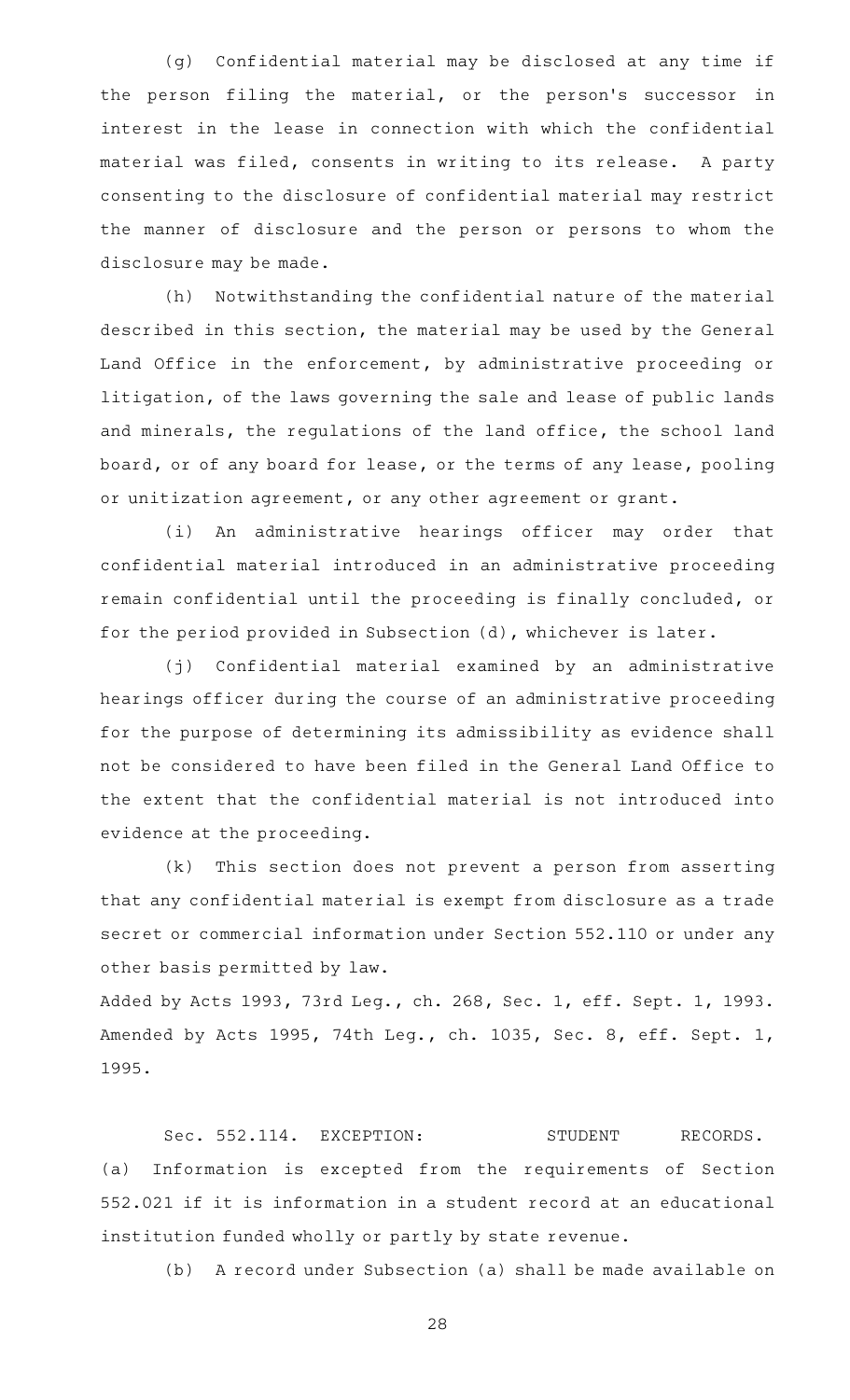(g) Confidential material may be disclosed at any time if the person filing the material, or the person's successor in interest in the lease in connection with which the confidential material was filed, consents in writing to its release. A party consenting to the disclosure of confidential material may restrict the manner of disclosure and the person or persons to whom the disclosure may be made.

(h) Notwithstanding the confidential nature of the material described in this section, the material may be used by the General Land Office in the enforcement, by administrative proceeding or litigation, of the laws governing the sale and lease of public lands and minerals, the regulations of the land office, the school land board, or of any board for lease, or the terms of any lease, pooling or unitization agreement, or any other agreement or grant.

(i) An administrative hearings officer may order that confidential material introduced in an administrative proceeding remain confidential until the proceeding is finally concluded, or for the period provided in Subsection (d), whichever is later.

(j) Confidential material examined by an administrative hearings officer during the course of an administrative proceeding for the purpose of determining its admissibility as evidence shall not be considered to have been filed in the General Land Office to the extent that the confidential material is not introduced into evidence at the proceeding.

(k) This section does not prevent a person from asserting that any confidential material is exempt from disclosure as a trade secret or commercial information under Section 552.110 or under any other basis permitted by law.

Added by Acts 1993, 73rd Leg., ch. 268, Sec. 1, eff. Sept. 1, 1993.
Amended by Acts 1995, 74th Leg., ch. 1035, Sec. 8, eff. Sept. 1, 1995.

Sec. 552.114. EXCEPTION: STUDENT RECORDS. (a) Information is excepted from the requirements of Section 552.021 if it is information in a student record at an educational institution funded wholly or partly by state revenue.

(b) A record under Subsection (a) shall be made available on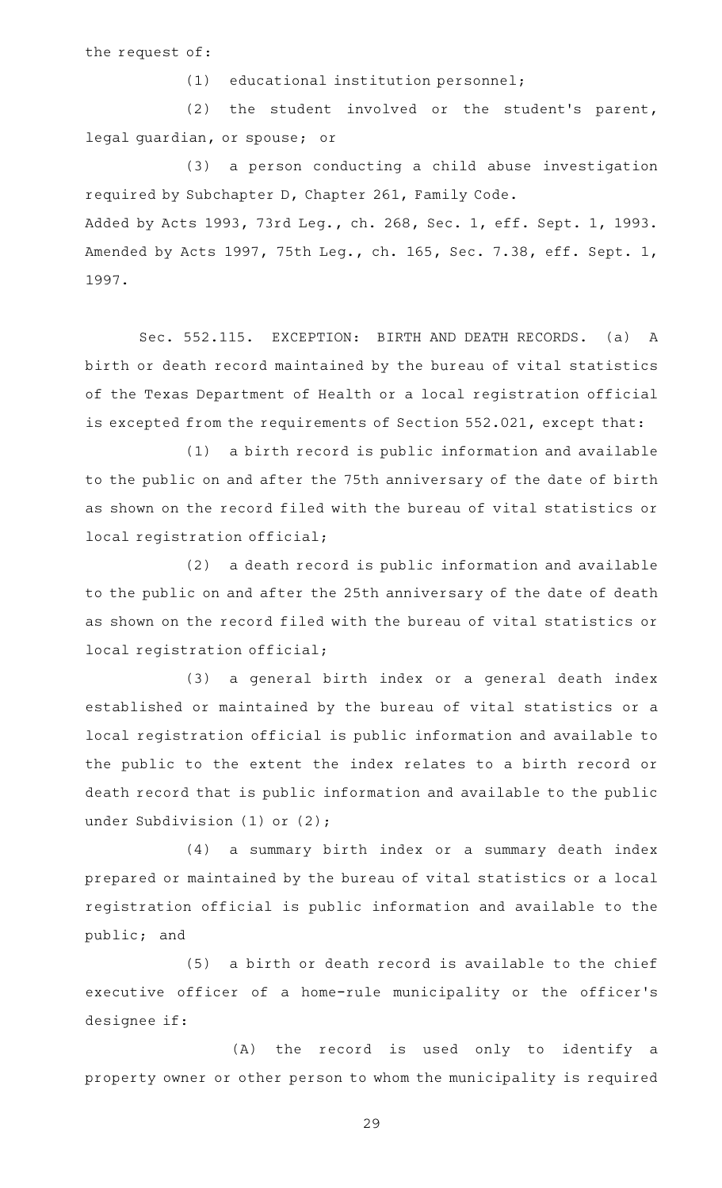the request of:

(1) educational institution personnel;

(2) the student involved or the student's parent, legal guardian, or spouse; or

(3) a person conducting a child abuse investigation required by Subchapter D, Chapter 261, Family Code.

Added by Acts 1993, 73rd Leg., ch. 268, Sec. 1, eff. Sept. 1, 1993. Amended by Acts 1997, 75th Leg., ch. 165, Sec. 7.38, eff. Sept. 1, 1997.

Sec. 552.115. EXCEPTION: BIRTH AND DEATH RECORDS. (a) A birth or death record maintained by the bureau of vital statistics of the Texas Department of Health or a local registration official is excepted from the requirements of Section 552.021, except that:

(1) a birth record is public information and available to the public on and after the 75th anniversary of the date of birth as shown on the record filed with the bureau of vital statistics or local registration official;

(2) a death record is public information and available to the public on and after the 25th anniversary of the date of death as shown on the record filed with the bureau of vital statistics or local registration official;

(3) a general birth index or a general death index established or maintained by the bureau of vital statistics or a local registration official is public information and available to the public to the extent the index relates to a birth record or death record that is public information and available to the public under Subdivision (1) or (2);

(4) a summary birth index or a summary death index prepared or maintained by the bureau of vital statistics or a local registration official is public information and available to the public; and

(5) a birth or death record is available to the chief executive officer of a home-rule municipality or the officer's designee if:

(A) the record is used only to identify a property owner or other person to whom the municipality is required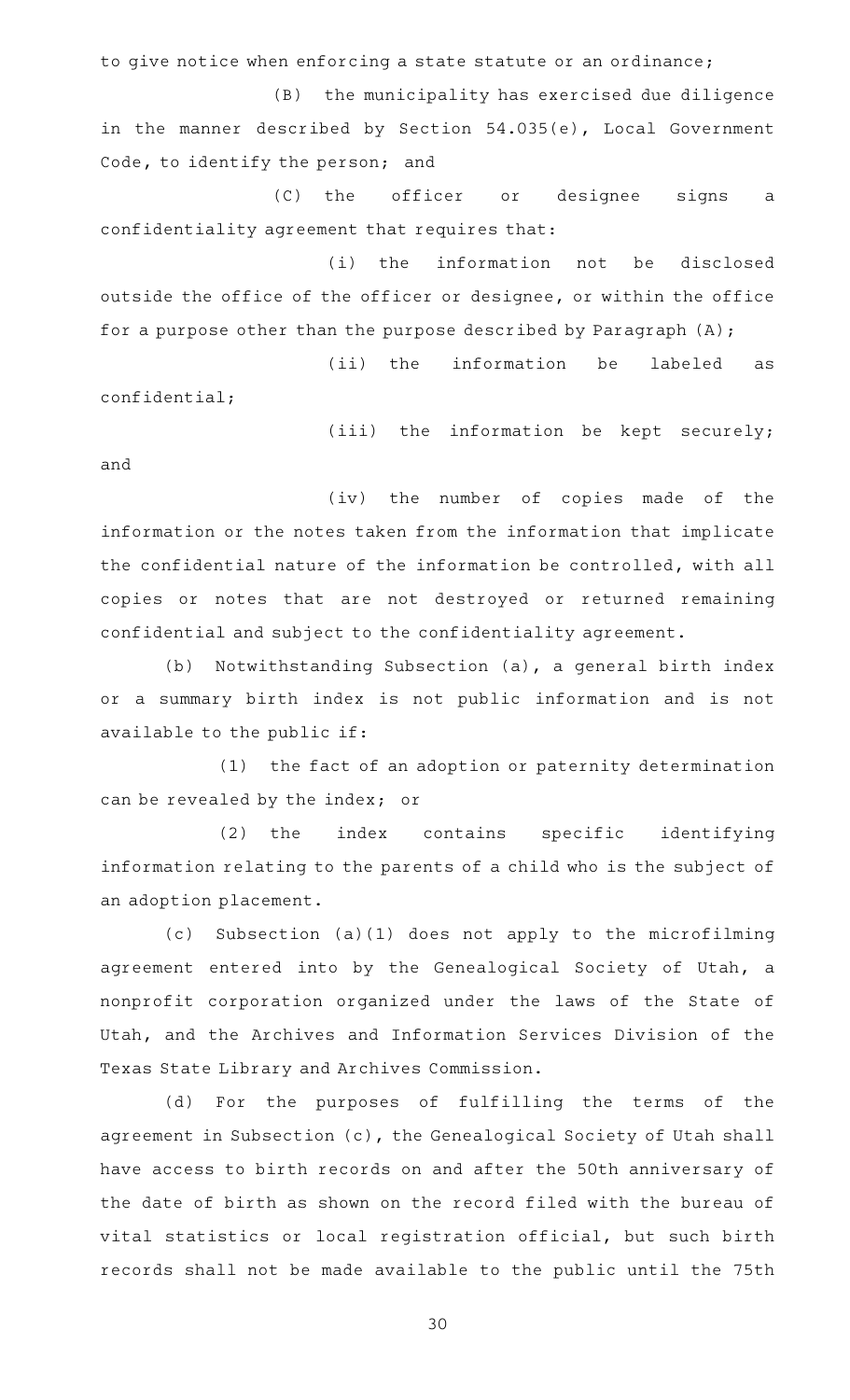to give notice when enforcing a state statute or an ordinance;

(B) the municipality has exercised due diligence in the manner described by Section 54.035(e), Local Government Code, to identify the person; and

(C) the officer or designee signs a confidentiality agreement that requires that:

(i) the information not be disclosed outside the office of the officer or designee, or within the office for a purpose other than the purpose described by Paragraph (A);

(ii) the information be labeled as confidential;

(iii) the information be kept securely; and

(iv) the number of copies made of the information or the notes taken from the information that implicate the confidential nature of the information be controlled, with all copies or notes that are not destroyed or returned remaining confidential and subject to the confidentiality agreement.

(b) Notwithstanding Subsection (a), a general birth index or a summary birth index is not public information and is not available to the public if:

(1) the fact of an adoption or paternity determination can be revealed by the index; or

(2) the index contains specific identifying information relating to the parents of a child who is the subject of an adoption placement.

(c) Subsection (a)(1) does not apply to the microfilming agreement entered into by the Genealogical Society of Utah, a nonprofit corporation organized under the laws of the State of Utah, and the Archives and Information Services Division of the Texas State Library and Archives Commission.

(d) For the purposes of fulfilling the terms of the agreement in Subsection (c), the Genealogical Society of Utah shall have access to birth records on and after the 50th anniversary of the date of birth as shown on the record filed with the bureau of vital statistics or local registration official, but such birth records shall not be made available to the public until the 75th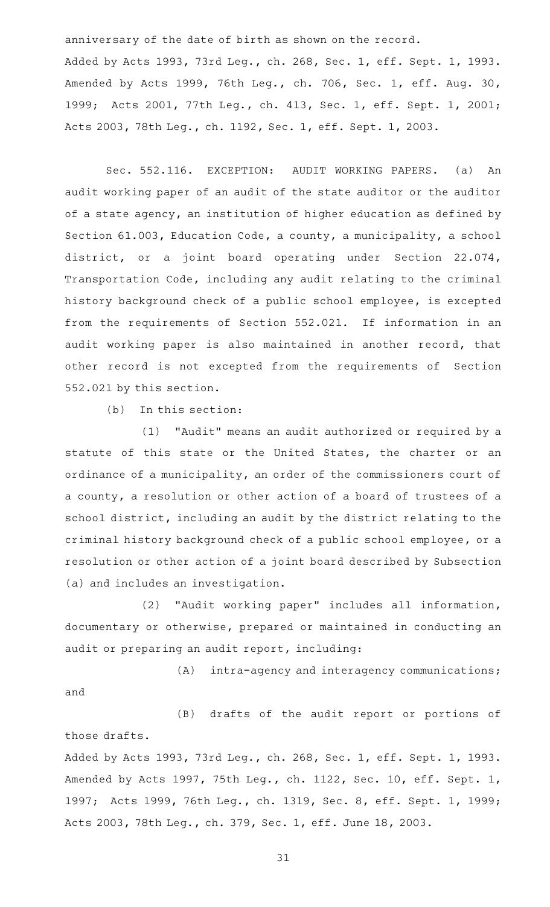anniversary of the date of birth as shown on the record.

Added by Acts 1993, 73rd Leg., ch. 268, Sec. 1, eff. Sept. 1, 1993. Amended by Acts 1999, 76th Leg., ch. 706, Sec. 1, eff. Aug. 30, 1999; Acts 2001, 77th Leg., ch. 413, Sec. 1, eff. Sept. 1, 2001; Acts 2003, 78th Leg., ch. 1192, Sec. 1, eff. Sept. 1, 2003.

Sec. 552.116. EXCEPTION: AUDIT WORKING PAPERS. (a) An audit working paper of an audit of the state auditor or the auditor of a state agency, an institution of higher education as defined by Section 61.003, Education Code, a county, a municipality, a school district, or a joint board operating under Section 22.074, Transportation Code, including any audit relating to the criminal history background check of a public school employee, is excepted from the requirements of Section 552.021. If information in an audit working paper is also maintained in another record, that other record is not excepted from the requirements of Section 552.021 by this section.

(b) In this section:

(1) "Audit" means an audit authorized or required by a statute of this state or the United States, the charter or an ordinance of a municipality, an order of the commissioners court of a county, a resolution or other action of a board of trustees of a school district, including an audit by the district relating to the criminal history background check of a public school employee, or a resolution or other action of a joint board described by Subsection (a) and includes an investigation.

(2) "Audit working paper" includes all information, documentary or otherwise, prepared or maintained in conducting an audit or preparing an audit report, including:

(A) intra-agency and interagency communications; and

(B) drafts of the audit report or portions of those drafts.

Added by Acts 1993, 73rd Leg., ch. 268, Sec. 1, eff. Sept. 1, 1993. Amended by Acts 1997, 75th Leg., ch. 1122, Sec. 10, eff. Sept. 1, 1997; Acts 1999, 76th Leg., ch. 1319, Sec. 8, eff. Sept. 1, 1999; Acts 2003, 78th Leg., ch. 379, Sec. 1, eff. June 18, 2003.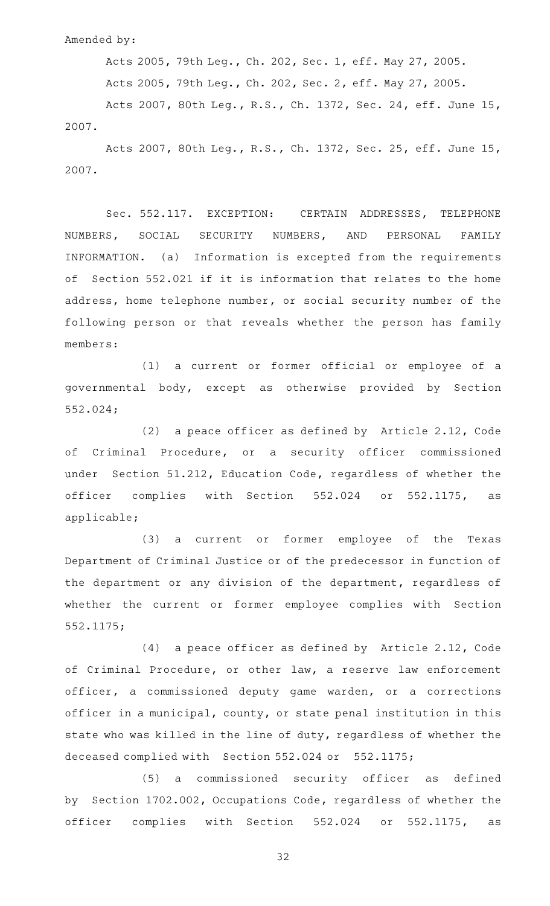Amended by:

Acts 2005, 79th Leg., Ch. 202, Sec. 1, eff. May 27, 2005.

Acts 2005, 79th Leg., Ch. 202, Sec. 2, eff. May 27, 2005.

Acts 2007, 80th Leg., R.S., Ch. 1372, Sec. 24, eff. June 15, 2007.

Acts 2007, 80th Leg., R.S., Ch. 1372, Sec. 25, eff. June 15, 2007.

Sec. 552.117. EXCEPTION: CERTAIN ADDRESSES, TELEPHONE NUMBERS, SOCIAL SECURITY NUMBERS, AND PERSONAL FAMILY INFORMATION. (a) Information is excepted from the requirements of Section 552.021 if it is information that relates to the home address, home telephone number, or social security number of the following person or that reveals whether the person has family members:

(1) a current or former official or employee of a governmental body, except as otherwise provided by Section 552.024;

(2) a peace officer as defined by Article 2.12, Code of Criminal Procedure, or a security officer commissioned under Section 51.212, Education Code, regardless of whether the officer complies with Section 552.024 or 552.1175, as applicable;

(3) a current or former employee of the Texas Department of Criminal Justice or of the predecessor in function of the department or any division of the department, regardless of whether the current or former employee complies with Section 552.1175;

(4) a peace officer as defined by Article 2.12, Code of Criminal Procedure, or other law, a reserve law enforcement officer, a commissioned deputy game warden, or a corrections officer in a municipal, county, or state penal institution in this state who was killed in the line of duty, regardless of whether the deceased complied with Section 552.024 or 552.1175;

(5) a commissioned security officer as defined by Section 1702.002, Occupations Code, regardless of whether the officer complies with Section 552.024 or 552.1175, as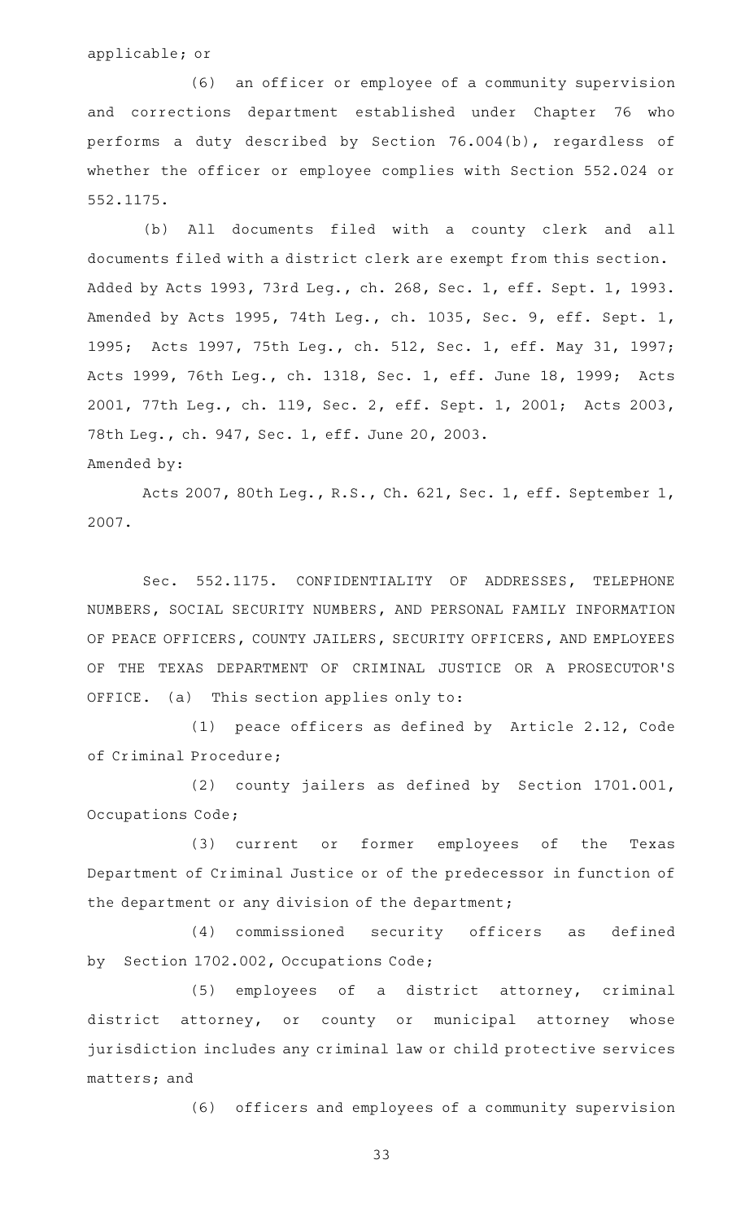applicable; or

(6) an officer or employee of a community supervision and corrections department established under Chapter 76 who performs a duty described by Section 76.004(b), regardless of whether the officer or employee complies with Section 552.024 or 552.1175.

(b) All documents filed with a county clerk and all documents filed with a district clerk are exempt from this section.

Added by Acts 1993, 73rd Leg., ch. 268, Sec. 1, eff. Sept. 1, 1993. Amended by Acts 1995, 74th Leg., ch. 1035, Sec. 9, eff. Sept. 1, 1995; Acts 1997, 75th Leg., ch. 512, Sec. 1, eff. May 31, 1997; Acts 1999, 76th Leg., ch. 1318, Sec. 1, eff. June 18, 1999; Acts 2001, 77th Leg., ch. 119, Sec. 2, eff. Sept. 1, 2001; Acts 2003, 78th Leg., ch. 947, Sec. 1, eff. June 20, 2003.

Amended by:

Acts 2007, 80th Leg., R.S., Ch. 621, Sec. 1, eff. September 1, 2007.

Sec. 552.1175. CONFIDENTIALITY OF ADDRESSES, TELEPHONE NUMBERS, SOCIAL SECURITY NUMBERS, AND PERSONAL FAMILY INFORMATION OF PEACE OFFICERS, COUNTY JAILERS, SECURITY OFFICERS, AND EMPLOYEES OF THE TEXAS DEPARTMENT OF CRIMINAL JUSTICE OR A PROSECUTOR'S OFFICE. (a) This section applies only to:

(1) peace officers as defined by Article 2.12, Code of Criminal Procedure;

(2) county jailers as defined by Section 1701.001, Occupations Code;

(3) current or former employees of the Texas Department of Criminal Justice or of the predecessor in function of the department or any division of the department;

(4) commissioned security officers as defined by Section 1702.002, Occupations Code;

(5) employees of a district attorney, criminal district attorney, or county or municipal attorney whose jurisdiction includes any criminal law or child protective services matters; and

(6) officers and employees of a community supervision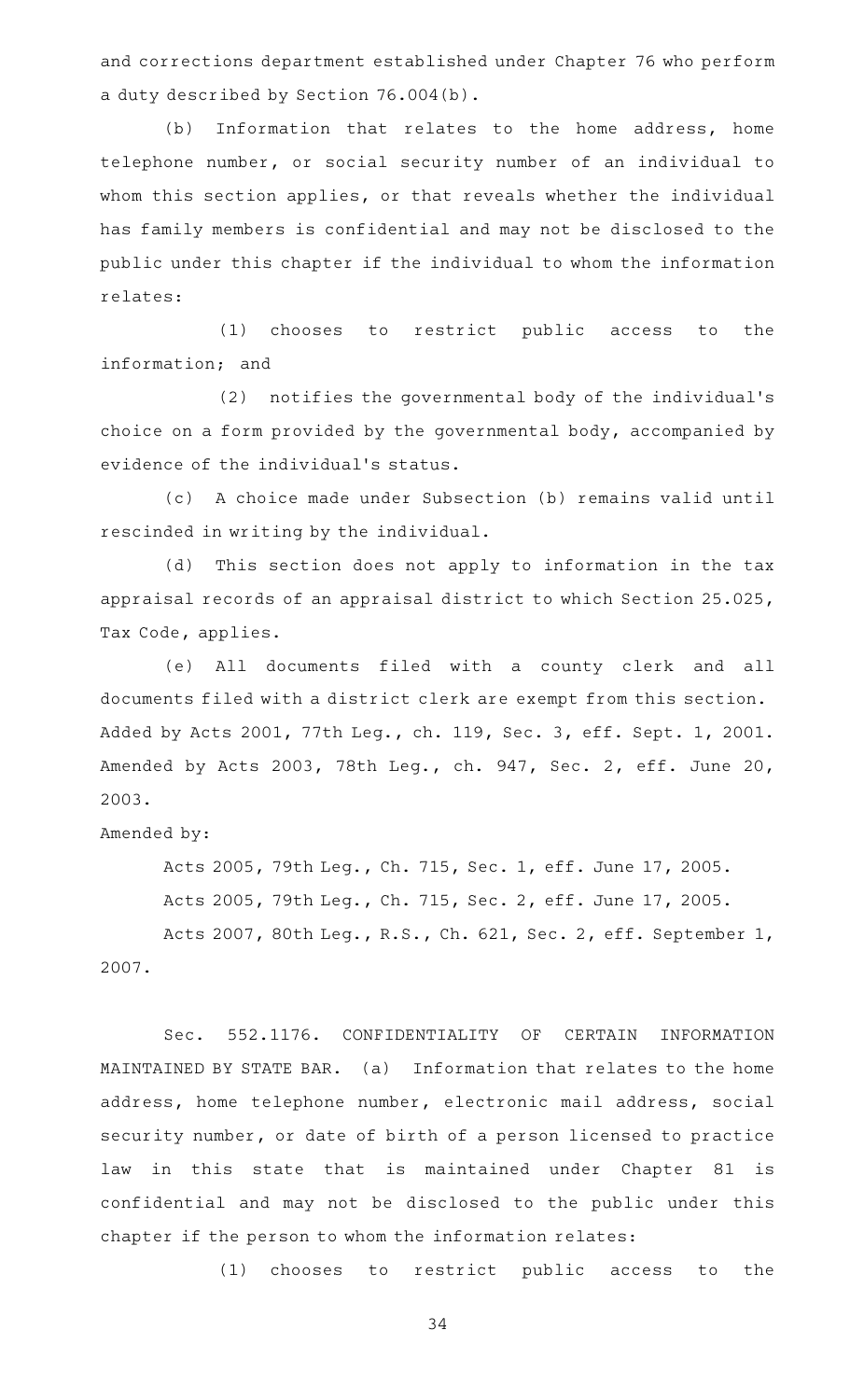and corrections department established under Chapter 76 who perform a duty described by Section 76.004(b).

(b) Information that relates to the home address, home telephone number, or social security number of an individual to whom this section applies, or that reveals whether the individual has family members is confidential and may not be disclosed to the public under this chapter if the individual to whom the information relates:

(1) chooses to restrict public access to the information; and

(2) notifies the governmental body of the individual's choice on a form provided by the governmental body, accompanied by evidence of the individual's status.

(c) A choice made under Subsection (b) remains valid until rescinded in writing by the individual.

(d) This section does not apply to information in the tax appraisal records of an appraisal district to which Section 25.025, Tax Code, applies.

(e) All documents filed with a county clerk and all documents filed with a district clerk are exempt from this section.

Added by Acts 2001, 77th Leg., ch. 119, Sec. 3, eff. Sept. 1, 2001. Amended by Acts 2003, 78th Leg., ch. 947, Sec. 2, eff. June 20, 2003.

Amended by:

Acts 2005, 79th Leg., Ch. 715, Sec. 1, eff. June 17, 2005.

Acts 2005, 79th Leg., Ch. 715, Sec. 2, eff. June 17, 2005.

Acts 2007, 80th Leg., R.S., Ch. 621, Sec. 2, eff. September 1, 2007.

Sec. 552.1176. CONFIDENTIALITY OF CERTAIN INFORMATION MAINTAINED BY STATE BAR. (a) Information that relates to the home address, home telephone number, electronic mail address, social security number, or date of birth of a person licensed to practice law in this state that is maintained under Chapter 81 is confidential and may not be disclosed to the public under this chapter if the person to whom the information relates:

(1) chooses to restrict public access to the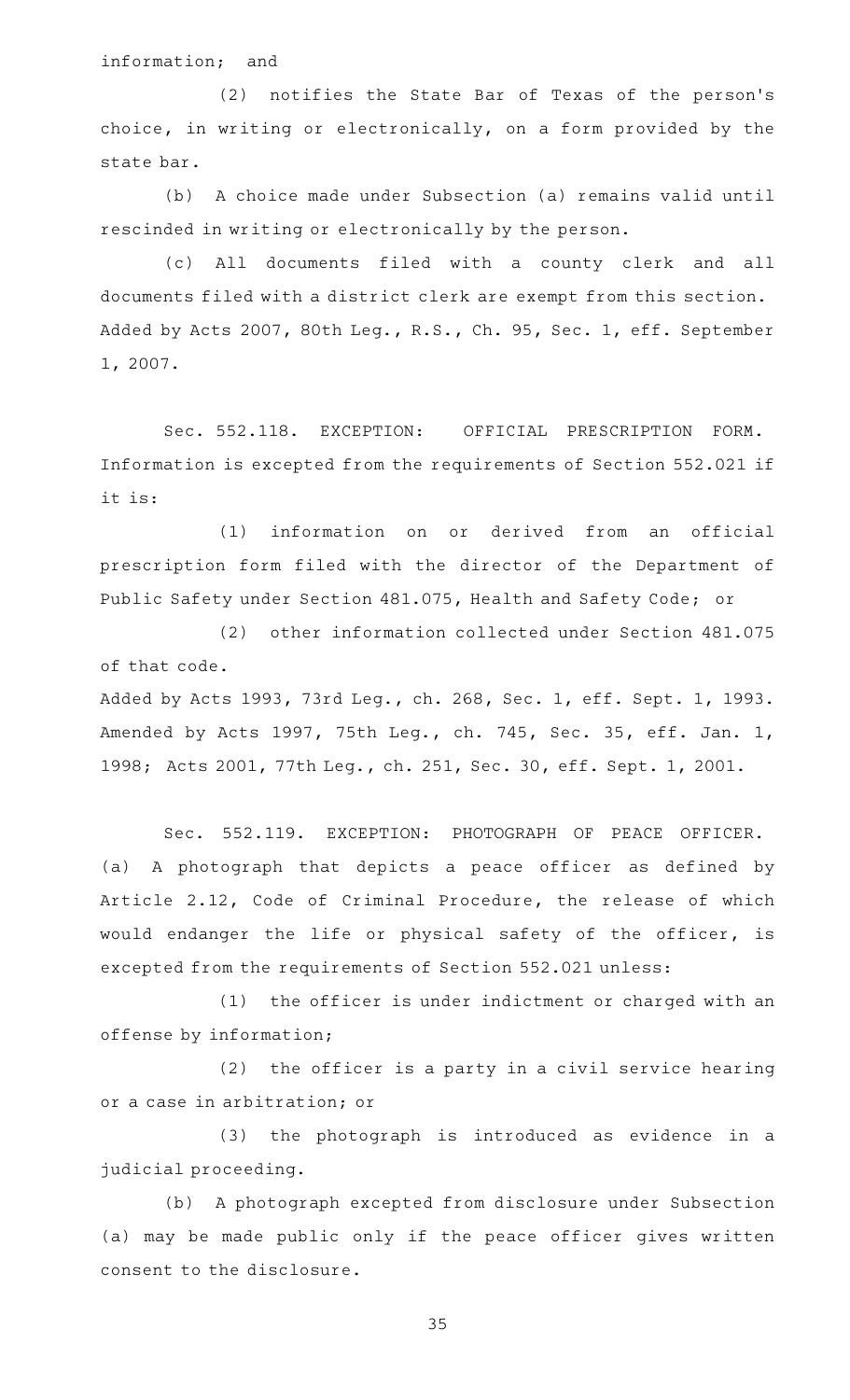information; and

(2) notifies the State Bar of Texas of the person's choice, in writing or electronically, on a form provided by the state bar.

(b) A choice made under Subsection (a) remains valid until rescinded in writing or electronically by the person.

(c) All documents filed with a county clerk and all documents filed with a district clerk are exempt from this section.
Added by Acts 2007, 80th Leg., R.S., Ch. 95, Sec. 1, eff. September 1, 2007.

Sec. 552.118. EXCEPTION: OFFICIAL PRESCRIPTION FORM. Information is excepted from the requirements of Section 552.021 if it is:

(1) information on or derived from an official prescription form filed with the director of the Department of Public Safety under Section 481.075, Health and Safety Code; or

(2) other information collected under Section 481.075 of that code.
Added by Acts 1993, 73rd Leg., ch. 268, Sec. 1, eff. Sept. 1, 1993. Amended by Acts 1997, 75th Leg., ch. 745, Sec. 35, eff. Jan. 1, 1998; Acts 2001, 77th Leg., ch. 251, Sec. 30, eff. Sept. 1, 2001.

Sec. 552.119. EXCEPTION: PHOTOGRAPH OF PEACE OFFICER. (a) A photograph that depicts a peace officer as defined by Article 2.12, Code of Criminal Procedure, the release of which would endanger the life or physical safety of the officer, is excepted from the requirements of Section 552.021 unless:

(1) the officer is under indictment or charged with an offense by information;

(2) the officer is a party in a civil service hearing or a case in arbitration; or

(3) the photograph is introduced as evidence in a judicial proceeding.

(b) A photograph excepted from disclosure under Subsection (a) may be made public only if the peace officer gives written consent to the disclosure.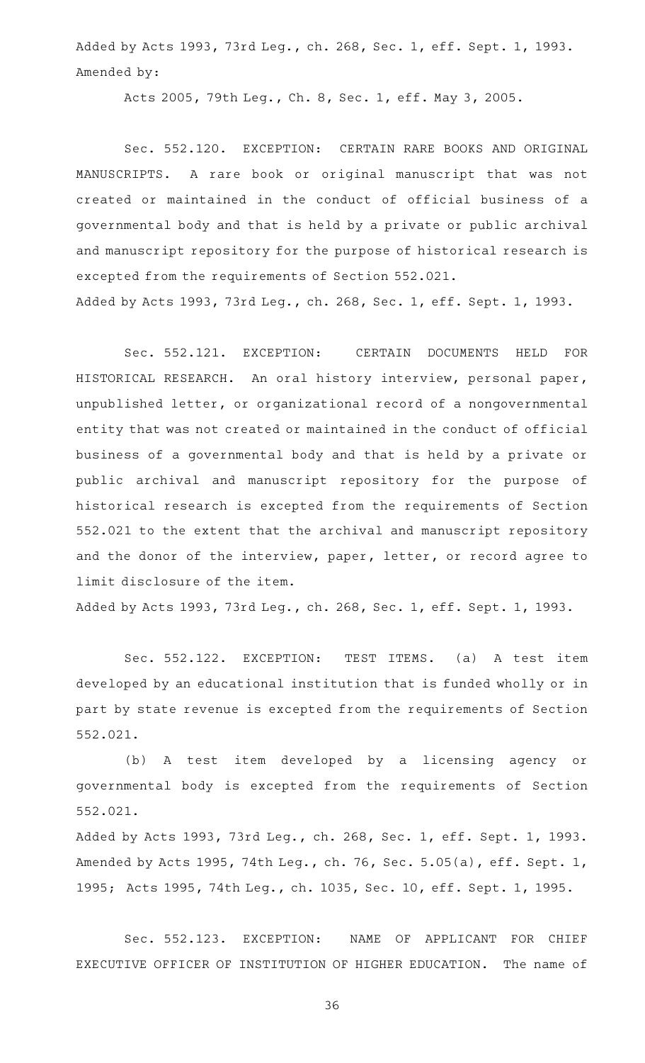Added by Acts 1993, 73rd Leg., ch. 268, Sec. 1, eff. Sept. 1, 1993.
Amended by:

Acts 2005, 79th Leg., Ch. 8, Sec. 1, eff. May 3, 2005.

Sec. 552.120. EXCEPTION: CERTAIN RARE BOOKS AND ORIGINAL MANUSCRIPTS. A rare book or original manuscript that was not created or maintained in the conduct of official business of a governmental body and that is held by a private or public archival and manuscript repository for the purpose of historical research is excepted from the requirements of Section 552.021.
Added by Acts 1993, 73rd Leg., ch. 268, Sec. 1, eff. Sept. 1, 1993.

Sec. 552.121. EXCEPTION: CERTAIN DOCUMENTS HELD FOR HISTORICAL RESEARCH. An oral history interview, personal paper, unpublished letter, or organizational record of a nongovernmental entity that was not created or maintained in the conduct of official business of a governmental body and that is held by a private or public archival and manuscript repository for the purpose of historical research is excepted from the requirements of Section 552.021 to the extent that the archival and manuscript repository and the donor of the interview, paper, letter, or record agree to limit disclosure of the item.
Added by Acts 1993, 73rd Leg., ch. 268, Sec. 1, eff. Sept. 1, 1993.

Sec. 552.122. EXCEPTION: TEST ITEMS. (a) A test item developed by an educational institution that is funded wholly or in part by state revenue is excepted from the requirements of Section 552.021.

(b) A test item developed by a licensing agency or governmental body is excepted from the requirements of Section 552.021.
Added by Acts 1993, 73rd Leg., ch. 268, Sec. 1, eff. Sept. 1, 1993. Amended by Acts 1995, 74th Leg., ch. 76, Sec. 5.05(a), eff. Sept. 1, 1995; Acts 1995, 74th Leg., ch. 1035, Sec. 10, eff. Sept. 1, 1995.

Sec. 552.123. EXCEPTION: NAME OF APPLICANT FOR CHIEF EXECUTIVE OFFICER OF INSTITUTION OF HIGHER EDUCATION. The name of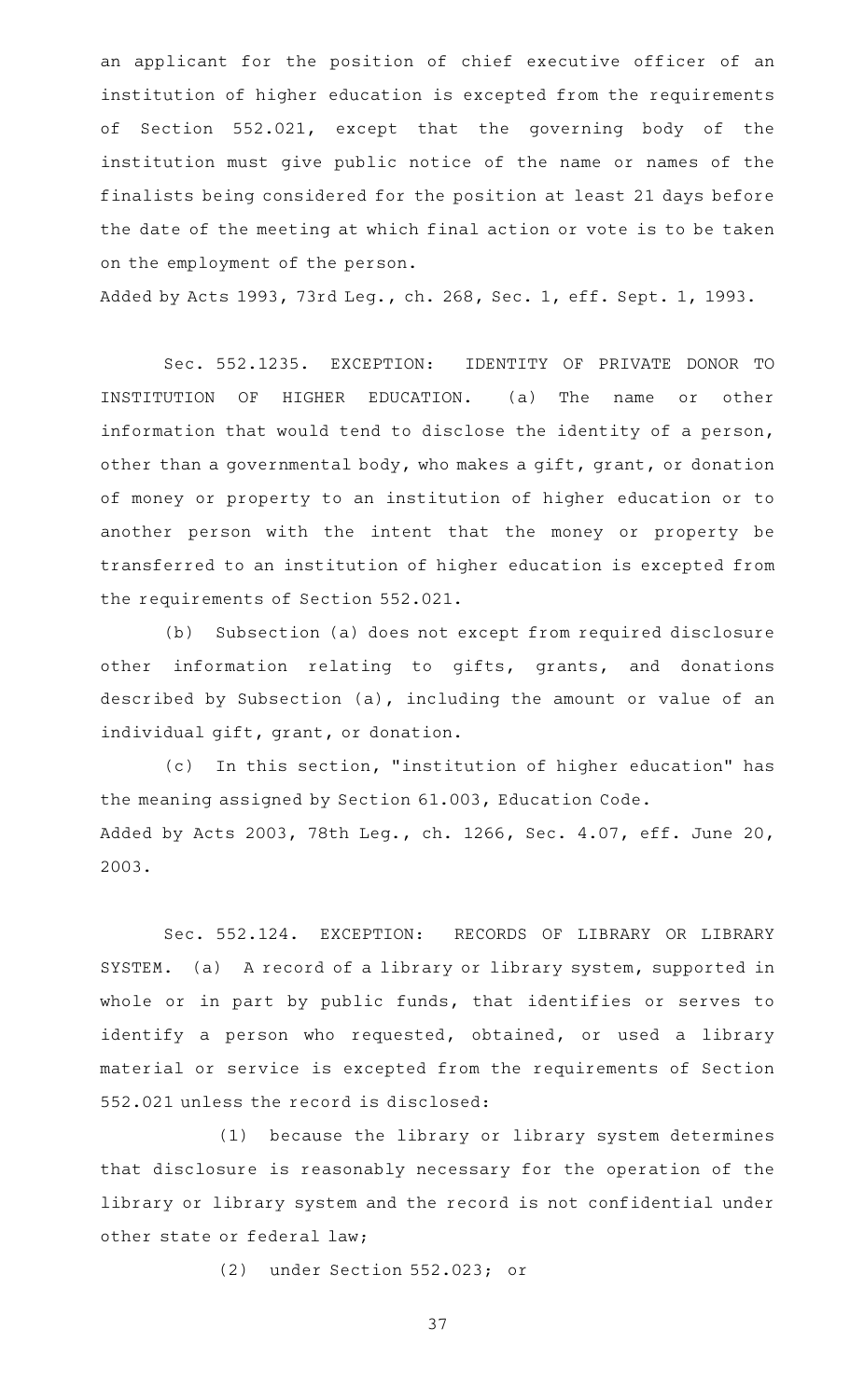an applicant for the position of chief executive officer of an institution of higher education is excepted from the requirements of Section 552.021, except that the governing body of the institution must give public notice of the name or names of the finalists being considered for the position at least 21 days before the date of the meeting at which final action or vote is to be taken on the employment of the person.

Added by Acts 1993, 73rd Leg., ch. 268, Sec. 1, eff. Sept. 1, 1993.

Sec. 552.1235. EXCEPTION: IDENTITY OF PRIVATE DONOR TO INSTITUTION OF HIGHER EDUCATION. (a) The name or other information that would tend to disclose the identity of a person, other than a governmental body, who makes a gift, grant, or donation of money or property to an institution of higher education or to another person with the intent that the money or property be transferred to an institution of higher education is excepted from the requirements of Section 552.021.

(b) Subsection (a) does not except from required disclosure other information relating to gifts, grants, and donations described by Subsection (a), including the amount or value of an individual gift, grant, or donation.

(c) In this section, "institution of higher education" has the meaning assigned by Section 61.003, Education Code.

Added by Acts 2003, 78th Leg., ch. 1266, Sec. 4.07, eff. June 20, 2003.

Sec. 552.124. EXCEPTION: RECORDS OF LIBRARY OR LIBRARY SYSTEM. (a) A record of a library or library system, supported in whole or in part by public funds, that identifies or serves to identify a person who requested, obtained, or used a library material or service is excepted from the requirements of Section 552.021 unless the record is disclosed:

(1) because the library or library system determines that disclosure is reasonably necessary for the operation of the library or library system and the record is not confidential under other state or federal law;

(2) under Section 552.023; or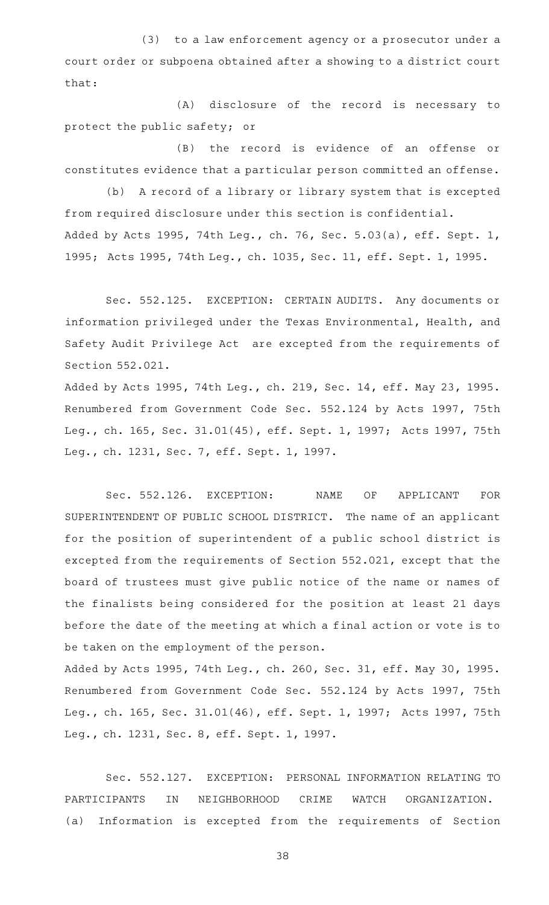(3) to a law enforcement agency or a prosecutor under a court order or subpoena obtained after a showing to a district court that:

(A) disclosure of the record is necessary to protect the public safety; or

(B) the record is evidence of an offense or constitutes evidence that a particular person committed an offense.

(b) A record of a library or library system that is excepted from required disclosure under this section is confidential.

Added by Acts 1995, 74th Leg., ch. 76, Sec. 5.03(a), eff. Sept. 1, 1995; Acts 1995, 74th Leg., ch. 1035, Sec. 11, eff. Sept. 1, 1995.

Sec. 552.125. EXCEPTION: CERTAIN AUDITS. Any documents or information privileged under the Texas Environmental, Health, and Safety Audit Privilege Act are excepted from the requirements of Section 552.021.

Added by Acts 1995, 74th Leg., ch. 219, Sec. 14, eff. May 23, 1995. Renumbered from Government Code Sec. 552.124 by Acts 1997, 75th Leg., ch. 165, Sec. 31.01(45), eff. Sept. 1, 1997; Acts 1997, 75th Leg., ch. 1231, Sec. 7, eff. Sept. 1, 1997.

Sec. 552.126. EXCEPTION: NAME OF APPLICANT FOR SUPERINTENDENT OF PUBLIC SCHOOL DISTRICT. The name of an applicant for the position of superintendent of a public school district is excepted from the requirements of Section 552.021, except that the board of trustees must give public notice of the name or names of the finalists being considered for the position at least 21 days before the date of the meeting at which a final action or vote is to be taken on the employment of the person.

Added by Acts 1995, 74th Leg., ch. 260, Sec. 31, eff. May 30, 1995. Renumbered from Government Code Sec. 552.124 by Acts 1997, 75th Leg., ch. 165, Sec. 31.01(46), eff. Sept. 1, 1997; Acts 1997, 75th Leg., ch. 1231, Sec. 8, eff. Sept. 1, 1997.

Sec. 552.127. EXCEPTION: PERSONAL INFORMATION RELATING TO PARTICIPANTS IN NEIGHBORHOOD CRIME WATCH ORGANIZATION. (a) Information is excepted from the requirements of Section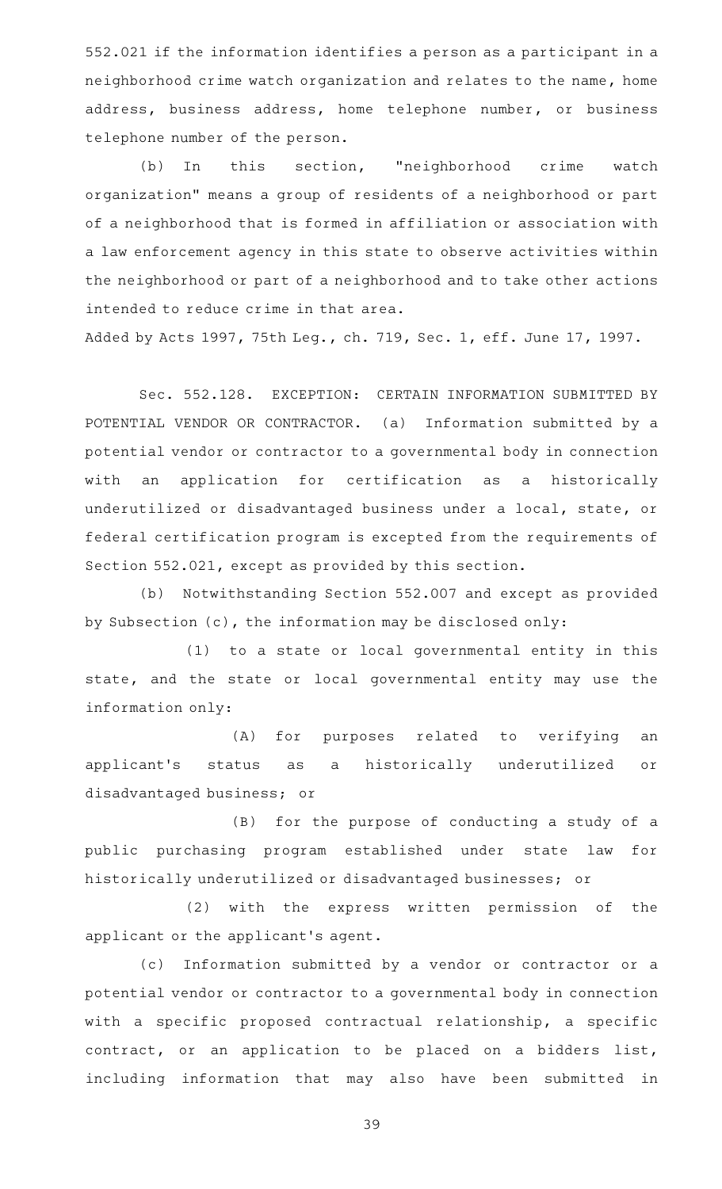552.021 if the information identifies a person as a participant in a neighborhood crime watch organization and relates to the name, home address, business address, home telephone number, or business telephone number of the person.

(b) In this section, "neighborhood crime watch organization" means a group of residents of a neighborhood or part of a neighborhood that is formed in affiliation or association with a law enforcement agency in this state to observe activities within the neighborhood or part of a neighborhood and to take other actions intended to reduce crime in that area.

Added by Acts 1997, 75th Leg., ch. 719, Sec. 1, eff. June 17, 1997.

Sec. 552.128. EXCEPTION: CERTAIN INFORMATION SUBMITTED BY POTENTIAL VENDOR OR CONTRACTOR. (a) Information submitted by a potential vendor or contractor to a governmental body in connection with an application for certification as a historically underutilized or disadvantaged business under a local, state, or federal certification program is excepted from the requirements of Section 552.021, except as provided by this section.

(b) Notwithstanding Section 552.007 and except as provided by Subsection (c), the information may be disclosed only:

(1) to a state or local governmental entity in this state, and the state or local governmental entity may use the information only:

(A) for purposes related to verifying an applicant's status as a historically underutilized or disadvantaged business; or

(B) for the purpose of conducting a study of a public purchasing program established under state law for historically underutilized or disadvantaged businesses; or

(2) with the express written permission of the applicant or the applicant's agent.

(c) Information submitted by a vendor or contractor or a potential vendor or contractor to a governmental body in connection with a specific proposed contractual relationship, a specific contract, or an application to be placed on a bidders list, including information that may also have been submitted in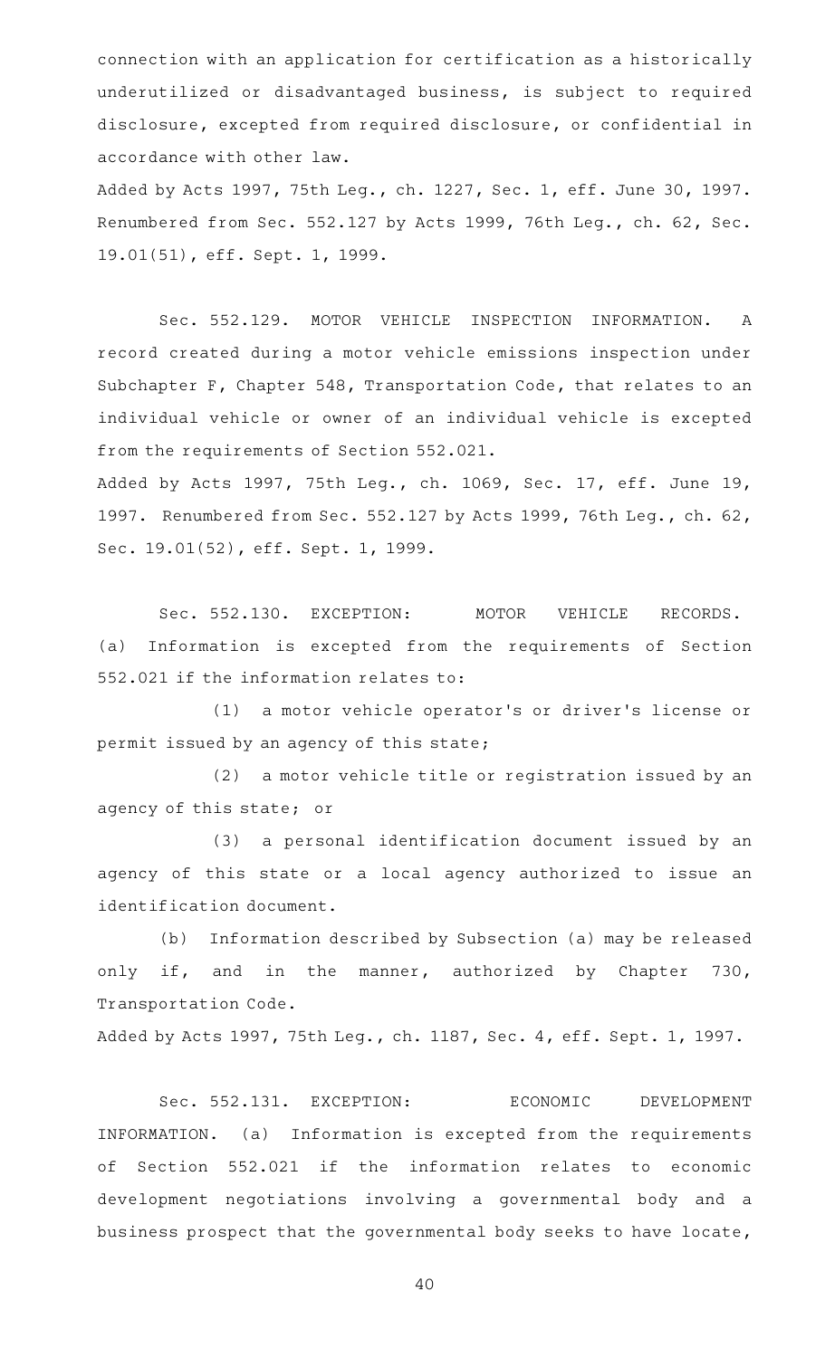connection with an application for certification as a historically underutilized or disadvantaged business, is subject to required disclosure, excepted from required disclosure, or confidential in accordance with other law.

Added by Acts 1997, 75th Leg., ch. 1227, Sec. 1, eff. June 30, 1997. Renumbered from Sec. 552.127 by Acts 1999, 76th Leg., ch. 62, Sec. 19.01(51), eff. Sept. 1, 1999.

Sec. 552.129. MOTOR VEHICLE INSPECTION INFORMATION. A record created during a motor vehicle emissions inspection under Subchapter F, Chapter 548, Transportation Code, that relates to an individual vehicle or owner of an individual vehicle is excepted from the requirements of Section 552.021.

Added by Acts 1997, 75th Leg., ch. 1069, Sec. 17, eff. June 19, 1997. Renumbered from Sec. 552.127 by Acts 1999, 76th Leg., ch. 62, Sec. 19.01(52), eff. Sept. 1, 1999.

Sec. 552.130. EXCEPTION: MOTOR VEHICLE RECORDS. (a) Information is excepted from the requirements of Section 552.021 if the information relates to:

(1) a motor vehicle operator's or driver's license or permit issued by an agency of this state;

(2) a motor vehicle title or registration issued by an agency of this state; or

(3) a personal identification document issued by an agency of this state or a local agency authorized to issue an identification document.

(b) Information described by Subsection (a) may be released only if, and in the manner, authorized by Chapter 730, Transportation Code.

Added by Acts 1997, 75th Leg., ch. 1187, Sec. 4, eff. Sept. 1, 1997.

Sec. 552.131. EXCEPTION: ECONOMIC DEVELOPMENT INFORMATION. (a) Information is excepted from the requirements of Section 552.021 if the information relates to economic development negotiations involving a governmental body and a business prospect that the governmental body seeks to have locate,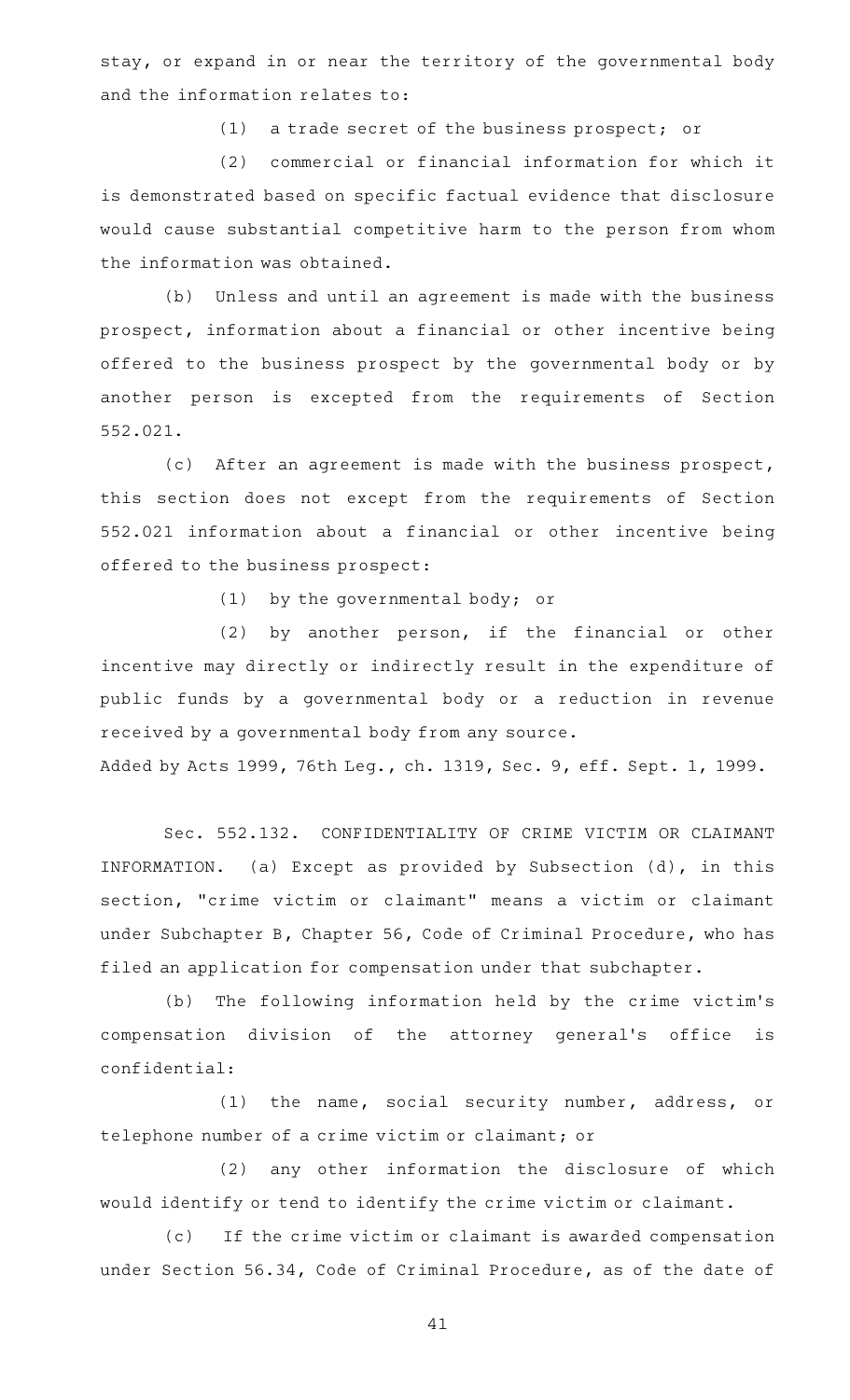stay, or expand in or near the territory of the governmental body and the information relates to:

(1) a trade secret of the business prospect; or

(2) commercial or financial information for which it is demonstrated based on specific factual evidence that disclosure would cause substantial competitive harm to the person from whom the information was obtained.

(b) Unless and until an agreement is made with the business prospect, information about a financial or other incentive being offered to the business prospect by the governmental body or by another person is excepted from the requirements of Section 552.021.

(c) After an agreement is made with the business prospect, this section does not except from the requirements of Section 552.021 information about a financial or other incentive being offered to the business prospect:

(1) by the governmental body; or

(2) by another person, if the financial or other incentive may directly or indirectly result in the expenditure of public funds by a governmental body or a reduction in revenue received by a governmental body from any source.

Added by Acts 1999, 76th Leg., ch. 1319, Sec. 9, eff. Sept. 1, 1999.

Sec. 552.132. CONFIDENTIALITY OF CRIME VICTIM OR CLAIMANT INFORMATION. (a) Except as provided by Subsection (d), in this section, "crime victim or claimant" means a victim or claimant under Subchapter B, Chapter 56, Code of Criminal Procedure, who has filed an application for compensation under that subchapter.

(b) The following information held by the crime victim's compensation division of the attorney general's office is confidential:

(1) the name, social security number, address, or telephone number of a crime victim or claimant; or

(2) any other information the disclosure of which would identify or tend to identify the crime victim or claimant.

(c) If the crime victim or claimant is awarded compensation under Section 56.34, Code of Criminal Procedure, as of the date of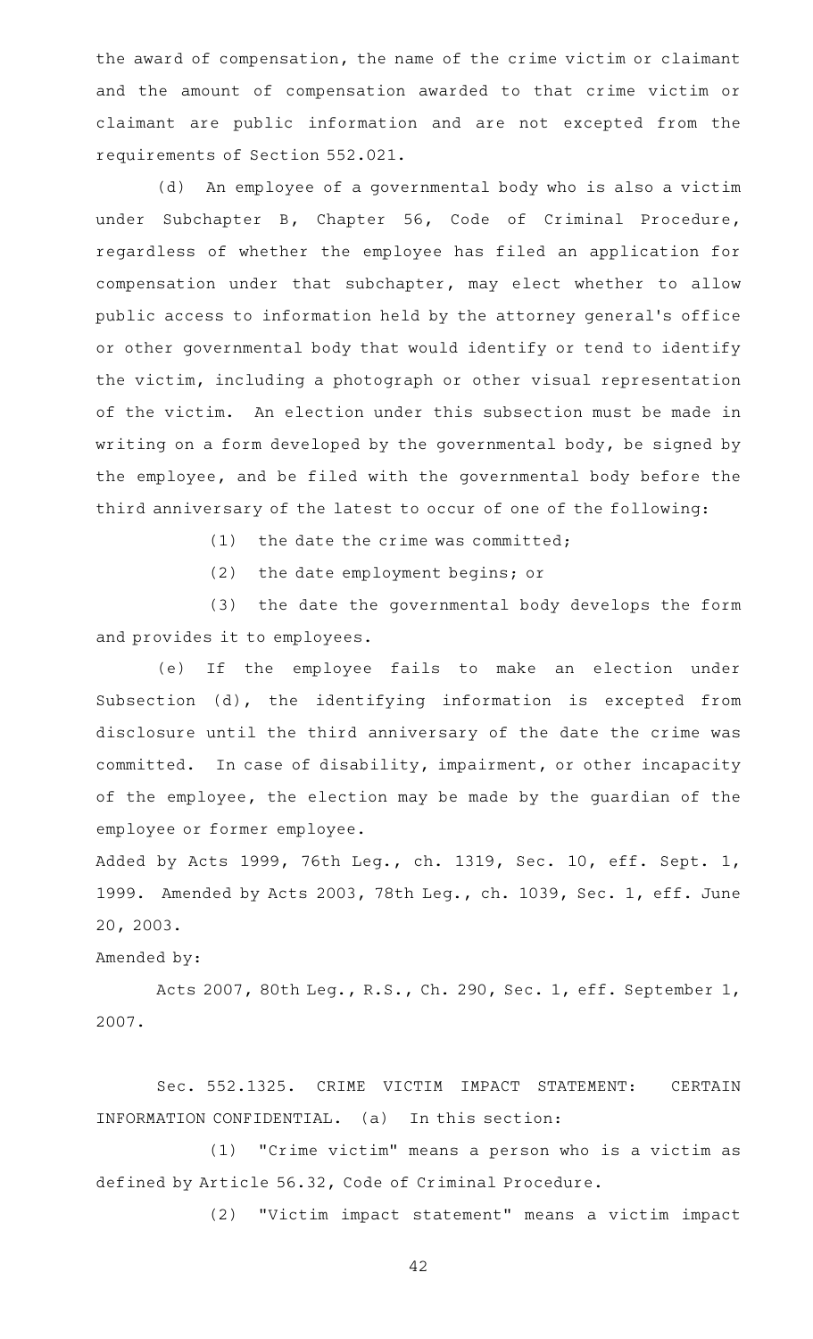the award of compensation, the name of the crime victim or claimant and the amount of compensation awarded to that crime victim or claimant are public information and are not excepted from the requirements of Section 552.021.

(d) An employee of a governmental body who is also a victim under Subchapter B, Chapter 56, Code of Criminal Procedure, regardless of whether the employee has filed an application for compensation under that subchapter, may elect whether to allow public access to information held by the attorney general's office or other governmental body that would identify or tend to identify the victim, including a photograph or other visual representation of the victim. An election under this subsection must be made in writing on a form developed by the governmental body, be signed by the employee, and be filed with the governmental body before the third anniversary of the latest to occur of one of the following:

(1) the date the crime was committed;

(2) the date employment begins; or

(3) the date the governmental body develops the form and provides it to employees.

(e) If the employee fails to make an election under Subsection (d), the identifying information is excepted from disclosure until the third anniversary of the date the crime was committed. In case of disability, impairment, or other incapacity of the employee, the election may be made by the guardian of the employee or former employee.

Added by Acts 1999, 76th Leg., ch. 1319, Sec. 10, eff. Sept. 1, 1999. Amended by Acts 2003, 78th Leg., ch. 1039, Sec. 1, eff. June 20, 2003.

Amended by:

Acts 2007, 80th Leg., R.S., Ch. 290, Sec. 1, eff. September 1, 2007.

Sec. 552.1325. CRIME VICTIM IMPACT STATEMENT: CERTAIN INFORMATION CONFIDENTIAL. (a) In this section:

(1) "Crime victim" means a person who is a victim as defined by Article 56.32, Code of Criminal Procedure.

(2) "Victim impact statement" means a victim impact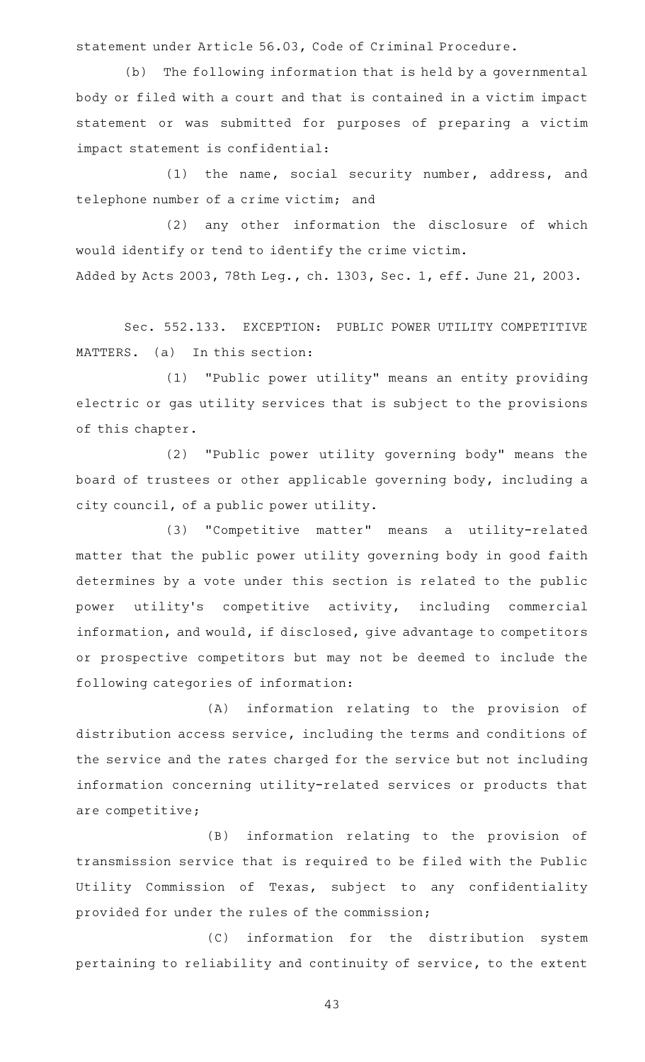statement under Article 56.03, Code of Criminal Procedure.

(b) The following information that is held by a governmental body or filed with a court and that is contained in a victim impact statement or was submitted for purposes of preparing a victim impact statement is confidential:

(1) the name, social security number, address, and telephone number of a crime victim; and

(2) any other information the disclosure of which would identify or tend to identify the crime victim.

Added by Acts 2003, 78th Leg., ch. 1303, Sec. 1, eff. June 21, 2003.

Sec. 552.133. EXCEPTION: PUBLIC POWER UTILITY COMPETITIVE MATTERS. (a) In this section:

(1) "Public power utility" means an entity providing electric or gas utility services that is subject to the provisions of this chapter.

(2) "Public power utility governing body" means the board of trustees or other applicable governing body, including a city council, of a public power utility.

(3) "Competitive matter" means a utility-related matter that the public power utility governing body in good faith determines by a vote under this section is related to the public power utility's competitive activity, including commercial information, and would, if disclosed, give advantage to competitors or prospective competitors but may not be deemed to include the following categories of information:

(A) information relating to the provision of distribution access service, including the terms and conditions of the service and the rates charged for the service but not including information concerning utility-related services or products that are competitive;

(B) information relating to the provision of transmission service that is required to be filed with the Public Utility Commission of Texas, subject to any confidentiality provided for under the rules of the commission;

(C) information for the distribution system pertaining to reliability and continuity of service, to the extent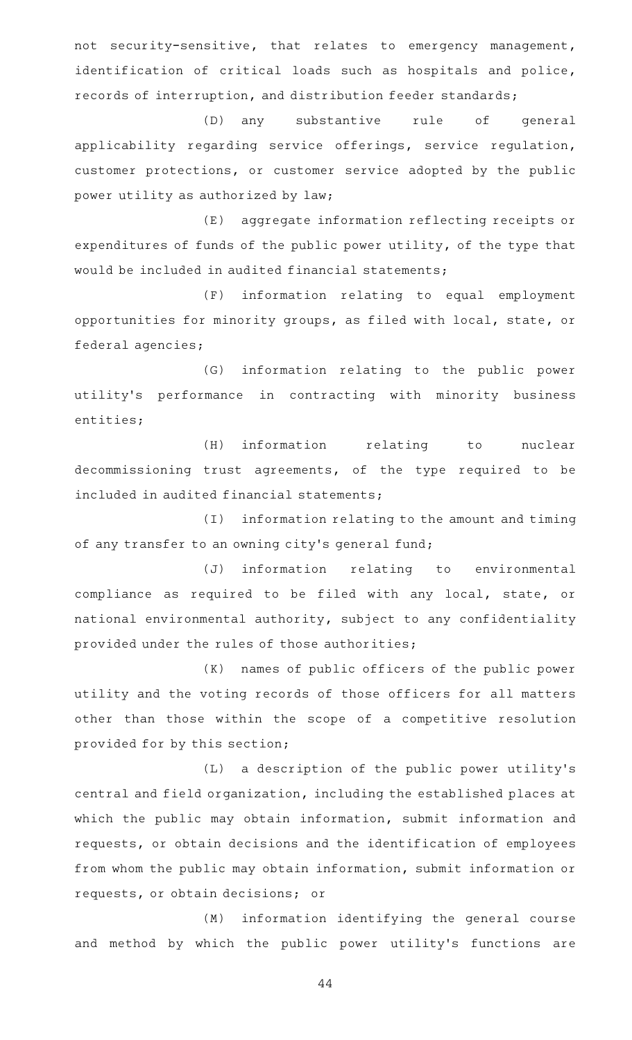not security-sensitive, that relates to emergency management, identification of critical loads such as hospitals and police, records of interruption, and distribution feeder standards;

(D) any substantive rule of general applicability regarding service offerings, service regulation, customer protections, or customer service adopted by the public power utility as authorized by law;

(E) aggregate information reflecting receipts or expenditures of funds of the public power utility, of the type that would be included in audited financial statements;

(F) information relating to equal employment opportunities for minority groups, as filed with local, state, or federal agencies;

(G) information relating to the public power utility's performance in contracting with minority business entities;

(H) information relating to nuclear decommissioning trust agreements, of the type required to be included in audited financial statements;

(I) information relating to the amount and timing of any transfer to an owning city's general fund;

(J) information relating to environmental compliance as required to be filed with any local, state, or national environmental authority, subject to any confidentiality provided under the rules of those authorities;

(K) names of public officers of the public power utility and the voting records of those officers for all matters other than those within the scope of a competitive resolution provided for by this section;

(L) a description of the public power utility's central and field organization, including the established places at which the public may obtain information, submit information and requests, or obtain decisions and the identification of employees from whom the public may obtain information, submit information or requests, or obtain decisions; or

(M) information identifying the general course and method by which the public power utility's functions are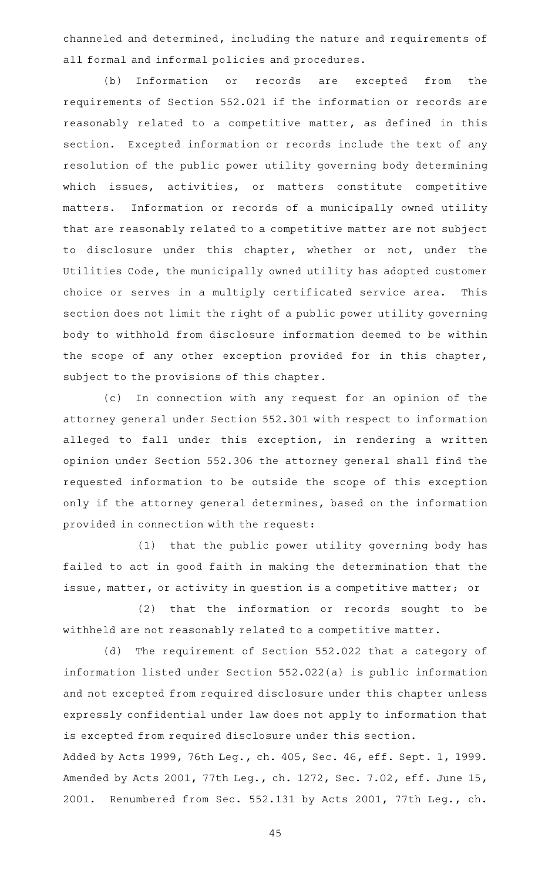channeled and determined, including the nature and requirements of all formal and informal policies and procedures.

(b) Information or records are excepted from the requirements of Section 552.021 if the information or records are reasonably related to a competitive matter, as defined in this section. Excepted information or records include the text of any resolution of the public power utility governing body determining which issues, activities, or matters constitute competitive matters. Information or records of a municipally owned utility that are reasonably related to a competitive matter are not subject to disclosure under this chapter, whether or not, under the Utilities Code, the municipally owned utility has adopted customer choice or serves in a multiply certificated service area. This section does not limit the right of a public power utility governing body to withhold from disclosure information deemed to be within the scope of any other exception provided for in this chapter, subject to the provisions of this chapter.

(c) In connection with any request for an opinion of the attorney general under Section 552.301 with respect to information alleged to fall under this exception, in rendering a written opinion under Section 552.306 the attorney general shall find the requested information to be outside the scope of this exception only if the attorney general determines, based on the information provided in connection with the request:

(1) that the public power utility governing body has failed to act in good faith in making the determination that the issue, matter, or activity in question is a competitive matter; or

(2) that the information or records sought to be withheld are not reasonably related to a competitive matter.

(d) The requirement of Section 552.022 that a category of information listed under Section 552.022(a) is public information and not excepted from required disclosure under this chapter unless expressly confidential under law does not apply to information that is excepted from required disclosure under this section.

Added by Acts 1999, 76th Leg., ch. 405, Sec. 46, eff. Sept. 1, 1999. Amended by Acts 2001, 77th Leg., ch. 1272, Sec. 7.02, eff. June 15, 2001. Renumbered from Sec. 552.131 by Acts 2001, 77th Leg., ch.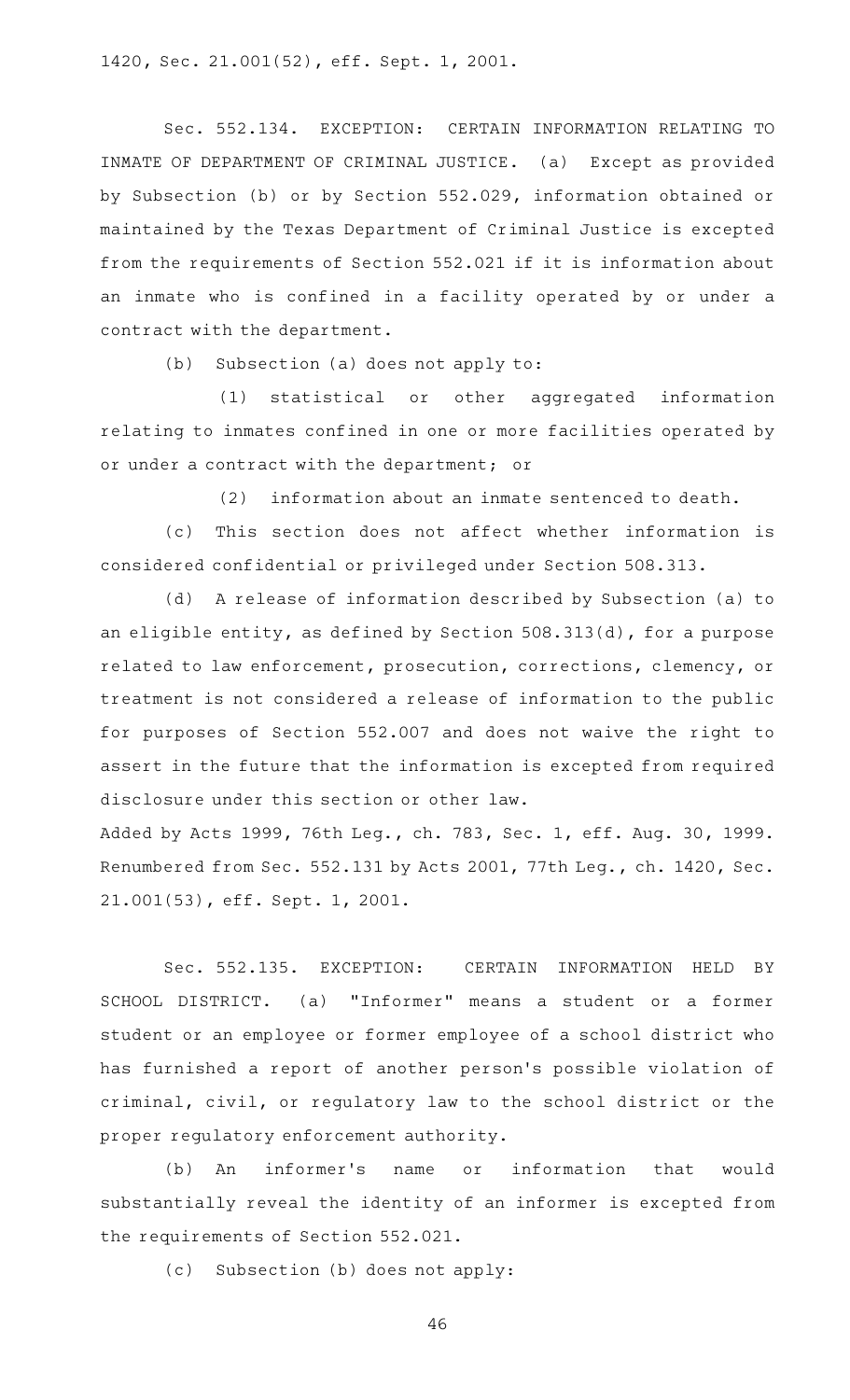1420, Sec. 21.001(52), eff. Sept. 1, 2001.

Sec. 552.134. EXCEPTION: CERTAIN INFORMATION RELATING TO INMATE OF DEPARTMENT OF CRIMINAL JUSTICE. (a) Except as provided by Subsection (b) or by Section 552.029, information obtained or maintained by the Texas Department of Criminal Justice is excepted from the requirements of Section 552.021 if it is information about an inmate who is confined in a facility operated by or under a contract with the department.

(b) Subsection (a) does not apply to:

(1) statistical or other aggregated information relating to inmates confined in one or more facilities operated by or under a contract with the department; or

(2) information about an inmate sentenced to death.

(c) This section does not affect whether information is considered confidential or privileged under Section 508.313.

(d) A release of information described by Subsection (a) to an eligible entity, as defined by Section 508.313(d), for a purpose related to law enforcement, prosecution, corrections, clemency, or treatment is not considered a release of information to the public for purposes of Section 552.007 and does not waive the right to assert in the future that the information is excepted from required disclosure under this section or other law.

Added by Acts 1999, 76th Leg., ch. 783, Sec. 1, eff. Aug. 30, 1999. Renumbered from Sec. 552.131 by Acts 2001, 77th Leg., ch. 1420, Sec. 21.001(53), eff. Sept. 1, 2001.

Sec. 552.135. EXCEPTION: CERTAIN INFORMATION HELD BY SCHOOL DISTRICT. (a) "Informer" means a student or a former student or an employee or former employee of a school district who has furnished a report of another person's possible violation of criminal, civil, or regulatory law to the school district or the proper regulatory enforcement authority.

(b) An informer's name or information that would substantially reveal the identity of an informer is excepted from the requirements of Section 552.021.

(c) Subsection (b) does not apply: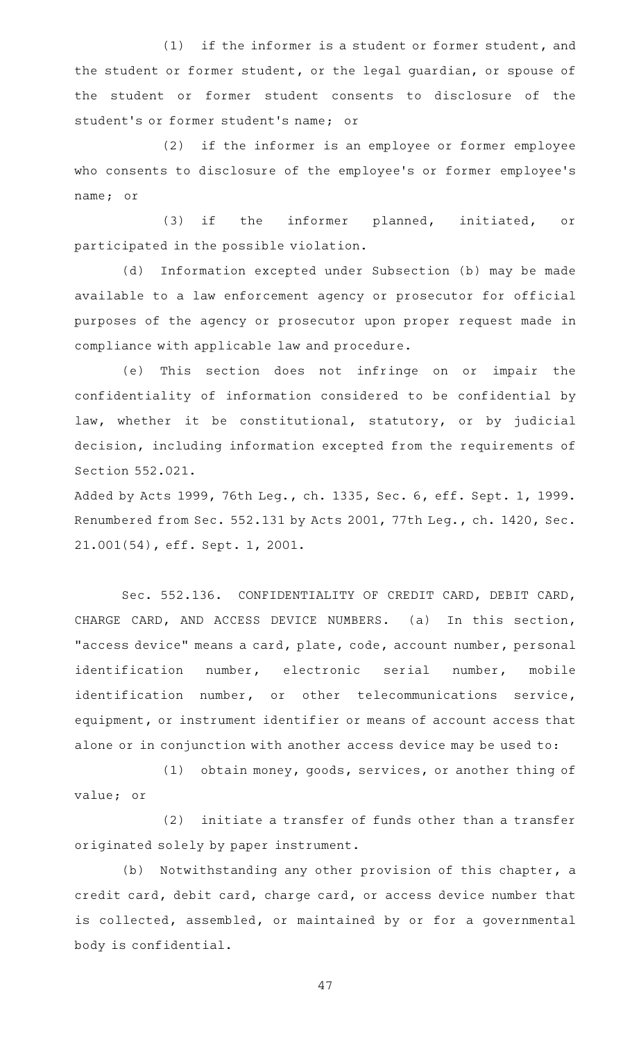(1) if the informer is a student or former student, and the student or former student, or the legal guardian, or spouse of the student or former student consents to disclosure of the student's or former student's name; or

(2) if the informer is an employee or former employee who consents to disclosure of the employee's or former employee's name; or

(3) if the informer planned, initiated, or participated in the possible violation.

(d) Information excepted under Subsection (b) may be made available to a law enforcement agency or prosecutor for official purposes of the agency or prosecutor upon proper request made in compliance with applicable law and procedure.

(e) This section does not infringe on or impair the confidentiality of information considered to be confidential by law, whether it be constitutional, statutory, or by judicial decision, including information excepted from the requirements of Section 552.021.

Added by Acts 1999, 76th Leg., ch. 1335, Sec. 6, eff. Sept. 1, 1999. Renumbered from Sec. 552.131 by Acts 2001, 77th Leg., ch. 1420, Sec. 21.001(54), eff. Sept. 1, 2001.

Sec. 552.136. CONFIDENTIALITY OF CREDIT CARD, DEBIT CARD, CHARGE CARD, AND ACCESS DEVICE NUMBERS. (a) In this section, "access device" means a card, plate, code, account number, personal identification number, electronic serial number, mobile identification number, or other telecommunications service, equipment, or instrument identifier or means of account access that alone or in conjunction with another access device may be used to:

(1) obtain money, goods, services, or another thing of value; or

(2) initiate a transfer of funds other than a transfer originated solely by paper instrument.

(b) Notwithstanding any other provision of this chapter, a credit card, debit card, charge card, or access device number that is collected, assembled, or maintained by or for a governmental body is confidential.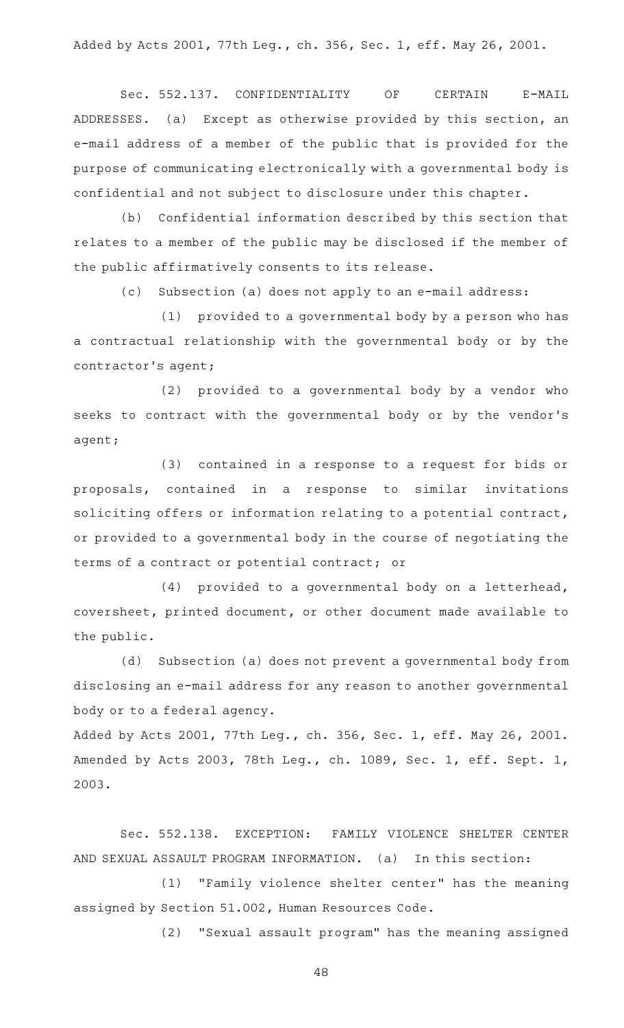Added by Acts 2001, 77th Leg., ch. 356, Sec. 1, eff. May 26, 2001.

Sec. 552.137. CONFIDENTIALITY OF CERTAIN E-MAIL ADDRESSES. (a) Except as otherwise provided by this section, an e-mail address of a member of the public that is provided for the purpose of communicating electronically with a governmental body is confidential and not subject to disclosure under this chapter.

(b) Confidential information described by this section that relates to a member of the public may be disclosed if the member of the public affirmatively consents to its release.

(c) Subsection (a) does not apply to an e-mail address:

(1) provided to a governmental body by a person who has a contractual relationship with the governmental body or by the contractor's agent;

(2) provided to a governmental body by a vendor who seeks to contract with the governmental body or by the vendor's agent;

(3) contained in a response to a request for bids or proposals, contained in a response to similar invitations soliciting offers or information relating to a potential contract, or provided to a governmental body in the course of negotiating the terms of a contract or potential contract; or

(4) provided to a governmental body on a letterhead, coversheet, printed document, or other document made available to the public.

(d) Subsection (a) does not prevent a governmental body from disclosing an e-mail address for any reason to another governmental body or to a federal agency.

Added by Acts 2001, 77th Leg., ch. 356, Sec. 1, eff. May 26, 2001. Amended by Acts 2003, 78th Leg., ch. 1089, Sec. 1, eff. Sept. 1, 2003.

Sec. 552.138. EXCEPTION: FAMILY VIOLENCE SHELTER CENTER AND SEXUAL ASSAULT PROGRAM INFORMATION. (a) In this section:

(1) "Family violence shelter center" has the meaning assigned by Section 51.002, Human Resources Code.

(2) "Sexual assault program" has the meaning assigned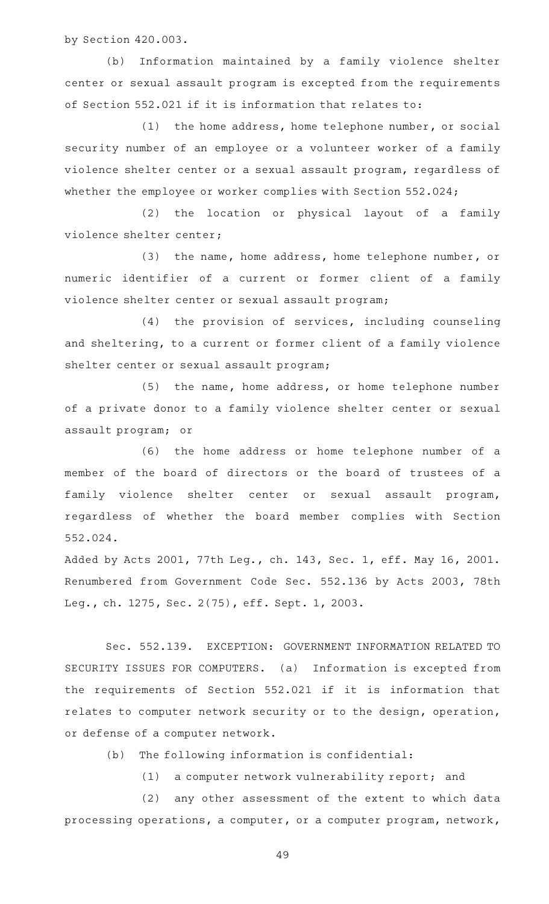by Section 420.003.

(b) Information maintained by a family violence shelter center or sexual assault program is excepted from the requirements of Section 552.021 if it is information that relates to:

(1) the home address, home telephone number, or social security number of an employee or a volunteer worker of a family violence shelter center or a sexual assault program, regardless of whether the employee or worker complies with Section 552.024;

(2) the location or physical layout of a family violence shelter center;

(3) the name, home address, home telephone number, or numeric identifier of a current or former client of a family violence shelter center or sexual assault program;

(4) the provision of services, including counseling and sheltering, to a current or former client of a family violence shelter center or sexual assault program;

(5) the name, home address, or home telephone number of a private donor to a family violence shelter center or sexual assault program; or

(6) the home address or home telephone number of a member of the board of directors or the board of trustees of a family violence shelter center or sexual assault program, regardless of whether the board member complies with Section 552.024.

Added by Acts 2001, 77th Leg., ch. 143, Sec. 1, eff. May 16, 2001. Renumbered from Government Code Sec. 552.136 by Acts 2003, 78th Leg., ch. 1275, Sec. 2(75), eff. Sept. 1, 2003.

Sec. 552.139. EXCEPTION: GOVERNMENT INFORMATION RELATED TO SECURITY ISSUES FOR COMPUTERS. (a) Information is excepted from the requirements of Section 552.021 if it is information that relates to computer network security or to the design, operation, or defense of a computer network.

(b) The following information is confidential:

(1) a computer network vulnerability report; and

(2) any other assessment of the extent to which data processing operations, a computer, or a computer program, network,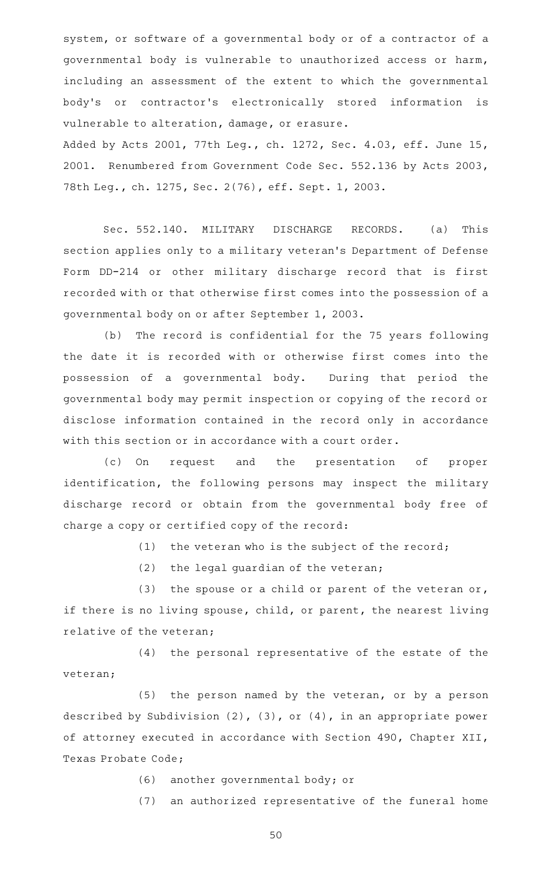system, or software of a governmental body or of a contractor of a governmental body is vulnerable to unauthorized access or harm, including an assessment of the extent to which the governmental body's or contractor's electronically stored information is vulnerable to alteration, damage, or erasure.

Added by Acts 2001, 77th Leg., ch. 1272, Sec. 4.03, eff. June 15, 2001. Renumbered from Government Code Sec. 552.136 by Acts 2003, 78th Leg., ch. 1275, Sec. 2(76), eff. Sept. 1, 2003.

Sec. 552.140. MILITARY DISCHARGE RECORDS. (a) This section applies only to a military veteran's Department of Defense Form DD-214 or other military discharge record that is first recorded with or that otherwise first comes into the possession of a governmental body on or after September 1, 2003.

(b) The record is confidential for the 75 years following the date it is recorded with or otherwise first comes into the possession of a governmental body. During that period the governmental body may permit inspection or copying of the record or disclose information contained in the record only in accordance with this section or in accordance with a court order.

(c) On request and the presentation of proper identification, the following persons may inspect the military discharge record or obtain from the governmental body free of charge a copy or certified copy of the record:

(1) the veteran who is the subject of the record;

(2) the legal guardian of the veteran;

(3) the spouse or a child or parent of the veteran or, if there is no living spouse, child, or parent, the nearest living relative of the veteran;

(4) the personal representative of the estate of the veteran;

(5) the person named by the veteran, or by a person described by Subdivision (2), (3), or (4), in an appropriate power of attorney executed in accordance with Section 490, Chapter XII, Texas Probate Code;

(6) another governmental body; or

(7) an authorized representative of the funeral home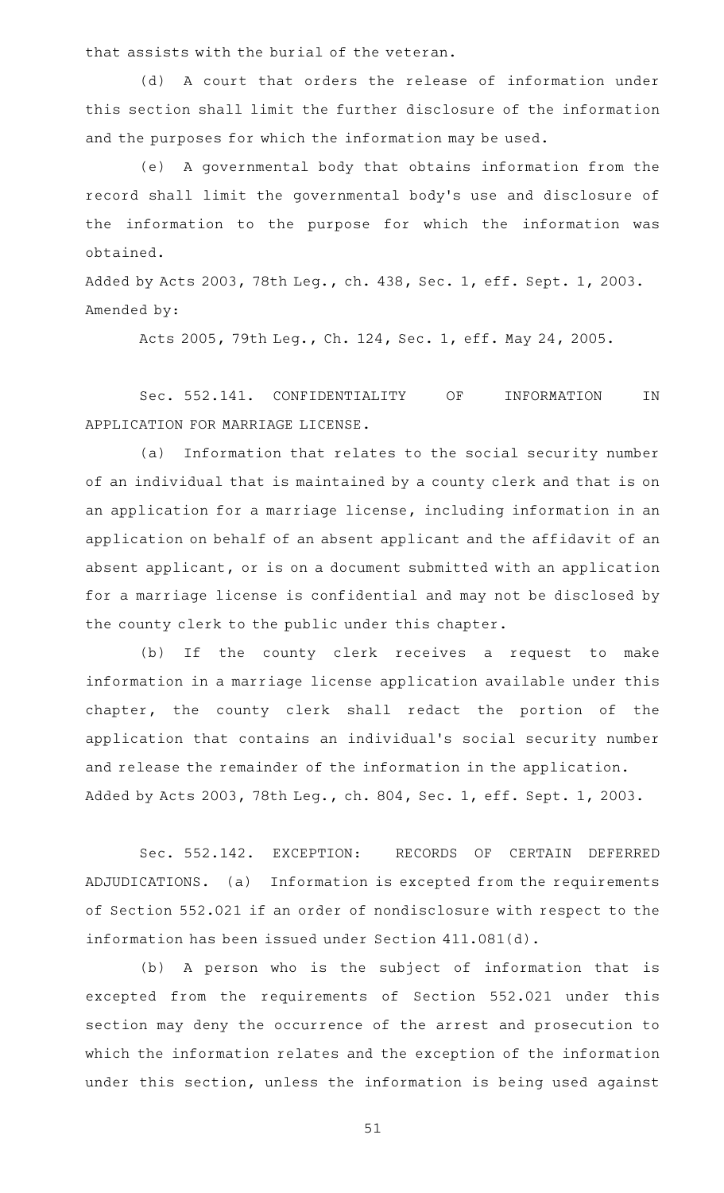that assists with the burial of the veteran.

(d) A court that orders the release of information under this section shall limit the further disclosure of the information and the purposes for which the information may be used.

(e) A governmental body that obtains information from the record shall limit the governmental body's use and disclosure of the information to the purpose for which the information was obtained.

Added by Acts 2003, 78th Leg., ch. 438, Sec. 1, eff. Sept. 1, 2003.
Amended by:

Acts 2005, 79th Leg., Ch. 124, Sec. 1, eff. May 24, 2005.

Sec. 552.141. CONFIDENTIALITY OF INFORMATION IN APPLICATION FOR MARRIAGE LICENSE.

(a) Information that relates to the social security number of an individual that is maintained by a county clerk and that is on an application for a marriage license, including information in an application on behalf of an absent applicant and the affidavit of an absent applicant, or is on a document submitted with an application for a marriage license is confidential and may not be disclosed by the county clerk to the public under this chapter.

(b) If the county clerk receives a request to make information in a marriage license application available under this chapter, the county clerk shall redact the portion of the application that contains an individual's social security number and release the remainder of the information in the application.

Added by Acts 2003, 78th Leg., ch. 804, Sec. 1, eff. Sept. 1, 2003.

Sec. 552.142. EXCEPTION: RECORDS OF CERTAIN DEFERRED ADJUDICATIONS. (a) Information is excepted from the requirements of Section 552.021 if an order of nondisclosure with respect to the information has been issued under Section 411.081(d).

(b) A person who is the subject of information that is excepted from the requirements of Section 552.021 under this section may deny the occurrence of the arrest and prosecution to which the information relates and the exception of the information under this section, unless the information is being used against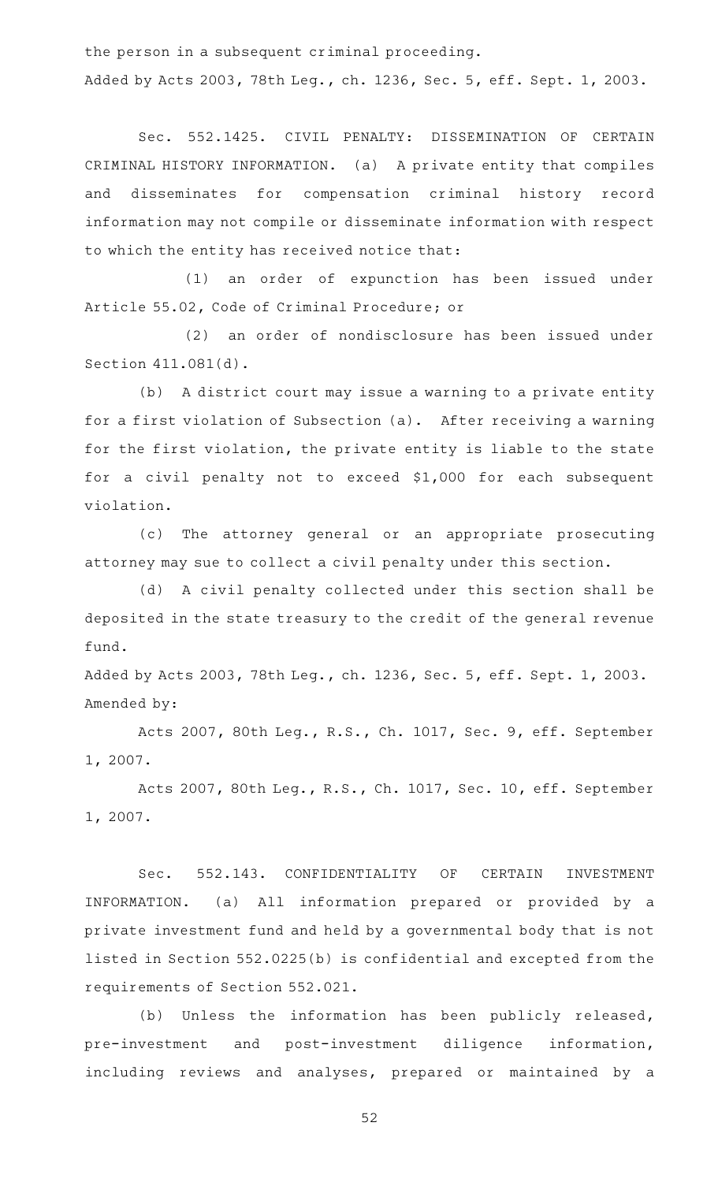the person in a subsequent criminal proceeding.

Added by Acts 2003, 78th Leg., ch. 1236, Sec. 5, eff. Sept. 1, 2003.

Sec. 552.1425. CIVIL PENALTY: DISSEMINATION OF CERTAIN CRIMINAL HISTORY INFORMATION. (a) A private entity that compiles and disseminates for compensation criminal history record information may not compile or disseminate information with respect to which the entity has received notice that:

(1) an order of expunction has been issued under Article 55.02, Code of Criminal Procedure; or

(2) an order of nondisclosure has been issued under Section 411.081(d).

(b) A district court may issue a warning to a private entity for a first violation of Subsection (a). After receiving a warning for the first violation, the private entity is liable to the state for a civil penalty not to exceed $1,000 for each subsequent violation.

(c) The attorney general or an appropriate prosecuting attorney may sue to collect a civil penalty under this section.

(d) A civil penalty collected under this section shall be deposited in the state treasury to the credit of the general revenue fund.

Added by Acts 2003, 78th Leg., ch. 1236, Sec. 5, eff. Sept. 1, 2003.
Amended by:

Acts 2007, 80th Leg., R.S., Ch. 1017, Sec. 9, eff. September 1, 2007.

Acts 2007, 80th Leg., R.S., Ch. 1017, Sec. 10, eff. September 1, 2007.

Sec. 552.143. CONFIDENTIALITY OF CERTAIN INVESTMENT INFORMATION. (a) All information prepared or provided by a private investment fund and held by a governmental body that is not listed in Section 552.0225(b) is confidential and excepted from the requirements of Section 552.021.

(b) Unless the information has been publicly released, pre-investment and post-investment diligence information, including reviews and analyses, prepared or maintained by a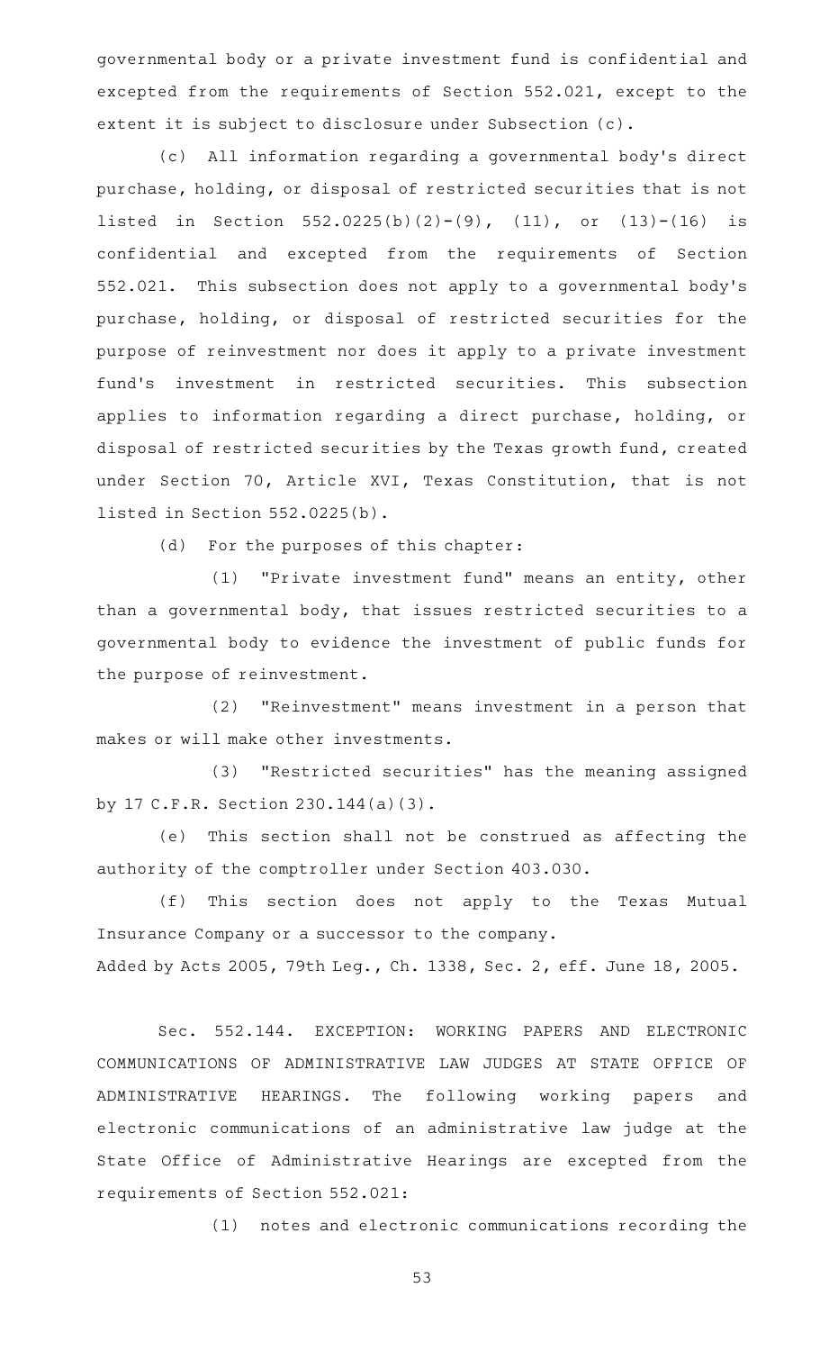governmental body or a private investment fund is confidential and excepted from the requirements of Section 552.021, except to the extent it is subject to disclosure under Subsection (c).

(c) All information regarding a governmental body's direct purchase, holding, or disposal of restricted securities that is not listed in Section 552.0225(b)(2)-(9), (11), or (13)-(16) is confidential and excepted from the requirements of Section 552.021. This subsection does not apply to a governmental body's purchase, holding, or disposal of restricted securities for the purpose of reinvestment nor does it apply to a private investment fund's investment in restricted securities. This subsection applies to information regarding a direct purchase, holding, or disposal of restricted securities by the Texas growth fund, created under Section 70, Article XVI, Texas Constitution, that is not listed in Section 552.0225(b).

(d) For the purposes of this chapter:

(1) "Private investment fund" means an entity, other than a governmental body, that issues restricted securities to a governmental body to evidence the investment of public funds for the purpose of reinvestment.

(2) "Reinvestment" means investment in a person that makes or will make other investments.

(3) "Restricted securities" has the meaning assigned by 17 C.F.R. Section 230.144(a)(3).

(e) This section shall not be construed as affecting the authority of the comptroller under Section 403.030.

(f) This section does not apply to the Texas Mutual Insurance Company or a successor to the company.

Added by Acts 2005, 79th Leg., Ch. 1338, Sec. 2, eff. June 18, 2005.

Sec. 552.144. EXCEPTION: WORKING PAPERS AND ELECTRONIC COMMUNICATIONS OF ADMINISTRATIVE LAW JUDGES AT STATE OFFICE OF ADMINISTRATIVE HEARINGS. The following working papers and electronic communications of an administrative law judge at the State Office of Administrative Hearings are excepted from the requirements of Section 552.021:

(1) notes and electronic communications recording the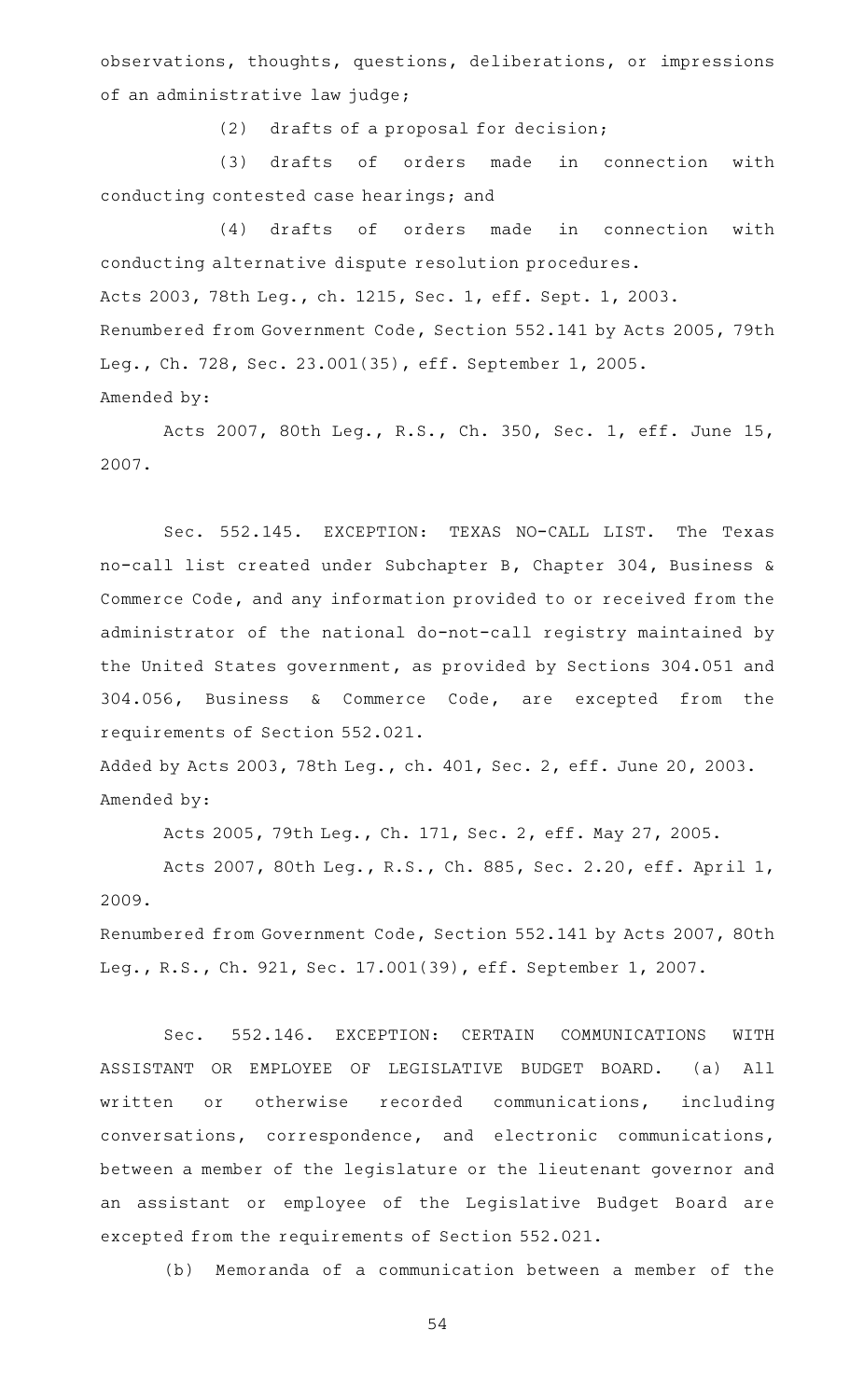observations, thoughts, questions, deliberations, or impressions of an administrative law judge;

(2) drafts of a proposal for decision;

(3) drafts of orders made in connection with conducting contested case hearings; and

(4) drafts of orders made in connection with conducting alternative dispute resolution procedures.

Acts 2003, 78th Leg., ch. 1215, Sec. 1, eff. Sept. 1, 2003.
Renumbered from Government Code, Section 552.141 by Acts 2005, 79th Leg., Ch. 728, Sec. 23.001(35), eff. September 1, 2005.
Amended by:

Acts 2007, 80th Leg., R.S., Ch. 350, Sec. 1, eff. June 15, 2007.

Sec. 552.145. EXCEPTION: TEXAS NO-CALL LIST. The Texas no-call list created under Subchapter B, Chapter 304, Business & Commerce Code, and any information provided to or received from the administrator of the national do-not-call registry maintained by the United States government, as provided by Sections 304.051 and 304.056, Business & Commerce Code, are excepted from the requirements of Section 552.021.

Added by Acts 2003, 78th Leg., ch. 401, Sec. 2, eff. June 20, 2003.
Amended by:

Acts 2005, 79th Leg., Ch. 171, Sec. 2, eff. May 27, 2005.

Acts 2007, 80th Leg., R.S., Ch. 885, Sec. 2.20, eff. April 1, 2009.

Renumbered from Government Code, Section 552.141 by Acts 2007, 80th Leg., R.S., Ch. 921, Sec. 17.001(39), eff. September 1, 2007.

Sec. 552.146. EXCEPTION: CERTAIN COMMUNICATIONS WITH ASSISTANT OR EMPLOYEE OF LEGISLATIVE BUDGET BOARD. (a) All written or otherwise recorded communications, including conversations, correspondence, and electronic communications, between a member of the legislature or the lieutenant governor and an assistant or employee of the Legislative Budget Board are excepted from the requirements of Section 552.021.

(b) Memoranda of a communication between a member of the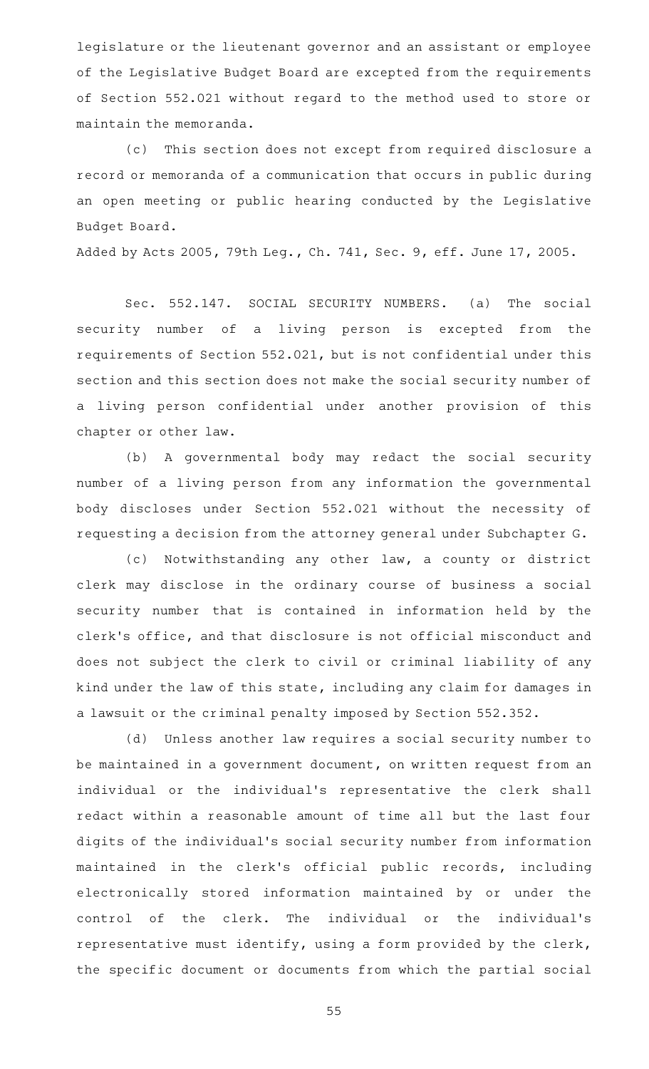legislature or the lieutenant governor and an assistant or employee of the Legislative Budget Board are excepted from the requirements of Section 552.021 without regard to the method used to store or maintain the memoranda.

(c) This section does not except from required disclosure a record or memoranda of a communication that occurs in public during an open meeting or public hearing conducted by the Legislative Budget Board.

Added by Acts 2005, 79th Leg., Ch. 741, Sec. 9, eff. June 17, 2005.

Sec. 552.147. SOCIAL SECURITY NUMBERS. (a) The social security number of a living person is excepted from the requirements of Section 552.021, but is not confidential under this section and this section does not make the social security number of a living person confidential under another provision of this chapter or other law.

(b) A governmental body may redact the social security number of a living person from any information the governmental body discloses under Section 552.021 without the necessity of requesting a decision from the attorney general under Subchapter G.

(c) Notwithstanding any other law, a county or district clerk may disclose in the ordinary course of business a social security number that is contained in information held by the clerk's office, and that disclosure is not official misconduct and does not subject the clerk to civil or criminal liability of any kind under the law of this state, including any claim for damages in a lawsuit or the criminal penalty imposed by Section 552.352.

(d) Unless another law requires a social security number to be maintained in a government document, on written request from an individual or the individual's representative the clerk shall redact within a reasonable amount of time all but the last four digits of the individual's social security number from information maintained in the clerk's official public records, including electronically stored information maintained by or under the control of the clerk. The individual or the individual's representative must identify, using a form provided by the clerk, the specific document or documents from which the partial social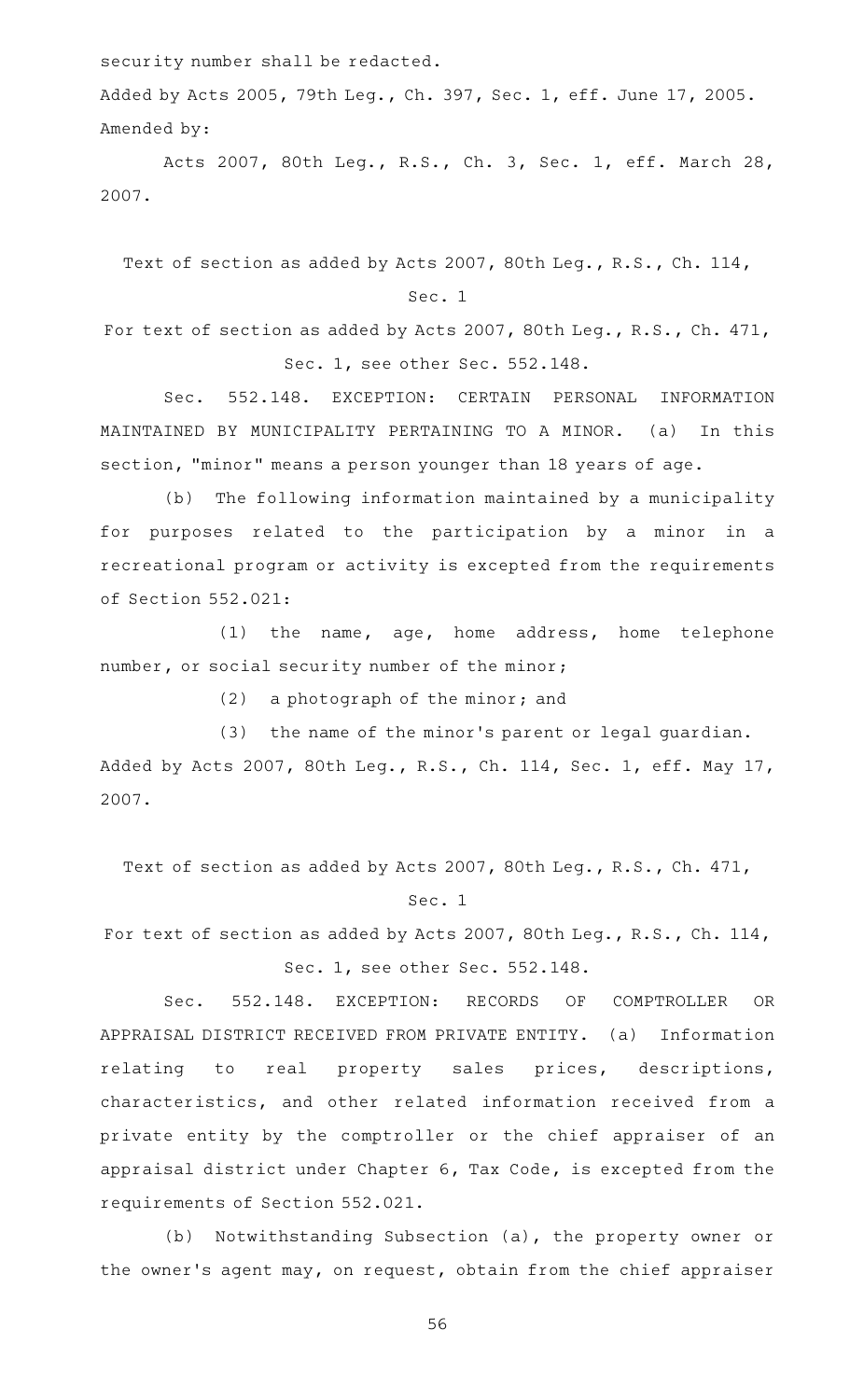security number shall be redacted.

Added by Acts 2005, 79th Leg., Ch. 397, Sec. 1, eff. June 17, 2005.

Amended by:

Acts 2007, 80th Leg., R.S., Ch. 3, Sec. 1, eff. March 28, 2007.

Text of section as added by Acts 2007, 80th Leg., R.S., Ch. 114, Sec. 1

For text of section as added by Acts 2007, 80th Leg., R.S., Ch. 471, Sec. 1, see other Sec. 552.148.

Sec. 552.148. EXCEPTION: CERTAIN PERSONAL INFORMATION MAINTAINED BY MUNICIPALITY PERTAINING TO A MINOR. (a) In this section, "minor" means a person younger than 18 years of age.

(b) The following information maintained by a municipality for purposes related to the participation by a minor in a recreational program or activity is excepted from the requirements of Section 552.021:

(1) the name, age, home address, home telephone number, or social security number of the minor;

(2) a photograph of the minor; and

(3) the name of the minor's parent or legal guardian.

Added by Acts 2007, 80th Leg., R.S., Ch. 114, Sec. 1, eff. May 17, 2007.

Text of section as added by Acts 2007, 80th Leg., R.S., Ch. 471, Sec. 1

For text of section as added by Acts 2007, 80th Leg., R.S., Ch. 114, Sec. 1, see other Sec. 552.148.

Sec. 552.148. EXCEPTION: RECORDS OF COMPTROLLER OR APPRAISAL DISTRICT RECEIVED FROM PRIVATE ENTITY. (a) Information relating to real property sales prices, descriptions, characteristics, and other related information received from a private entity by the comptroller or the chief appraiser of an appraisal district under Chapter 6, Tax Code, is excepted from the requirements of Section 552.021.

(b) Notwithstanding Subsection (a), the property owner or the owner's agent may, on request, obtain from the chief appraiser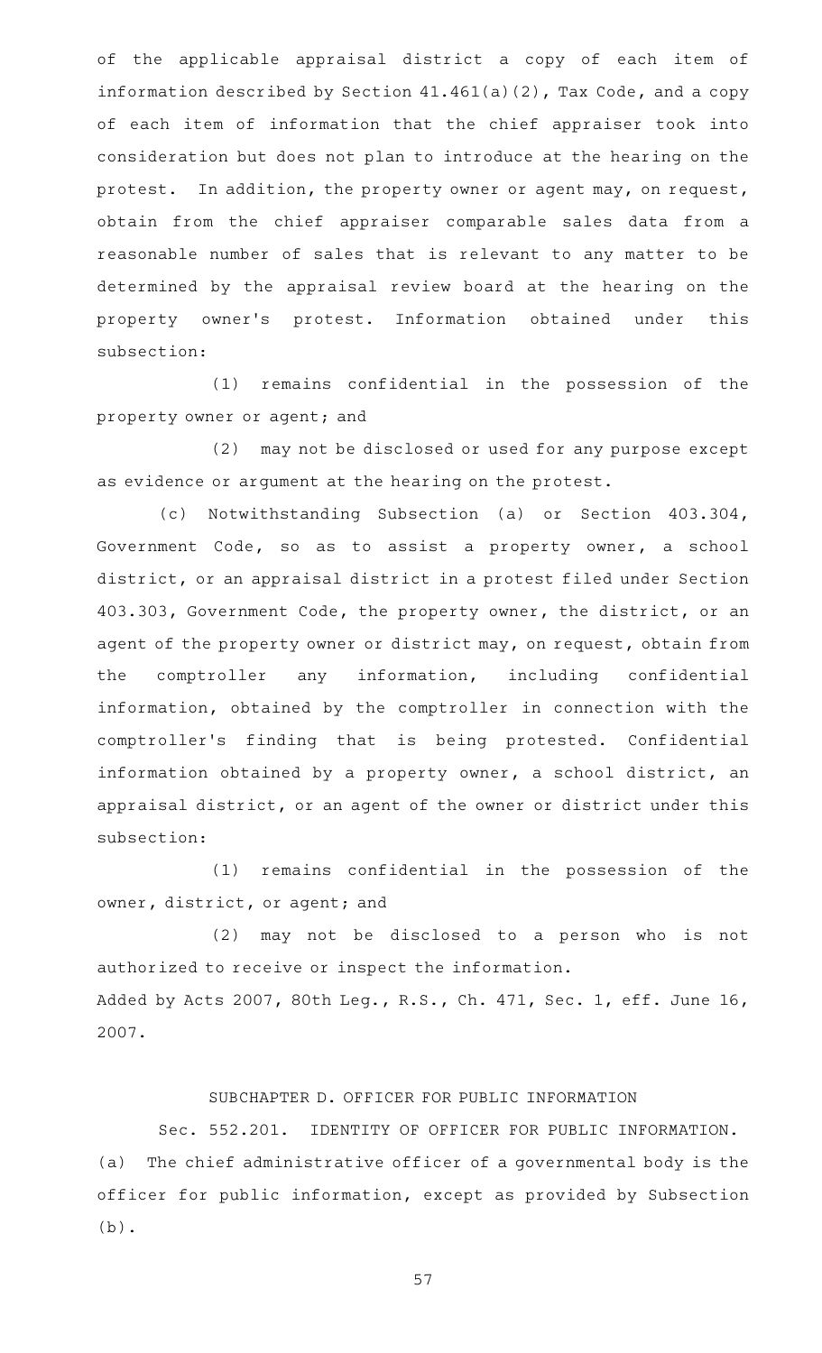of the applicable appraisal district a copy of each item of information described by Section 41.461(a)(2), Tax Code, and a copy of each item of information that the chief appraiser took into consideration but does not plan to introduce at the hearing on the protest. In addition, the property owner or agent may, on request, obtain from the chief appraiser comparable sales data from a reasonable number of sales that is relevant to any matter to be determined by the appraisal review board at the hearing on the property owner's protest. Information obtained under this subsection:

(1) remains confidential in the possession of the property owner or agent; and

(2) may not be disclosed or used for any purpose except as evidence or argument at the hearing on the protest.

(c) Notwithstanding Subsection (a) or Section 403.304, Government Code, so as to assist a property owner, a school district, or an appraisal district in a protest filed under Section 403.303, Government Code, the property owner, the district, or an agent of the property owner or district may, on request, obtain from the comptroller any information, including confidential information, obtained by the comptroller in connection with the comptroller's finding that is being protested. Confidential information obtained by a property owner, a school district, an appraisal district, or an agent of the owner or district under this subsection:

(1) remains confidential in the possession of the owner, district, or agent; and

(2) may not be disclosed to a person who is not authorized to receive or inspect the information.

Added by Acts 2007, 80th Leg., R.S., Ch. 471, Sec. 1, eff. June 16, 2007.

## SUBCHAPTER D. OFFICER FOR PUBLIC INFORMATION

Sec. 552.201. IDENTITY OF OFFICER FOR PUBLIC INFORMATION.

(a) The chief administrative officer of a governmental body is the officer for public information, except as provided by Subsection (b).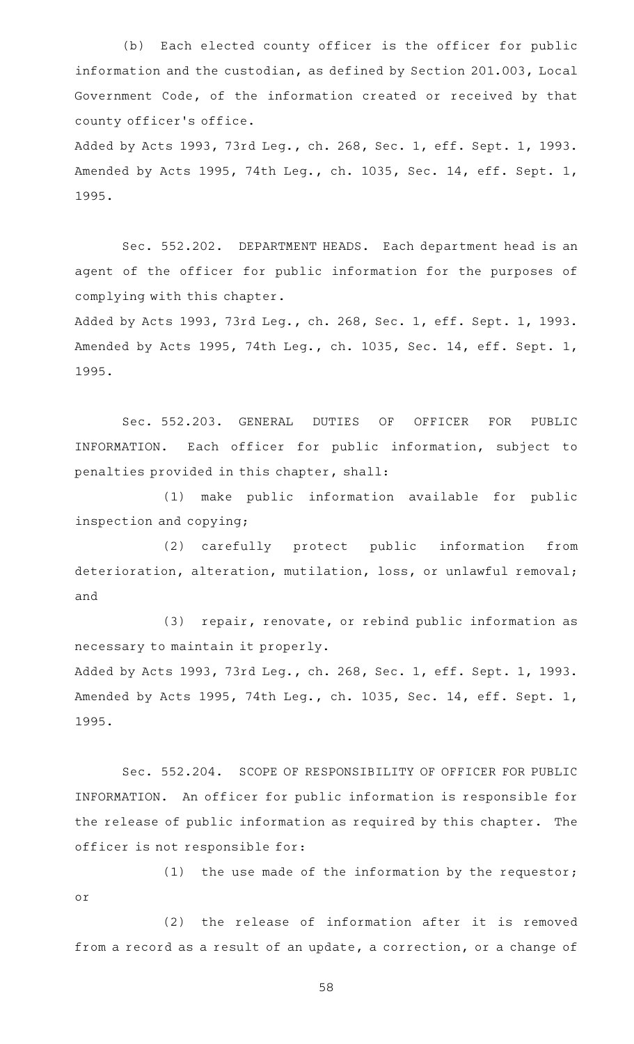(b) Each elected county officer is the officer for public information and the custodian, as defined by Section 201.003, Local Government Code, of the information created or received by that county officer's office.

Added by Acts 1993, 73rd Leg., ch. 268, Sec. 1, eff. Sept. 1, 1993. Amended by Acts 1995, 74th Leg., ch. 1035, Sec. 14, eff. Sept. 1, 1995.

Sec. 552.202. DEPARTMENT HEADS. Each department head is an agent of the officer for public information for the purposes of complying with this chapter.

Added by Acts 1993, 73rd Leg., ch. 268, Sec. 1, eff. Sept. 1, 1993. Amended by Acts 1995, 74th Leg., ch. 1035, Sec. 14, eff. Sept. 1, 1995.

Sec. 552.203. GENERAL DUTIES OF OFFICER FOR PUBLIC INFORMATION. Each officer for public information, subject to penalties provided in this chapter, shall:

(1) make public information available for public inspection and copying;

(2) carefully protect public information from deterioration, alteration, mutilation, loss, or unlawful removal; and

(3) repair, renovate, or rebind public information as necessary to maintain it properly.

Added by Acts 1993, 73rd Leg., ch. 268, Sec. 1, eff. Sept. 1, 1993. Amended by Acts 1995, 74th Leg., ch. 1035, Sec. 14, eff. Sept. 1, 1995.

Sec. 552.204. SCOPE OF RESPONSIBILITY OF OFFICER FOR PUBLIC INFORMATION. An officer for public information is responsible for the release of public information as required by this chapter. The officer is not responsible for:

(1) the use made of the information by the requestor; or

(2) the release of information after it is removed from a record as a result of an update, a correction, or a change of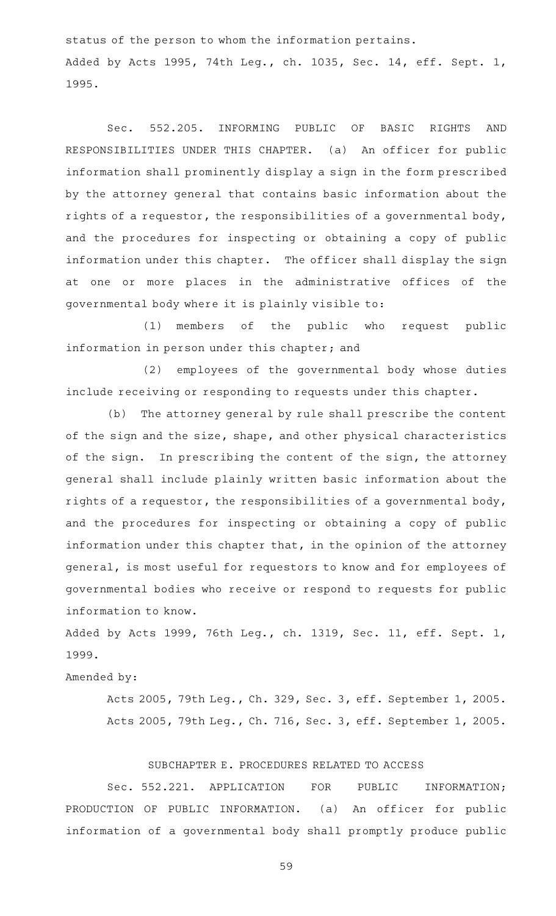status of the person to whom the information pertains.
Added by Acts 1995, 74th Leg., ch. 1035, Sec. 14, eff. Sept. 1, 1995.

Sec. 552.205. INFORMING PUBLIC OF BASIC RIGHTS AND RESPONSIBILITIES UNDER THIS CHAPTER. (a) An officer for public information shall prominently display a sign in the form prescribed by the attorney general that contains basic information about the rights of a requestor, the responsibilities of a governmental body, and the procedures for inspecting or obtaining a copy of public information under this chapter. The officer shall display the sign at one or more places in the administrative offices of the governmental body where it is plainly visible to:

(1) members of the public who request public information in person under this chapter; and

(2) employees of the governmental body whose duties include receiving or responding to requests under this chapter.

(b) The attorney general by rule shall prescribe the content of the sign and the size, shape, and other physical characteristics of the sign. In prescribing the content of the sign, the attorney general shall include plainly written basic information about the rights of a requestor, the responsibilities of a governmental body, and the procedures for inspecting or obtaining a copy of public information under this chapter that, in the opinion of the attorney general, is most useful for requestors to know and for employees of governmental bodies who receive or respond to requests for public information to know.

Added by Acts 1999, 76th Leg., ch. 1319, Sec. 11, eff. Sept. 1, 1999.

Amended by:

Acts 2005, 79th Leg., Ch. 329, Sec. 3, eff. September 1, 2005.

Acts 2005, 79th Leg., Ch. 716, Sec. 3, eff. September 1, 2005.

SUBCHAPTER E. PROCEDURES RELATED TO ACCESS

Sec. 552.221. APPLICATION FOR PUBLIC INFORMATION; PRODUCTION OF PUBLIC INFORMATION. (a) An officer for public information of a governmental body shall promptly produce public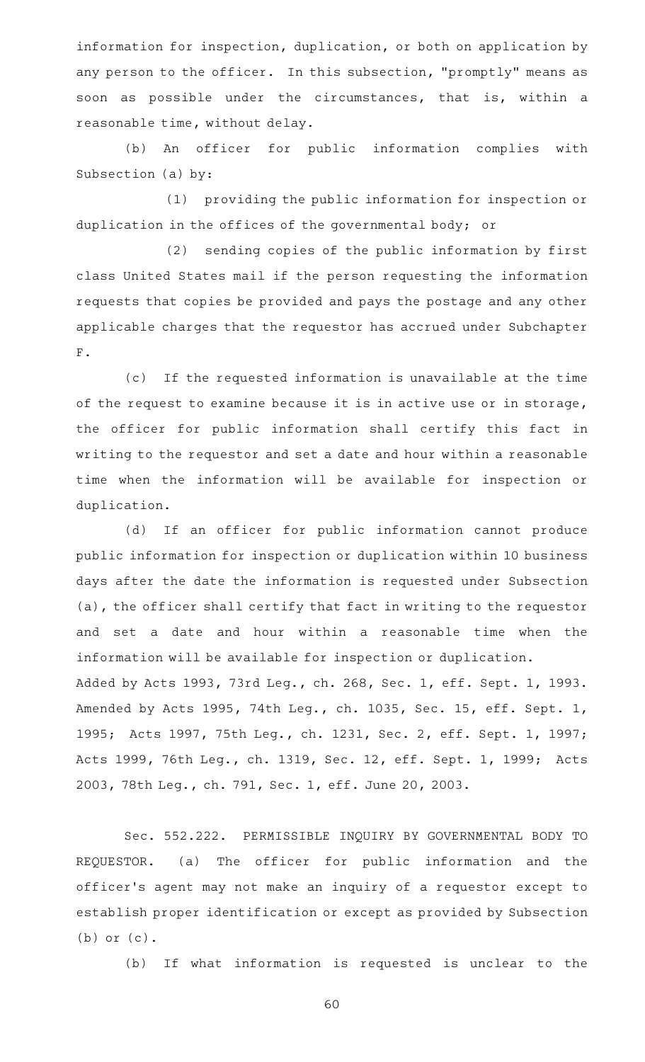information for inspection, duplication, or both on application by any person to the officer. In this subsection, "promptly" means as soon as possible under the circumstances, that is, within a reasonable time, without delay.

(b) An officer for public information complies with Subsection (a) by:

(1) providing the public information for inspection or duplication in the offices of the governmental body; or

(2) sending copies of the public information by first class United States mail if the person requesting the information requests that copies be provided and pays the postage and any other applicable charges that the requestor has accrued under Subchapter F.

(c) If the requested information is unavailable at the time of the request to examine because it is in active use or in storage, the officer for public information shall certify this fact in writing to the requestor and set a date and hour within a reasonable time when the information will be available for inspection or duplication.

(d) If an officer for public information cannot produce public information for inspection or duplication within 10 business days after the date the information is requested under Subsection (a), the officer shall certify that fact in writing to the requestor and set a date and hour within a reasonable time when the information will be available for inspection or duplication.

Added by Acts 1993, 73rd Leg., ch. 268, Sec. 1, eff. Sept. 1, 1993. Amended by Acts 1995, 74th Leg., ch. 1035, Sec. 15, eff. Sept. 1, 1995; Acts 1997, 75th Leg., ch. 1231, Sec. 2, eff. Sept. 1, 1997; Acts 1999, 76th Leg., ch. 1319, Sec. 12, eff. Sept. 1, 1999; Acts 2003, 78th Leg., ch. 791, Sec. 1, eff. June 20, 2003.

Sec. 552.222. PERMISSIBLE INQUIRY BY GOVERNMENTAL BODY TO REQUESTOR. (a) The officer for public information and the officer's agent may not make an inquiry of a requestor except to establish proper identification or except as provided by Subsection (b) or (c).

(b) If what information is requested is unclear to the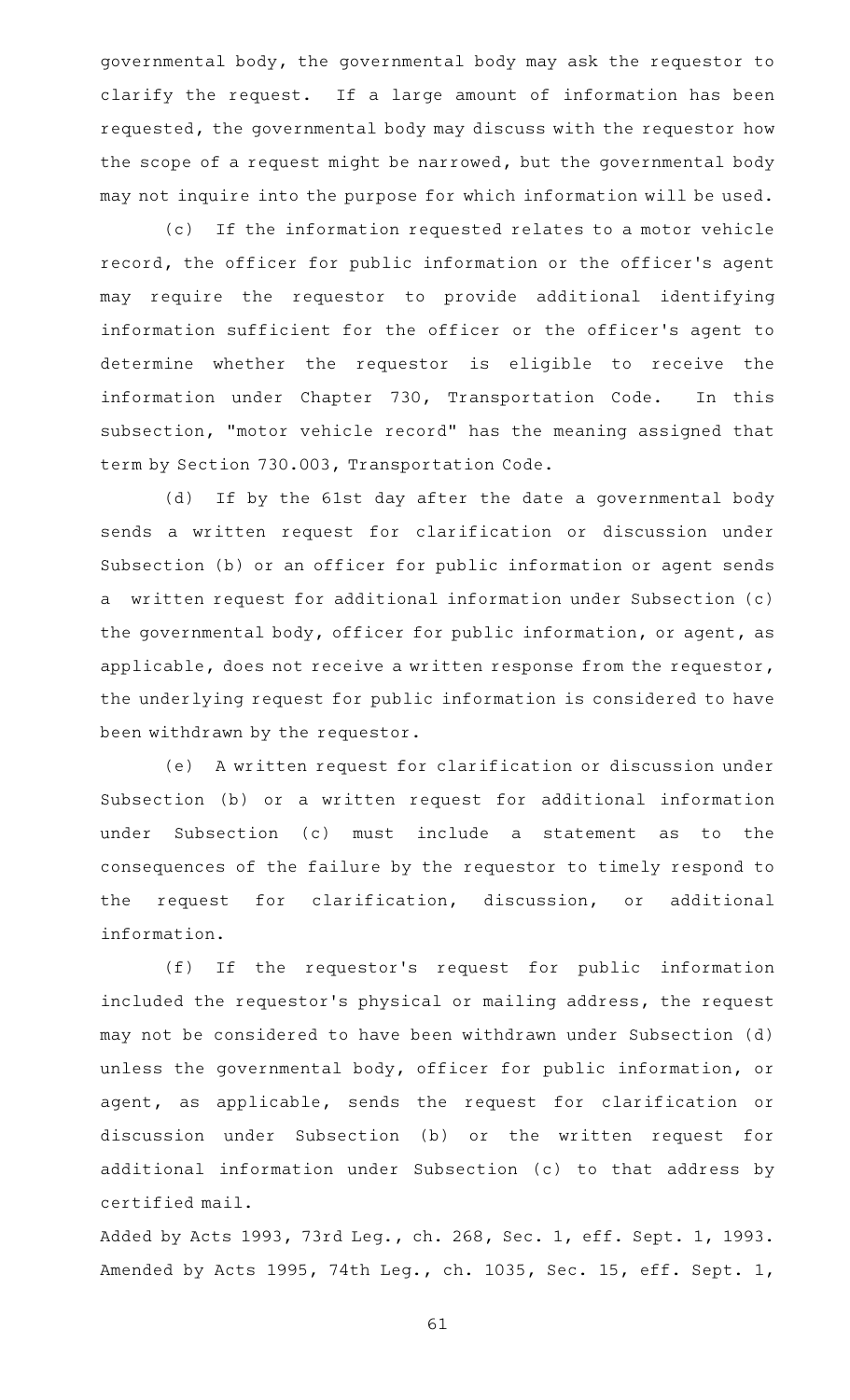governmental body, the governmental body may ask the requestor to clarify the request. If a large amount of information has been requested, the governmental body may discuss with the requestor how the scope of a request might be narrowed, but the governmental body may not inquire into the purpose for which information will be used.

(c) If the information requested relates to a motor vehicle record, the officer for public information or the officer's agent may require the requestor to provide additional identifying information sufficient for the officer or the officer's agent to determine whether the requestor is eligible to receive the information under Chapter 730, Transportation Code. In this subsection, "motor vehicle record" has the meaning assigned that term by Section 730.003, Transportation Code.

(d) If by the 61st day after the date a governmental body sends a written request for clarification or discussion under Subsection (b) or an officer for public information or agent sends a written request for additional information under Subsection (c) the governmental body, officer for public information, or agent, as applicable, does not receive a written response from the requestor, the underlying request for public information is considered to have been withdrawn by the requestor.

(e) A written request for clarification or discussion under Subsection (b) or a written request for additional information under Subsection (c) must include a statement as to the consequences of the failure by the requestor to timely respond to the request for clarification, discussion, or additional information.

(f) If the requestor's request for public information included the requestor's physical or mailing address, the request may not be considered to have been withdrawn under Subsection (d) unless the governmental body, officer for public information, or agent, as applicable, sends the request for clarification or discussion under Subsection (b) or the written request for additional information under Subsection (c) to that address by certified mail.

Added by Acts 1993, 73rd Leg., ch. 268, Sec. 1, eff. Sept. 1, 1993. Amended by Acts 1995, 74th Leg., ch. 1035, Sec. 15, eff. Sept. 1,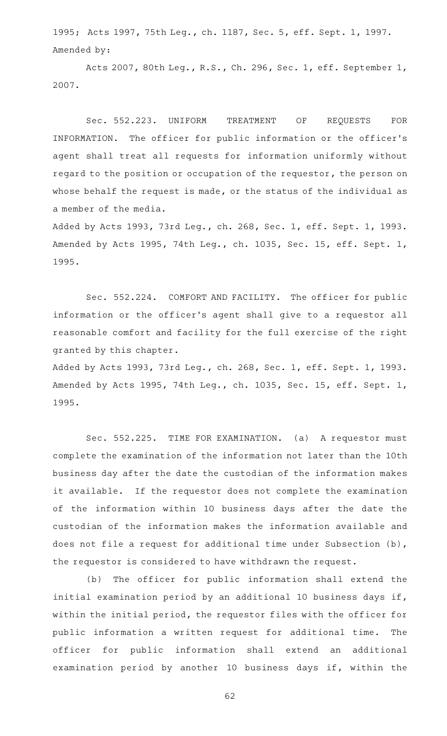1995; Acts 1997, 75th Leg., ch. 1187, Sec. 5, eff. Sept. 1, 1997.
Amended by:

Acts 2007, 80th Leg., R.S., Ch. 296, Sec. 1, eff. September 1, 2007.

Sec. 552.223. UNIFORM TREATMENT OF REQUESTS FOR INFORMATION. The officer for public information or the officer's agent shall treat all requests for information uniformly without regard to the position or occupation of the requestor, the person on whose behalf the request is made, or the status of the individual as a member of the media.
Added by Acts 1993, 73rd Leg., ch. 268, Sec. 1, eff. Sept. 1, 1993. Amended by Acts 1995, 74th Leg., ch. 1035, Sec. 15, eff. Sept. 1, 1995.

Sec. 552.224. COMFORT AND FACILITY. The officer for public information or the officer's agent shall give to a requestor all reasonable comfort and facility for the full exercise of the right granted by this chapter.
Added by Acts 1993, 73rd Leg., ch. 268, Sec. 1, eff. Sept. 1, 1993. Amended by Acts 1995, 74th Leg., ch. 1035, Sec. 15, eff. Sept. 1, 1995.

Sec. 552.225. TIME FOR EXAMINATION. (a) A requestor must complete the examination of the information not later than the 10th business day after the date the custodian of the information makes it available. If the requestor does not complete the examination of the information within 10 business days after the date the custodian of the information makes the information available and does not file a request for additional time under Subsection (b), the requestor is considered to have withdrawn the request.

(b) The officer for public information shall extend the initial examination period by an additional 10 business days if, within the initial period, the requestor files with the officer for public information a written request for additional time. The officer for public information shall extend an additional examination period by another 10 business days if, within the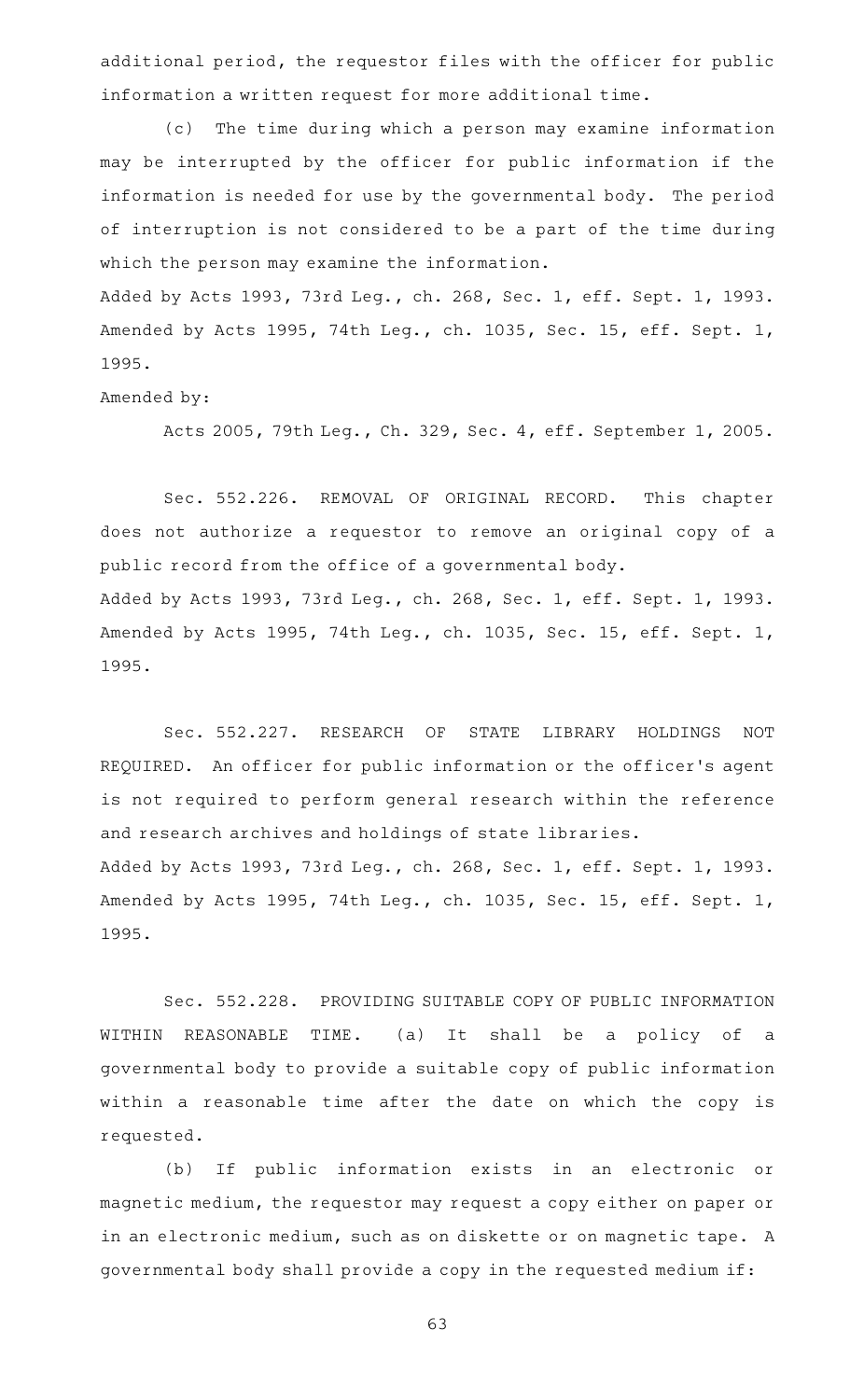additional period, the requestor files with the officer for public information a written request for more additional time.

(c) The time during which a person may examine information may be interrupted by the officer for public information if the information is needed for use by the governmental body. The period of interruption is not considered to be a part of the time during which the person may examine the information.

Added by Acts 1993, 73rd Leg., ch. 268, Sec. 1, eff. Sept. 1, 1993. Amended by Acts 1995, 74th Leg., ch. 1035, Sec. 15, eff. Sept. 1, 1995.

Amended by:

Acts 2005, 79th Leg., Ch. 329, Sec. 4, eff. September 1, 2005.

Sec. 552.226. REMOVAL OF ORIGINAL RECORD. This chapter does not authorize a requestor to remove an original copy of a public record from the office of a governmental body.

Added by Acts 1993, 73rd Leg., ch. 268, Sec. 1, eff. Sept. 1, 1993. Amended by Acts 1995, 74th Leg., ch. 1035, Sec. 15, eff. Sept. 1, 1995.

Sec. 552.227. RESEARCH OF STATE LIBRARY HOLDINGS NOT REQUIRED. An officer for public information or the officer's agent is not required to perform general research within the reference and research archives and holdings of state libraries.

Added by Acts 1993, 73rd Leg., ch. 268, Sec. 1, eff. Sept. 1, 1993. Amended by Acts 1995, 74th Leg., ch. 1035, Sec. 15, eff. Sept. 1, 1995.

Sec. 552.228. PROVIDING SUITABLE COPY OF PUBLIC INFORMATION WITHIN REASONABLE TIME. (a) It shall be a policy of a governmental body to provide a suitable copy of public information within a reasonable time after the date on which the copy is requested.

(b) If public information exists in an electronic or magnetic medium, the requestor may request a copy either on paper or in an electronic medium, such as on diskette or on magnetic tape. A governmental body shall provide a copy in the requested medium if: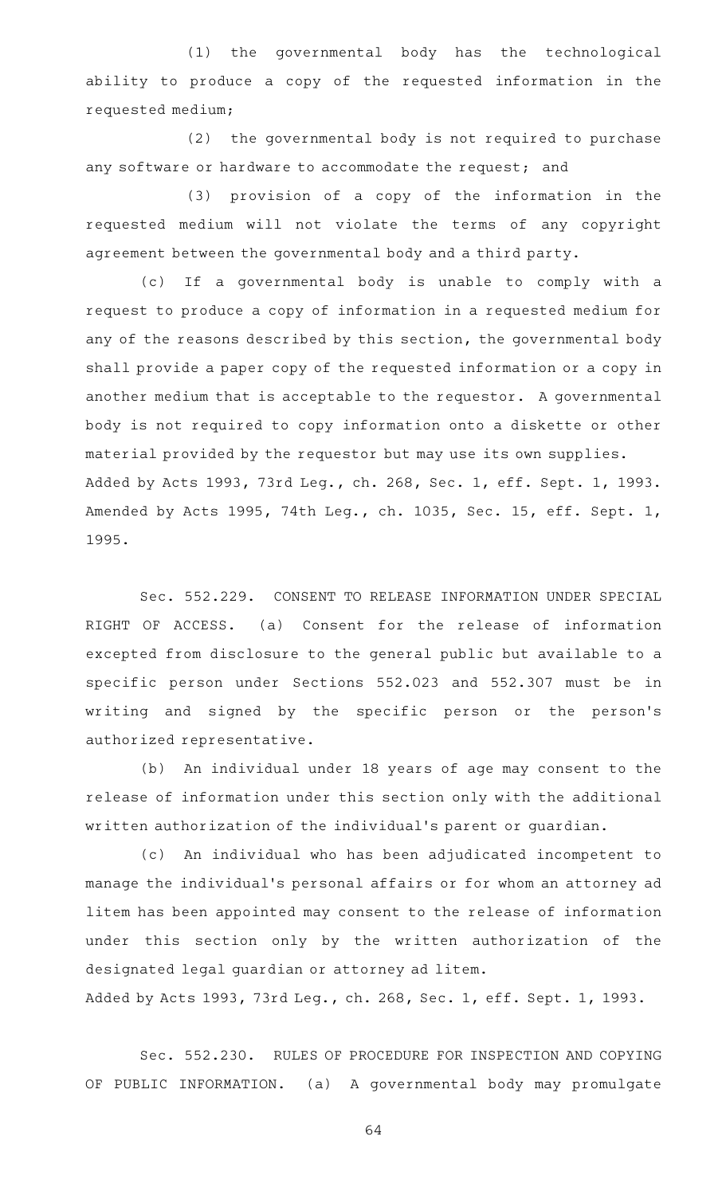(1) the governmental body has the technological ability to produce a copy of the requested information in the requested medium;

(2) the governmental body is not required to purchase any software or hardware to accommodate the request; and

(3) provision of a copy of the information in the requested medium will not violate the terms of any copyright agreement between the governmental body and a third party.

(c) If a governmental body is unable to comply with a request to produce a copy of information in a requested medium for any of the reasons described by this section, the governmental body shall provide a paper copy of the requested information or a copy in another medium that is acceptable to the requestor. A governmental body is not required to copy information onto a diskette or other material provided by the requestor but may use its own supplies.

Added by Acts 1993, 73rd Leg., ch. 268, Sec. 1, eff. Sept. 1, 1993. Amended by Acts 1995, 74th Leg., ch. 1035, Sec. 15, eff. Sept. 1, 1995.

Sec. 552.229. CONSENT TO RELEASE INFORMATION UNDER SPECIAL RIGHT OF ACCESS. (a) Consent for the release of information excepted from disclosure to the general public but available to a specific person under Sections 552.023 and 552.307 must be in writing and signed by the specific person or the person's authorized representative.

(b) An individual under 18 years of age may consent to the release of information under this section only with the additional written authorization of the individual's parent or guardian.

(c) An individual who has been adjudicated incompetent to manage the individual's personal affairs or for whom an attorney ad litem has been appointed may consent to the release of information under this section only by the written authorization of the designated legal guardian or attorney ad litem.

Added by Acts 1993, 73rd Leg., ch. 268, Sec. 1, eff. Sept. 1, 1993.

Sec. 552.230. RULES OF PROCEDURE FOR INSPECTION AND COPYING OF PUBLIC INFORMATION. (a) A governmental body may promulgate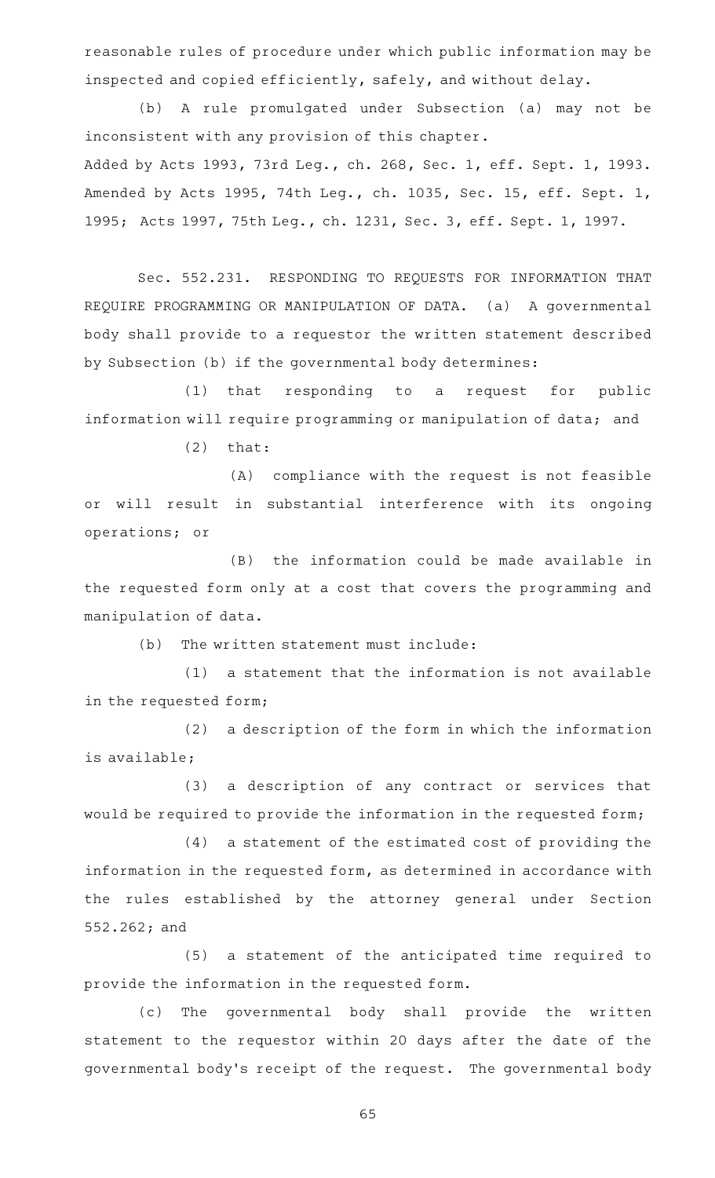reasonable rules of procedure under which public information may be inspected and copied efficiently, safely, and without delay.

(b) A rule promulgated under Subsection (a) may not be inconsistent with any provision of this chapter.

Added by Acts 1993, 73rd Leg., ch. 268, Sec. 1, eff. Sept. 1, 1993. Amended by Acts 1995, 74th Leg., ch. 1035, Sec. 15, eff. Sept. 1, 1995; Acts 1997, 75th Leg., ch. 1231, Sec. 3, eff. Sept. 1, 1997.

Sec. 552.231. RESPONDING TO REQUESTS FOR INFORMATION THAT REQUIRE PROGRAMMING OR MANIPULATION OF DATA. (a) A governmental body shall provide to a requestor the written statement described by Subsection (b) if the governmental body determines:

(1) that responding to a request for public information will require programming or manipulation of data; and

(2) that:

(A) compliance with the request is not feasible or will result in substantial interference with its ongoing operations; or

(B) the information could be made available in the requested form only at a cost that covers the programming and manipulation of data.

(b) The written statement must include:

(1) a statement that the information is not available in the requested form;

(2) a description of the form in which the information is available;

(3) a description of any contract or services that would be required to provide the information in the requested form;

(4) a statement of the estimated cost of providing the information in the requested form, as determined in accordance with the rules established by the attorney general under Section 552.262; and

(5) a statement of the anticipated time required to provide the information in the requested form.

(c) The governmental body shall provide the written statement to the requestor within 20 days after the date of the governmental body's receipt of the request. The governmental body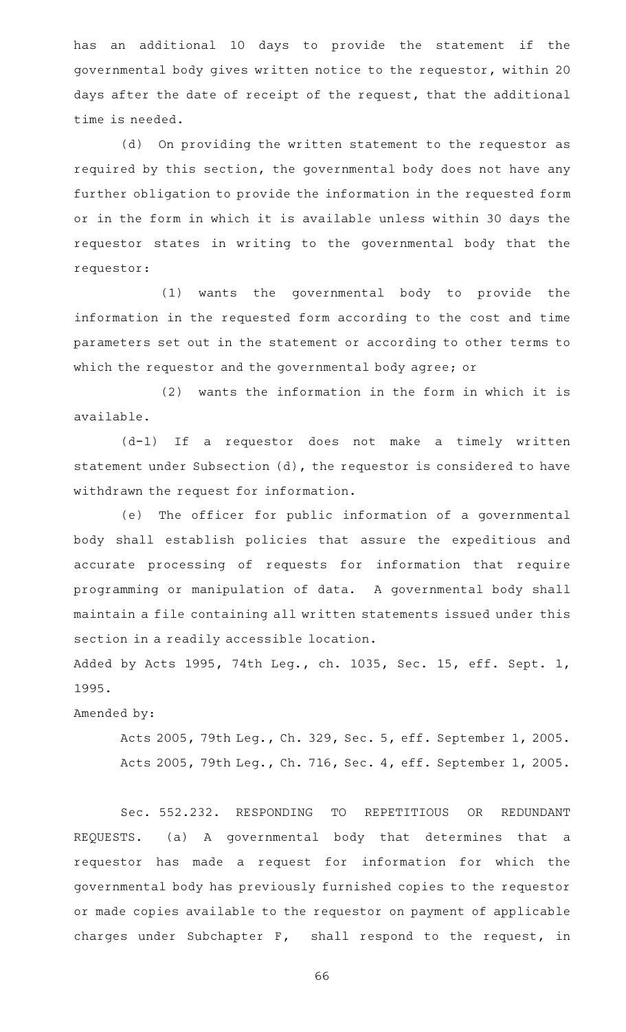has an additional 10 days to provide the statement if the governmental body gives written notice to the requestor, within 20 days after the date of receipt of the request, that the additional time is needed.

(d) On providing the written statement to the requestor as required by this section, the governmental body does not have any further obligation to provide the information in the requested form or in the form in which it is available unless within 30 days the requestor states in writing to the governmental body that the requestor:

(1) wants the governmental body to provide the information in the requested form according to the cost and time parameters set out in the statement or according to other terms to which the requestor and the governmental body agree; or

(2) wants the information in the form in which it is available.

(d-1) If a requestor does not make a timely written statement under Subsection (d), the requestor is considered to have withdrawn the request for information.

(e) The officer for public information of a governmental body shall establish policies that assure the expeditious and accurate processing of requests for information that require programming or manipulation of data. A governmental body shall maintain a file containing all written statements issued under this section in a readily accessible location.

Added by Acts 1995, 74th Leg., ch. 1035, Sec. 15, eff. Sept. 1, 1995.

Amended by:

Acts 2005, 79th Leg., Ch. 329, Sec. 5, eff. September 1, 2005.

Acts 2005, 79th Leg., Ch. 716, Sec. 4, eff. September 1, 2005.

Sec. 552.232. RESPONDING TO REPETITIOUS OR REDUNDANT REQUESTS. (a) A governmental body that determines that a requestor has made a request for information for which the governmental body has previously furnished copies to the requestor or made copies available to the requestor on payment of applicable charges under Subchapter F, shall respond to the request, in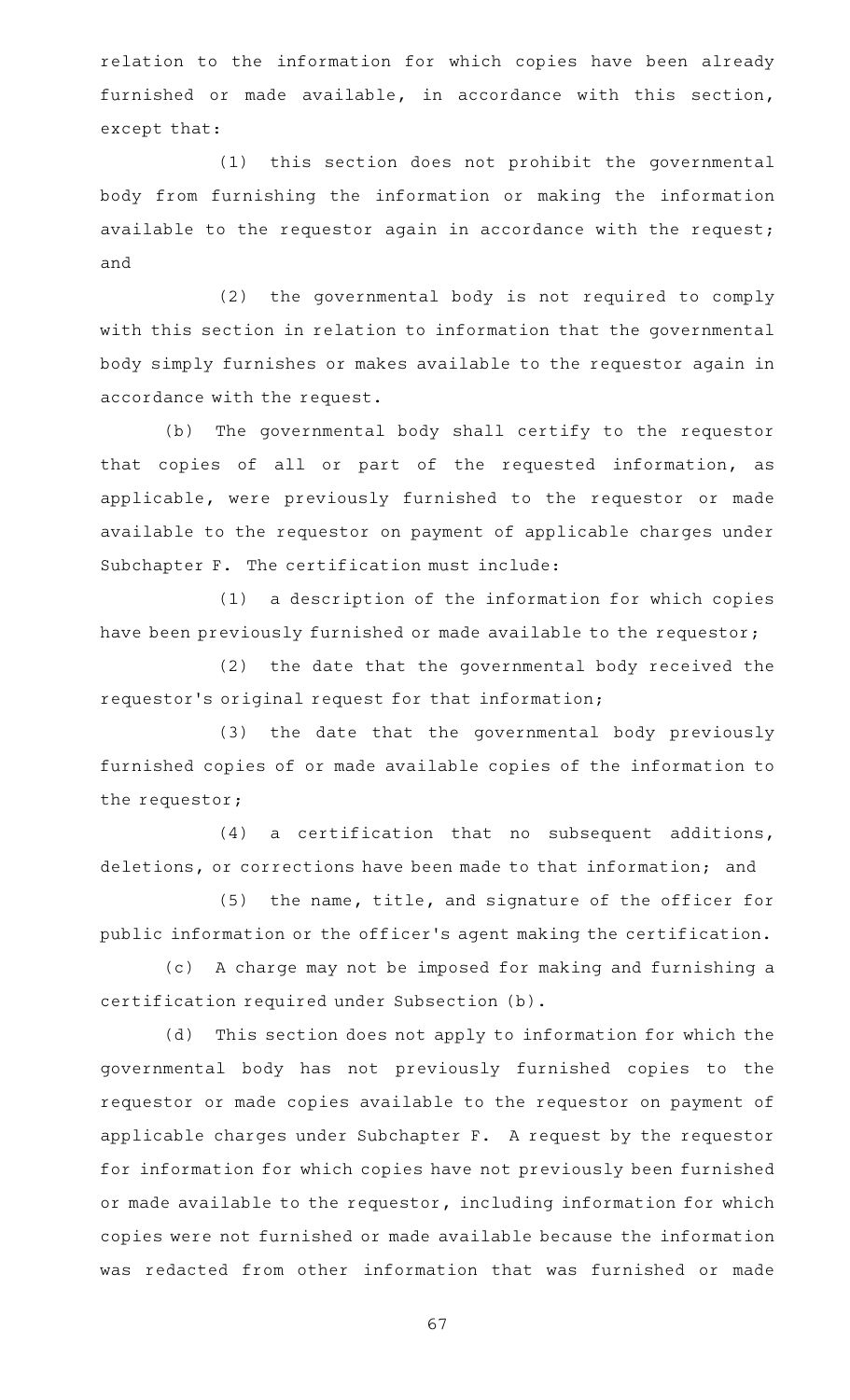relation to the information for which copies have been already furnished or made available, in accordance with this section, except that:

(1) this section does not prohibit the governmental body from furnishing the information or making the information available to the requestor again in accordance with the request; and

(2) the governmental body is not required to comply with this section in relation to information that the governmental body simply furnishes or makes available to the requestor again in accordance with the request.

(b) The governmental body shall certify to the requestor that copies of all or part of the requested information, as applicable, were previously furnished to the requestor or made available to the requestor on payment of applicable charges under Subchapter F. The certification must include:

(1) a description of the information for which copies have been previously furnished or made available to the requestor;

(2) the date that the governmental body received the requestor's original request for that information;

(3) the date that the governmental body previously furnished copies of or made available copies of the information to the requestor;

(4) a certification that no subsequent additions, deletions, or corrections have been made to that information; and

(5) the name, title, and signature of the officer for public information or the officer's agent making the certification.

(c) A charge may not be imposed for making and furnishing a certification required under Subsection (b).

(d) This section does not apply to information for which the governmental body has not previously furnished copies to the requestor or made copies available to the requestor on payment of applicable charges under Subchapter F. A request by the requestor for information for which copies have not previously been furnished or made available to the requestor, including information for which copies were not furnished or made available because the information was redacted from other information that was furnished or made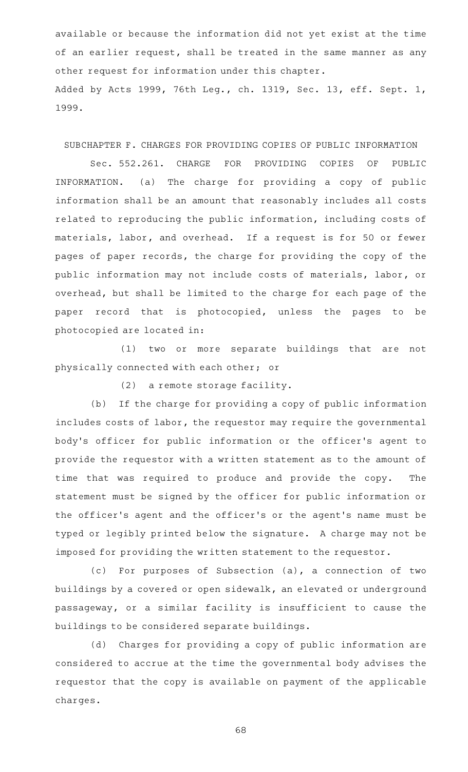available or because the information did not yet exist at the time of an earlier request, shall be treated in the same manner as any other request for information under this chapter.

Added by Acts 1999, 76th Leg., ch. 1319, Sec. 13, eff. Sept. 1, 1999.

## SUBCHAPTER F. CHARGES FOR PROVIDING COPIES OF PUBLIC INFORMATION

Sec. 552.261. CHARGE FOR PROVIDING COPIES OF PUBLIC INFORMATION. (a) The charge for providing a copy of public information shall be an amount that reasonably includes all costs related to reproducing the public information, including costs of materials, labor, and overhead. If a request is for 50 or fewer pages of paper records, the charge for providing the copy of the public information may not include costs of materials, labor, or overhead, but shall be limited to the charge for each page of the paper record that is photocopied, unless the pages to be photocopied are located in:

(1) two or more separate buildings that are not physically connected with each other; or

(2) a remote storage facility.

(b) If the charge for providing a copy of public information includes costs of labor, the requestor may require the governmental body's officer for public information or the officer's agent to provide the requestor with a written statement as to the amount of time that was required to produce and provide the copy. The statement must be signed by the officer for public information or the officer's agent and the officer's or the agent's name must be typed or legibly printed below the signature. A charge may not be imposed for providing the written statement to the requestor.

(c) For purposes of Subsection (a), a connection of two buildings by a covered or open sidewalk, an elevated or underground passageway, or a similar facility is insufficient to cause the buildings to be considered separate buildings.

(d) Charges for providing a copy of public information are considered to accrue at the time the governmental body advises the requestor that the copy is available on payment of the applicable charges.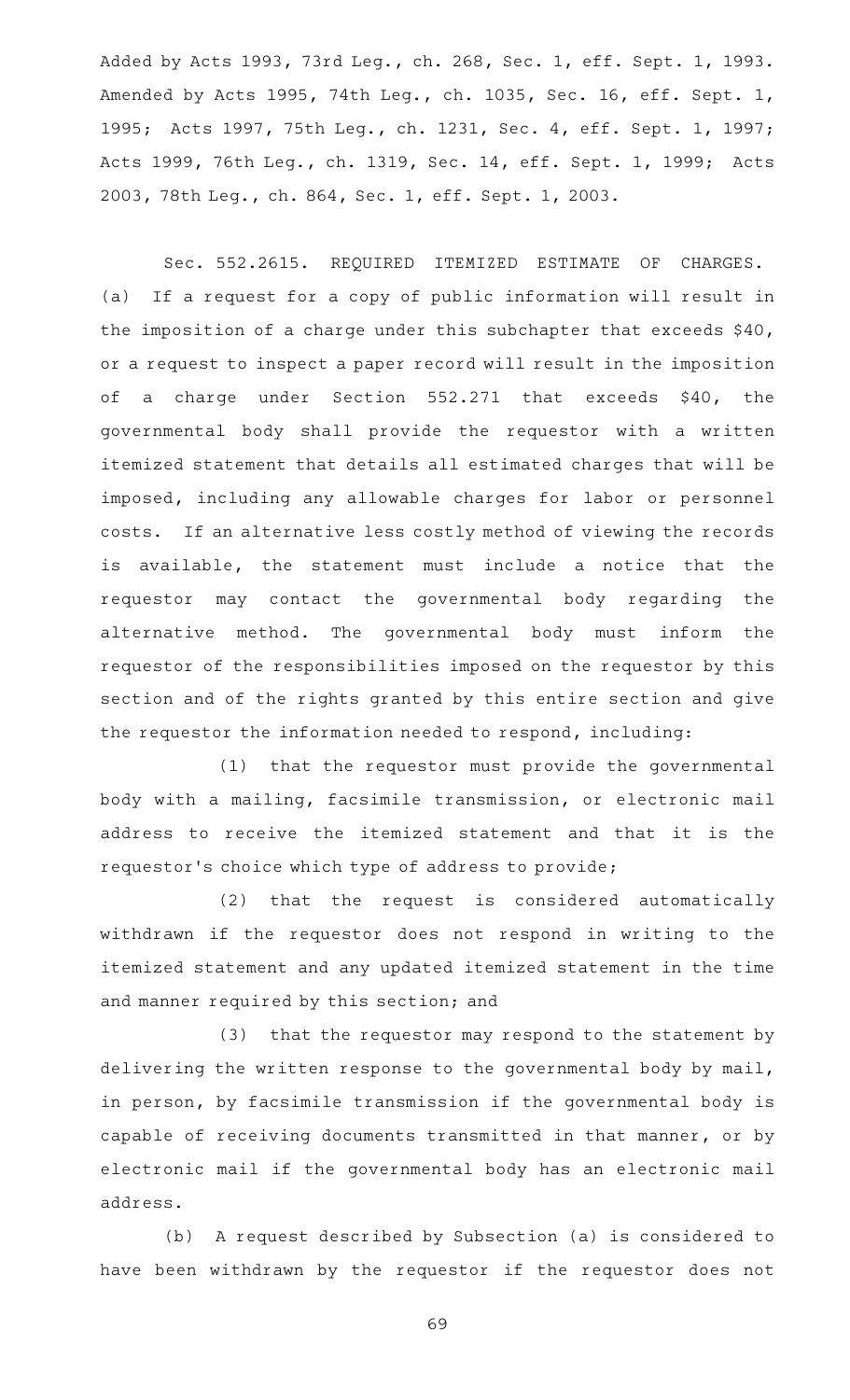Added by Acts 1993, 73rd Leg., ch. 268, Sec. 1, eff. Sept. 1, 1993. Amended by Acts 1995, 74th Leg., ch. 1035, Sec. 16, eff. Sept. 1, 1995; Acts 1997, 75th Leg., ch. 1231, Sec. 4, eff. Sept. 1, 1997; Acts 1999, 76th Leg., ch. 1319, Sec. 14, eff. Sept. 1, 1999; Acts 2003, 78th Leg., ch. 864, Sec. 1, eff. Sept. 1, 2003.

Sec. 552.2615. REQUIRED ITEMIZED ESTIMATE OF CHARGES. (a) If a request for a copy of public information will result in the imposition of a charge under this subchapter that exceeds $40, or a request to inspect a paper record will result in the imposition of a charge under Section 552.271 that exceeds $40, the governmental body shall provide the requestor with a written itemized statement that details all estimated charges that will be imposed, including any allowable charges for labor or personnel costs. If an alternative less costly method of viewing the records is available, the statement must include a notice that the requestor may contact the governmental body regarding the alternative method. The governmental body must inform the requestor of the responsibilities imposed on the requestor by this section and of the rights granted by this entire section and give the requestor the information needed to respond, including:

(1) that the requestor must provide the governmental body with a mailing, facsimile transmission, or electronic mail address to receive the itemized statement and that it is the requestor's choice which type of address to provide;

(2) that the request is considered automatically withdrawn if the requestor does not respond in writing to the itemized statement and any updated itemized statement in the time and manner required by this section; and

(3) that the requestor may respond to the statement by delivering the written response to the governmental body by mail, in person, by facsimile transmission if the governmental body is capable of receiving documents transmitted in that manner, or by electronic mail if the governmental body has an electronic mail address.

(b) A request described by Subsection (a) is considered to have been withdrawn by the requestor if the requestor does not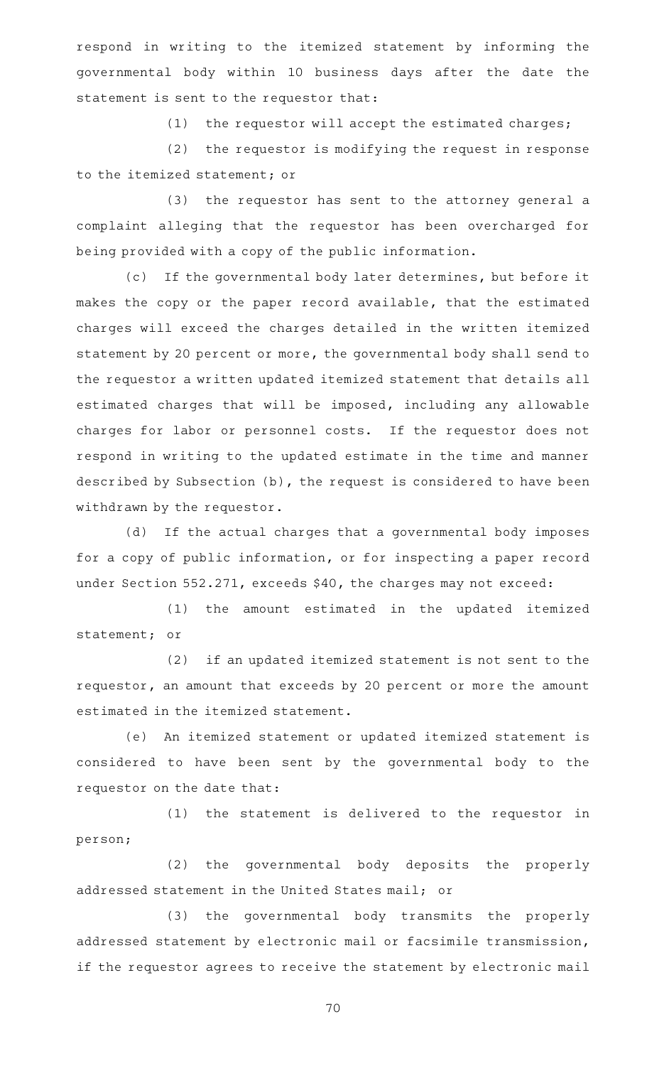respond in writing to the itemized statement by informing the governmental body within 10 business days after the date the statement is sent to the requestor that:

(1) the requestor will accept the estimated charges;

(2) the requestor is modifying the request in response to the itemized statement; or

(3) the requestor has sent to the attorney general a complaint alleging that the requestor has been overcharged for being provided with a copy of the public information.

(c) If the governmental body later determines, but before it makes the copy or the paper record available, that the estimated charges will exceed the charges detailed in the written itemized statement by 20 percent or more, the governmental body shall send to the requestor a written updated itemized statement that details all estimated charges that will be imposed, including any allowable charges for labor or personnel costs. If the requestor does not respond in writing to the updated estimate in the time and manner described by Subsection (b), the request is considered to have been withdrawn by the requestor.

(d) If the actual charges that a governmental body imposes for a copy of public information, or for inspecting a paper record under Section 552.271, exceeds $40, the charges may not exceed:

(1) the amount estimated in the updated itemized statement; or

(2) if an updated itemized statement is not sent to the requestor, an amount that exceeds by 20 percent or more the amount estimated in the itemized statement.

(e) An itemized statement or updated itemized statement is considered to have been sent by the governmental body to the requestor on the date that:

(1) the statement is delivered to the requestor in person;

(2) the governmental body deposits the properly addressed statement in the United States mail; or

(3) the governmental body transmits the properly addressed statement by electronic mail or facsimile transmission, if the requestor agrees to receive the statement by electronic mail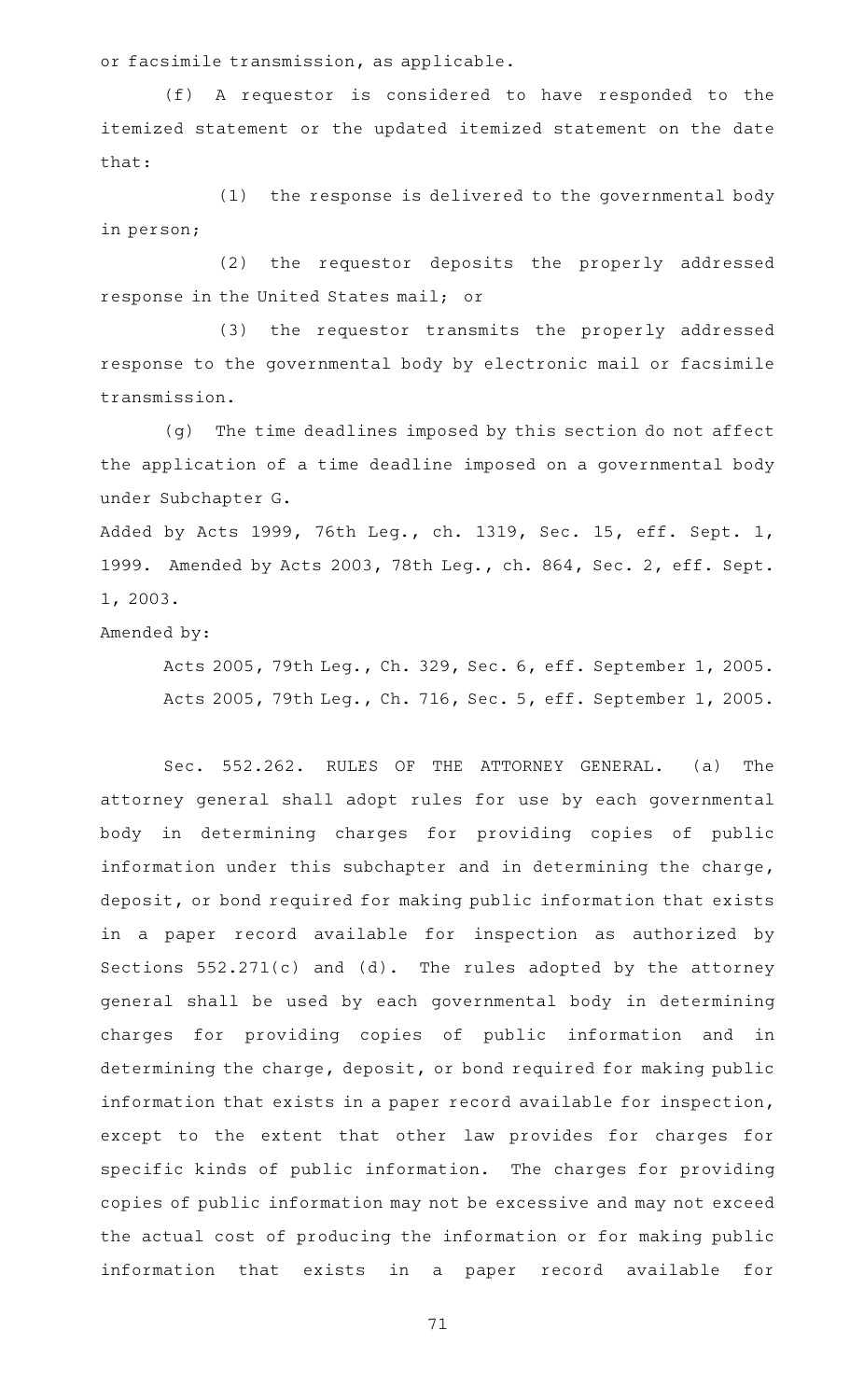or facsimile transmission, as applicable.

(f) A requestor is considered to have responded to the itemized statement or the updated itemized statement on the date that:

(1) the response is delivered to the governmental body in person;

(2) the requestor deposits the properly addressed response in the United States mail; or

(3) the requestor transmits the properly addressed response to the governmental body by electronic mail or facsimile transmission.

(g) The time deadlines imposed by this section do not affect the application of a time deadline imposed on a governmental body under Subchapter G.

Added by Acts 1999, 76th Leg., ch. 1319, Sec. 15, eff. Sept. 1, 1999. Amended by Acts 2003, 78th Leg., ch. 864, Sec. 2, eff. Sept. 1, 2003.

Amended by:

Acts 2005, 79th Leg., Ch. 329, Sec. 6, eff. September 1, 2005.

Acts 2005, 79th Leg., Ch. 716, Sec. 5, eff. September 1, 2005.

Sec. 552.262. RULES OF THE ATTORNEY GENERAL. (a) The attorney general shall adopt rules for use by each governmental body in determining charges for providing copies of public information under this subchapter and in determining the charge, deposit, or bond required for making public information that exists in a paper record available for inspection as authorized by Sections 552.271(c) and (d). The rules adopted by the attorney general shall be used by each governmental body in determining charges for providing copies of public information and in determining the charge, deposit, or bond required for making public information that exists in a paper record available for inspection, except to the extent that other law provides for charges for specific kinds of public information. The charges for providing copies of public information may not be excessive and may not exceed the actual cost of producing the information or for making public information that exists in a paper record available for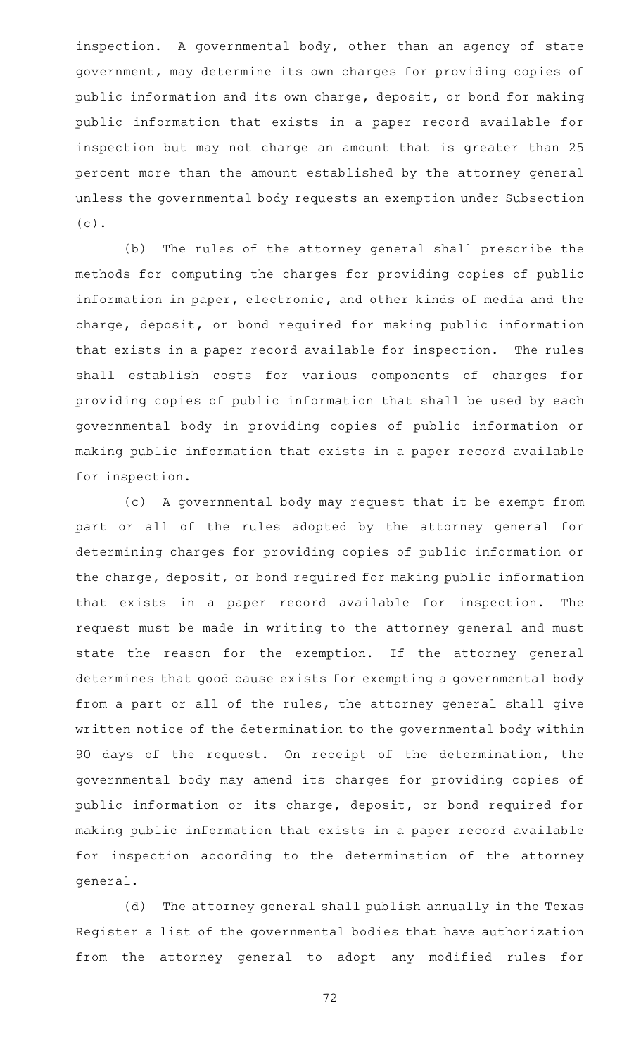inspection. A governmental body, other than an agency of state government, may determine its own charges for providing copies of public information and its own charge, deposit, or bond for making public information that exists in a paper record available for inspection but may not charge an amount that is greater than 25 percent more than the amount established by the attorney general unless the governmental body requests an exemption under Subsection (c).

(b) The rules of the attorney general shall prescribe the methods for computing the charges for providing copies of public information in paper, electronic, and other kinds of media and the charge, deposit, or bond required for making public information that exists in a paper record available for inspection. The rules shall establish costs for various components of charges for providing copies of public information that shall be used by each governmental body in providing copies of public information or making public information that exists in a paper record available for inspection.

(c) A governmental body may request that it be exempt from part or all of the rules adopted by the attorney general for determining charges for providing copies of public information or the charge, deposit, or bond required for making public information that exists in a paper record available for inspection. The request must be made in writing to the attorney general and must state the reason for the exemption. If the attorney general determines that good cause exists for exempting a governmental body from a part or all of the rules, the attorney general shall give written notice of the determination to the governmental body within 90 days of the request. On receipt of the determination, the governmental body may amend its charges for providing copies of public information or its charge, deposit, or bond required for making public information that exists in a paper record available for inspection according to the determination of the attorney general.

(d) The attorney general shall publish annually in the Texas Register a list of the governmental bodies that have authorization from the attorney general to adopt any modified rules for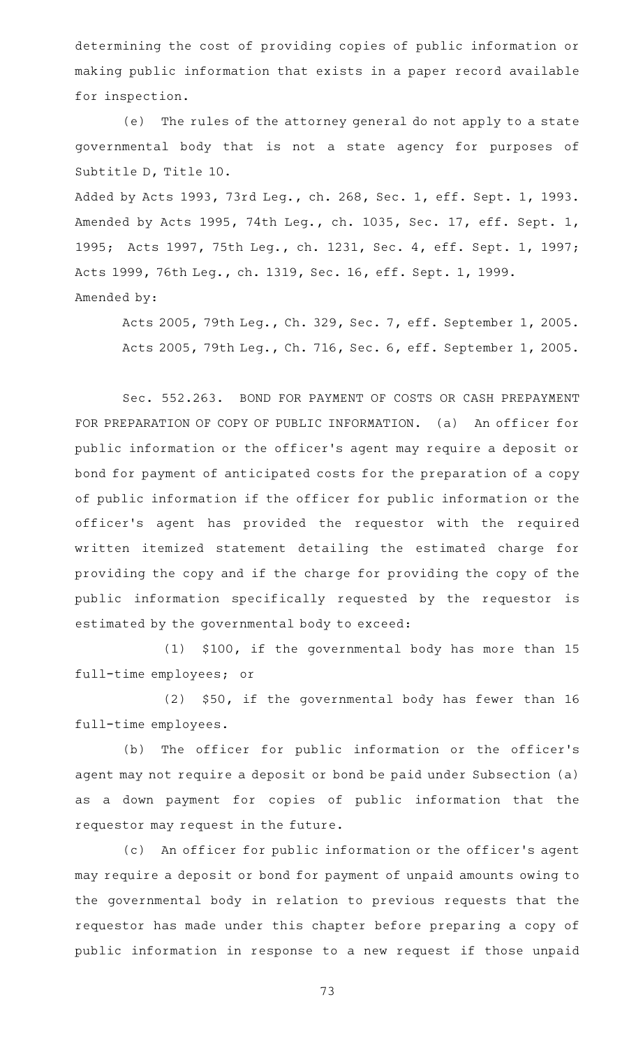determining the cost of providing copies of public information or making public information that exists in a paper record available for inspection.

(e) The rules of the attorney general do not apply to a state governmental body that is not a state agency for purposes of Subtitle D, Title 10.

Added by Acts 1993, 73rd Leg., ch. 268, Sec. 1, eff. Sept. 1, 1993. Amended by Acts 1995, 74th Leg., ch. 1035, Sec. 17, eff. Sept. 1, 1995; Acts 1997, 75th Leg., ch. 1231, Sec. 4, eff. Sept. 1, 1997; Acts 1999, 76th Leg., ch. 1319, Sec. 16, eff. Sept. 1, 1999.

Amended by:

Acts 2005, 79th Leg., Ch. 329, Sec. 7, eff. September 1, 2005.

Acts 2005, 79th Leg., Ch. 716, Sec. 6, eff. September 1, 2005.

Sec. 552.263. BOND FOR PAYMENT OF COSTS OR CASH PREPAYMENT FOR PREPARATION OF COPY OF PUBLIC INFORMATION. (a) An officer for public information or the officer's agent may require a deposit or bond for payment of anticipated costs for the preparation of a copy of public information if the officer for public information or the officer's agent has provided the requestor with the required written itemized statement detailing the estimated charge for providing the copy and if the charge for providing the copy of the public information specifically requested by the requestor is estimated by the governmental body to exceed:

(1) $100, if the governmental body has more than 15 full-time employees; or

(2) $50, if the governmental body has fewer than 16 full-time employees.

(b) The officer for public information or the officer's agent may not require a deposit or bond be paid under Subsection (a) as a down payment for copies of public information that the requestor may request in the future.

(c) An officer for public information or the officer's agent may require a deposit or bond for payment of unpaid amounts owing to the governmental body in relation to previous requests that the requestor has made under this chapter before preparing a copy of public information in response to a new request if those unpaid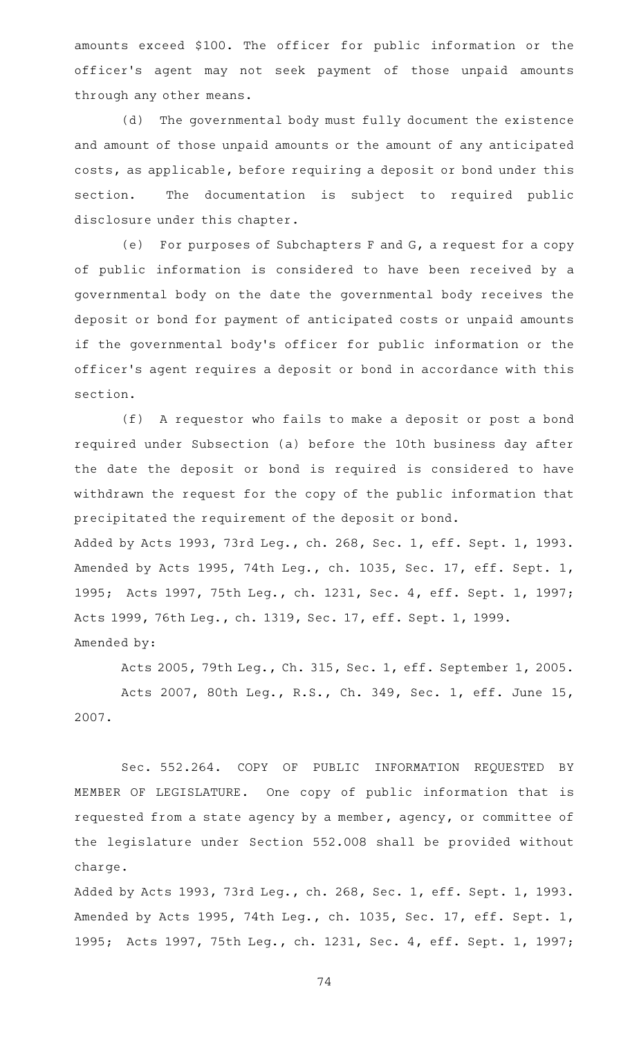amounts exceed $100. The officer for public information or the officer's agent may not seek payment of those unpaid amounts through any other means.

(d) The governmental body must fully document the existence and amount of those unpaid amounts or the amount of any anticipated costs, as applicable, before requiring a deposit or bond under this section. The documentation is subject to required public disclosure under this chapter.

(e) For purposes of Subchapters F and G, a request for a copy of public information is considered to have been received by a governmental body on the date the governmental body receives the deposit or bond for payment of anticipated costs or unpaid amounts if the governmental body's officer for public information or the officer's agent requires a deposit or bond in accordance with this section.

(f) A requestor who fails to make a deposit or post a bond required under Subsection (a) before the 10th business day after the date the deposit or bond is required is considered to have withdrawn the request for the copy of the public information that precipitated the requirement of the deposit or bond.

Added by Acts 1993, 73rd Leg., ch. 268, Sec. 1, eff. Sept. 1, 1993. Amended by Acts 1995, 74th Leg., ch. 1035, Sec. 17, eff. Sept. 1, 1995; Acts 1997, 75th Leg., ch. 1231, Sec. 4, eff. Sept. 1, 1997; Acts 1999, 76th Leg., ch. 1319, Sec. 17, eff. Sept. 1, 1999.

Amended by:

Acts 2005, 79th Leg., Ch. 315, Sec. 1, eff. September 1, 2005.

Acts 2007, 80th Leg., R.S., Ch. 349, Sec. 1, eff. June 15, 2007.

Sec. 552.264. COPY OF PUBLIC INFORMATION REQUESTED BY MEMBER OF LEGISLATURE. One copy of public information that is requested from a state agency by a member, agency, or committee of the legislature under Section 552.008 shall be provided without charge.

Added by Acts 1993, 73rd Leg., ch. 268, Sec. 1, eff. Sept. 1, 1993. Amended by Acts 1995, 74th Leg., ch. 1035, Sec. 17, eff. Sept. 1, 1995; Acts 1997, 75th Leg., ch. 1231, Sec. 4, eff. Sept. 1, 1997;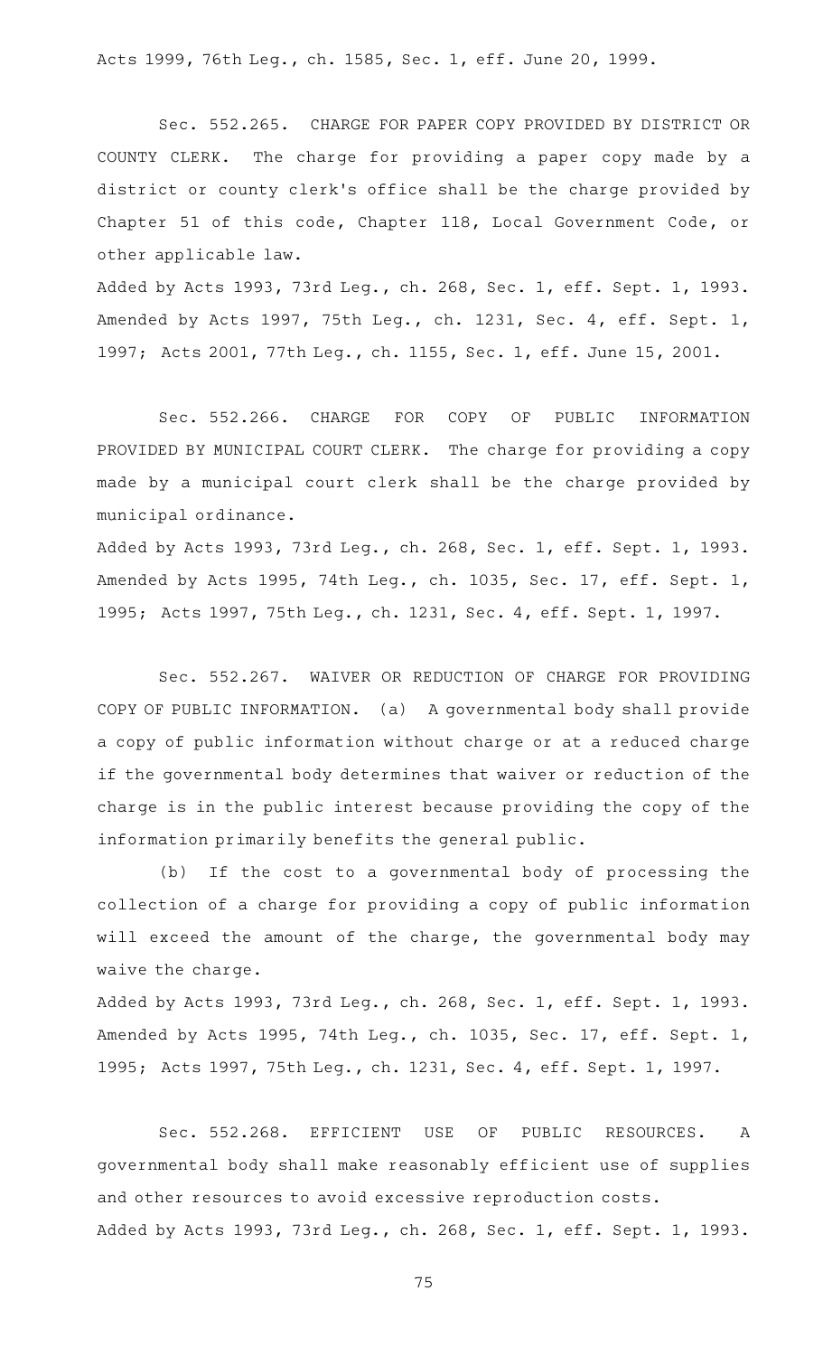Acts 1999, 76th Leg., ch. 1585, Sec. 1, eff. June 20, 1999.

Sec. 552.265. CHARGE FOR PAPER COPY PROVIDED BY DISTRICT OR COUNTY CLERK. The charge for providing a paper copy made by a district or county clerk's office shall be the charge provided by Chapter 51 of this code, Chapter 118, Local Government Code, or other applicable law.

Added by Acts 1993, 73rd Leg., ch. 268, Sec. 1, eff. Sept. 1, 1993. Amended by Acts 1997, 75th Leg., ch. 1231, Sec. 4, eff. Sept. 1, 1997; Acts 2001, 77th Leg., ch. 1155, Sec. 1, eff. June 15, 2001.

Sec. 552.266. CHARGE FOR COPY OF PUBLIC INFORMATION PROVIDED BY MUNICIPAL COURT CLERK. The charge for providing a copy made by a municipal court clerk shall be the charge provided by municipal ordinance.

Added by Acts 1993, 73rd Leg., ch. 268, Sec. 1, eff. Sept. 1, 1993. Amended by Acts 1995, 74th Leg., ch. 1035, Sec. 17, eff. Sept. 1, 1995; Acts 1997, 75th Leg., ch. 1231, Sec. 4, eff. Sept. 1, 1997.

Sec. 552.267. WAIVER OR REDUCTION OF CHARGE FOR PROVIDING COPY OF PUBLIC INFORMATION. (a) A governmental body shall provide a copy of public information without charge or at a reduced charge if the governmental body determines that waiver or reduction of the charge is in the public interest because providing the copy of the information primarily benefits the general public.

(b) If the cost to a governmental body of processing the collection of a charge for providing a copy of public information will exceed the amount of the charge, the governmental body may waive the charge.

Added by Acts 1993, 73rd Leg., ch. 268, Sec. 1, eff. Sept. 1, 1993. Amended by Acts 1995, 74th Leg., ch. 1035, Sec. 17, eff. Sept. 1, 1995; Acts 1997, 75th Leg., ch. 1231, Sec. 4, eff. Sept. 1, 1997.

Sec. 552.268. EFFICIENT USE OF PUBLIC RESOURCES. A governmental body shall make reasonably efficient use of supplies and other resources to avoid excessive reproduction costs.

Added by Acts 1993, 73rd Leg., ch. 268, Sec. 1, eff. Sept. 1, 1993.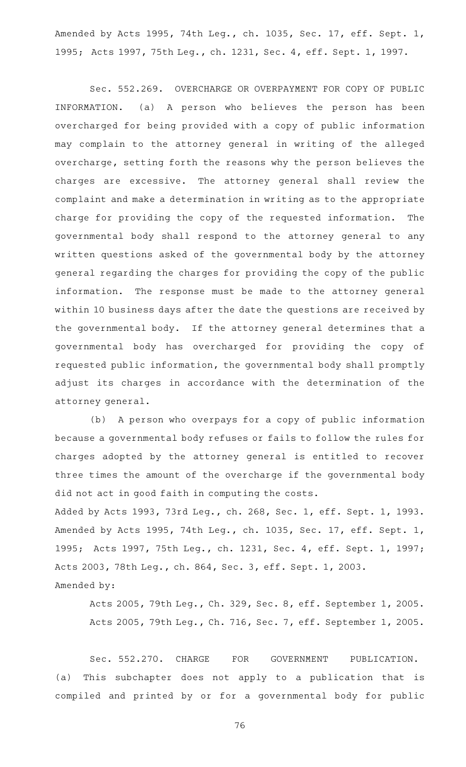Amended by Acts 1995, 74th Leg., ch. 1035, Sec. 17, eff. Sept. 1, 1995; Acts 1997, 75th Leg., ch. 1231, Sec. 4, eff. Sept. 1, 1997.

Sec. 552.269. OVERCHARGE OR OVERPAYMENT FOR COPY OF PUBLIC INFORMATION. (a) A person who believes the person has been overcharged for being provided with a copy of public information may complain to the attorney general in writing of the alleged overcharge, setting forth the reasons why the person believes the charges are excessive. The attorney general shall review the complaint and make a determination in writing as to the appropriate charge for providing the copy of the requested information. The governmental body shall respond to the attorney general to any written questions asked of the governmental body by the attorney general regarding the charges for providing the copy of the public information. The response must be made to the attorney general within 10 business days after the date the questions are received by the governmental body. If the attorney general determines that a governmental body has overcharged for providing the copy of requested public information, the governmental body shall promptly adjust its charges in accordance with the determination of the attorney general.

(b) A person who overpays for a copy of public information because a governmental body refuses or fails to follow the rules for charges adopted by the attorney general is entitled to recover three times the amount of the overcharge if the governmental body did not act in good faith in computing the costs.

Added by Acts 1993, 73rd Leg., ch. 268, Sec. 1, eff. Sept. 1, 1993. Amended by Acts 1995, 74th Leg., ch. 1035, Sec. 17, eff. Sept. 1, 1995; Acts 1997, 75th Leg., ch. 1231, Sec. 4, eff. Sept. 1, 1997; Acts 2003, 78th Leg., ch. 864, Sec. 3, eff. Sept. 1, 2003.

Amended by:

Acts 2005, 79th Leg., Ch. 329, Sec. 8, eff. September 1, 2005.

Acts 2005, 79th Leg., Ch. 716, Sec. 7, eff. September 1, 2005.

Sec. 552.270. CHARGE FOR GOVERNMENT PUBLICATION. (a) This subchapter does not apply to a publication that is compiled and printed by or for a governmental body for public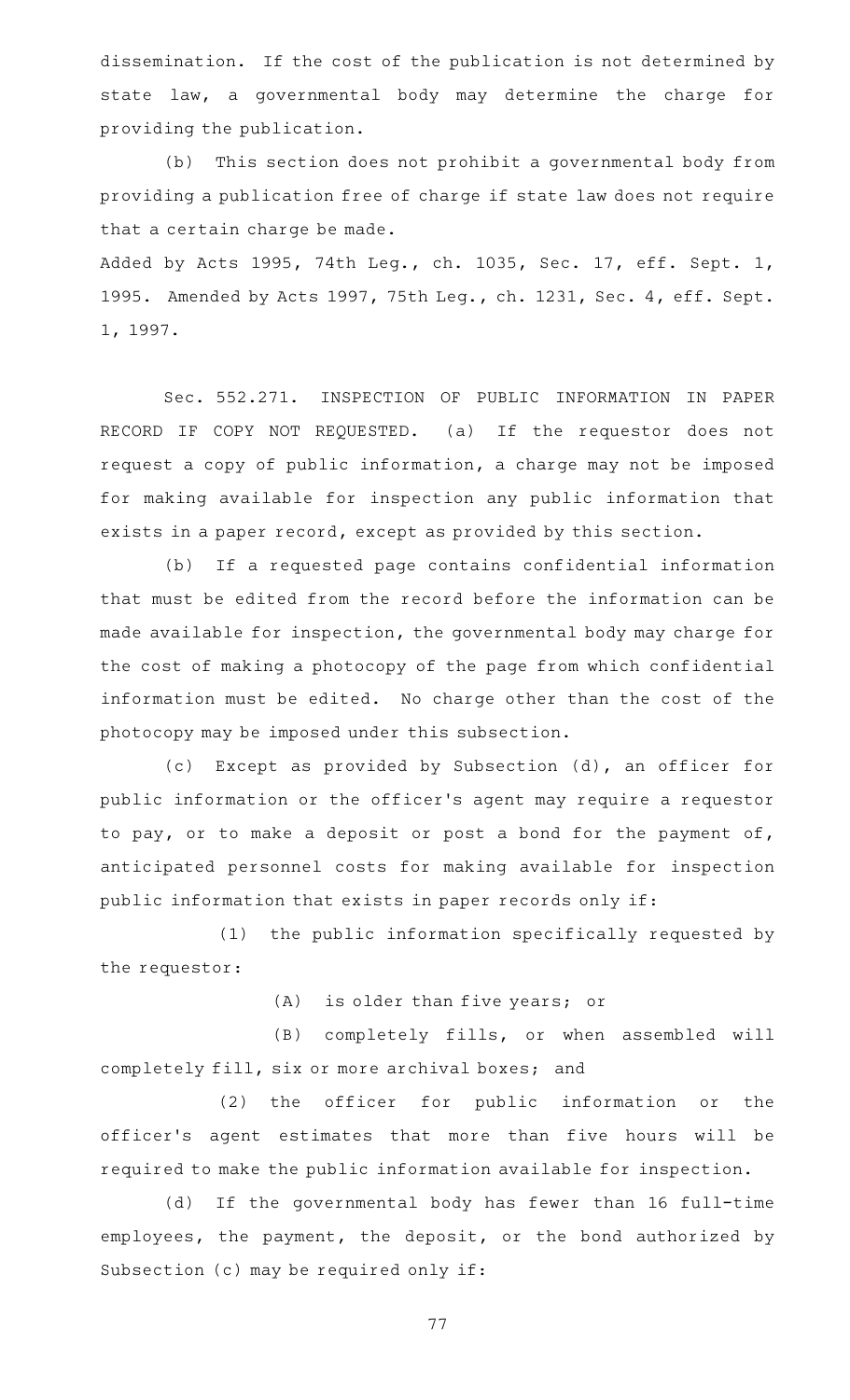dissemination. If the cost of the publication is not determined by state law, a governmental body may determine the charge for providing the publication.

(b) This section does not prohibit a governmental body from providing a publication free of charge if state law does not require that a certain charge be made.

Added by Acts 1995, 74th Leg., ch. 1035, Sec. 17, eff. Sept. 1, 1995. Amended by Acts 1997, 75th Leg., ch. 1231, Sec. 4, eff. Sept. 1, 1997.

Sec. 552.271. INSPECTION OF PUBLIC INFORMATION IN PAPER RECORD IF COPY NOT REQUESTED. (a) If the requestor does not request a copy of public information, a charge may not be imposed for making available for inspection any public information that exists in a paper record, except as provided by this section.

(b) If a requested page contains confidential information that must be edited from the record before the information can be made available for inspection, the governmental body may charge for the cost of making a photocopy of the page from which confidential information must be edited. No charge other than the cost of the photocopy may be imposed under this subsection.

(c) Except as provided by Subsection (d), an officer for public information or the officer's agent may require a requestor to pay, or to make a deposit or post a bond for the payment of, anticipated personnel costs for making available for inspection public information that exists in paper records only if:

(1) the public information specifically requested by the requestor:

(A) is older than five years; or

(B) completely fills, or when assembled will completely fill, six or more archival boxes; and

(2) the officer for public information or the officer's agent estimates that more than five hours will be required to make the public information available for inspection.

(d) If the governmental body has fewer than 16 full-time employees, the payment, the deposit, or the bond authorized by Subsection (c) may be required only if: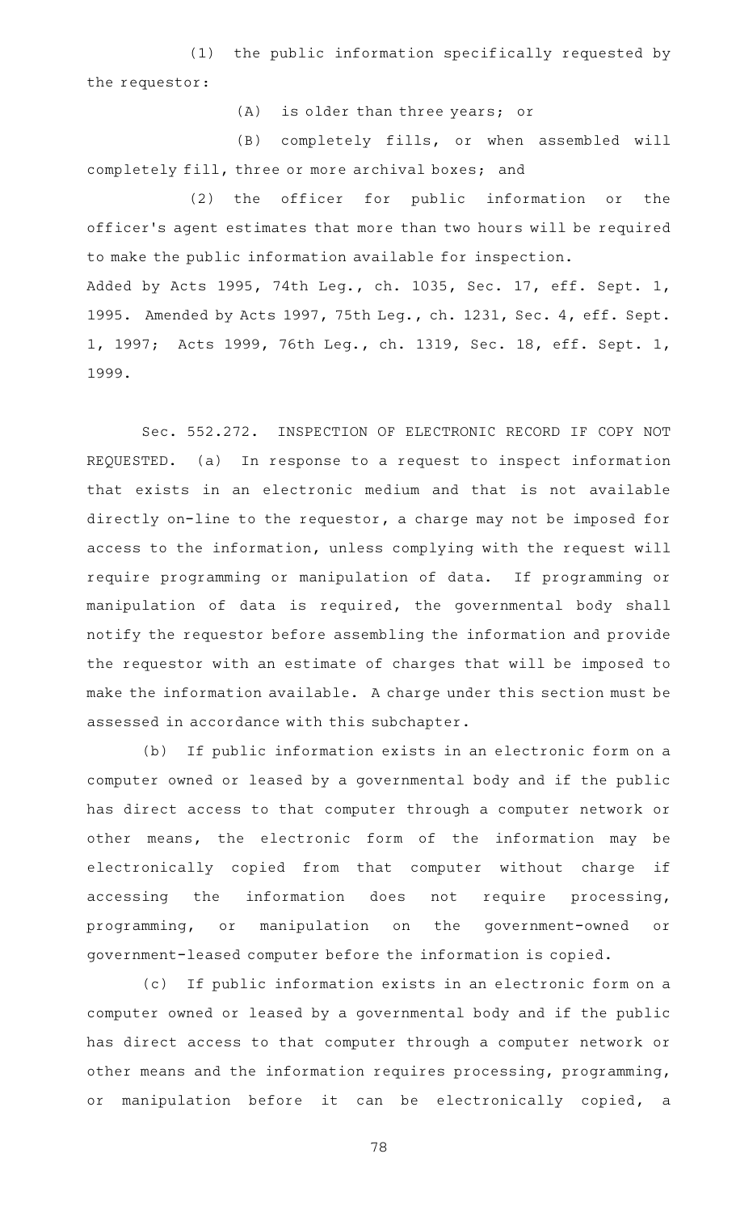(1) the public information specifically requested by the requestor:

(A) is older than three years; or

(B) completely fills, or when assembled will completely fill, three or more archival boxes; and

(2) the officer for public information or the officer's agent estimates that more than two hours will be required to make the public information available for inspection.

Added by Acts 1995, 74th Leg., ch. 1035, Sec. 17, eff. Sept. 1, 1995. Amended by Acts 1997, 75th Leg., ch. 1231, Sec. 4, eff. Sept. 1, 1997; Acts 1999, 76th Leg., ch. 1319, Sec. 18, eff. Sept. 1, 1999.

Sec. 552.272. INSPECTION OF ELECTRONIC RECORD IF COPY NOT REQUESTED. (a) In response to a request to inspect information that exists in an electronic medium and that is not available directly on-line to the requestor, a charge may not be imposed for access to the information, unless complying with the request will require programming or manipulation of data. If programming or manipulation of data is required, the governmental body shall notify the requestor before assembling the information and provide the requestor with an estimate of charges that will be imposed to make the information available. A charge under this section must be assessed in accordance with this subchapter.

(b) If public information exists in an electronic form on a computer owned or leased by a governmental body and if the public has direct access to that computer through a computer network or other means, the electronic form of the information may be electronically copied from that computer without charge if accessing the information does not require processing, programming, or manipulation on the government-owned or government-leased computer before the information is copied.

(c) If public information exists in an electronic form on a computer owned or leased by a governmental body and if the public has direct access to that computer through a computer network or other means and the information requires processing, programming, or manipulation before it can be electronically copied, a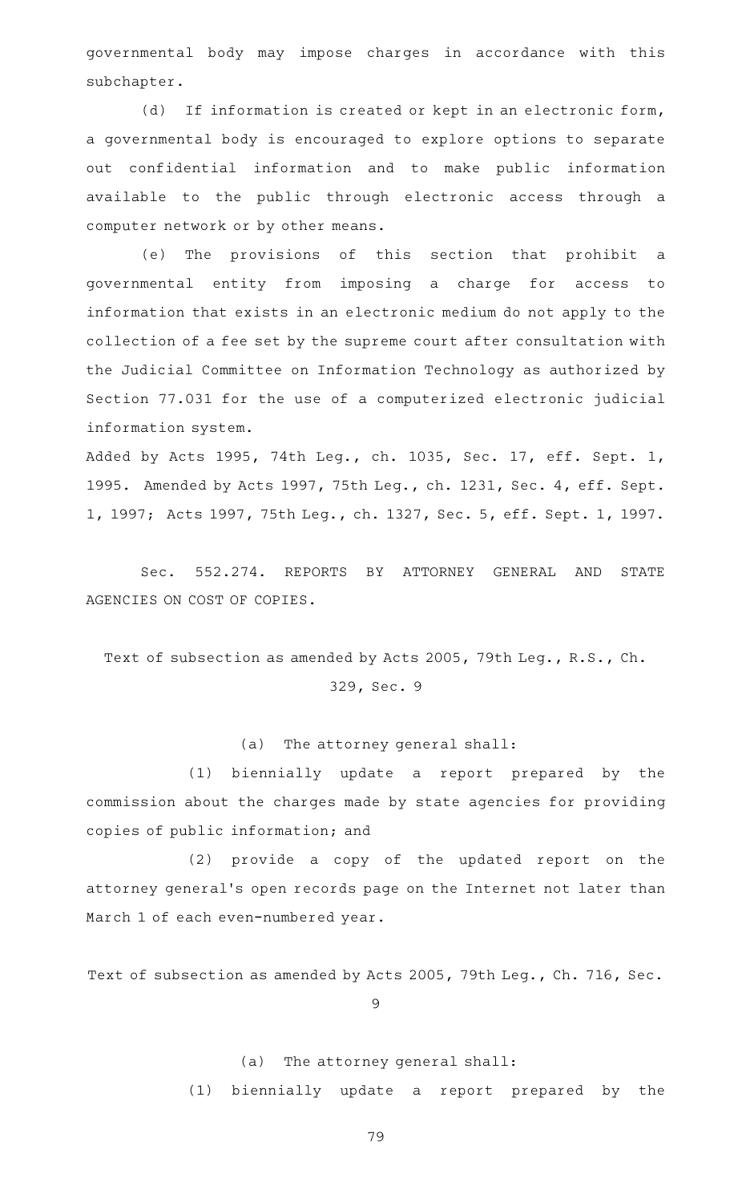governmental body may impose charges in accordance with this subchapter.

(d) If information is created or kept in an electronic form, a governmental body is encouraged to explore options to separate out confidential information and to make public information available to the public through electronic access through a computer network or by other means.

(e) The provisions of this section that prohibit a governmental entity from imposing a charge for access to information that exists in an electronic medium do not apply to the collection of a fee set by the supreme court after consultation with the Judicial Committee on Information Technology as authorized by Section 77.031 for the use of a computerized electronic judicial information system.

Added by Acts 1995, 74th Leg., ch. 1035, Sec. 17, eff. Sept. 1, 1995. Amended by Acts 1997, 75th Leg., ch. 1231, Sec. 4, eff. Sept. 1, 1997; Acts 1997, 75th Leg., ch. 1327, Sec. 5, eff. Sept. 1, 1997.

Sec. 552.274. REPORTS BY ATTORNEY GENERAL AND STATE AGENCIES ON COST OF COPIES.

Text of subsection as amended by Acts 2005, 79th Leg., R.S., Ch. 329, Sec. 9

(a) The attorney general shall:

(1) biennially update a report prepared by the commission about the charges made by state agencies for providing copies of public information; and

(2) provide a copy of the updated report on the attorney general's open records page on the Internet not later than March 1 of each even-numbered year.

Text of subsection as amended by Acts 2005, 79th Leg., Ch. 716, Sec. 9

(a) The attorney general shall:

(1) biennially update a report prepared by the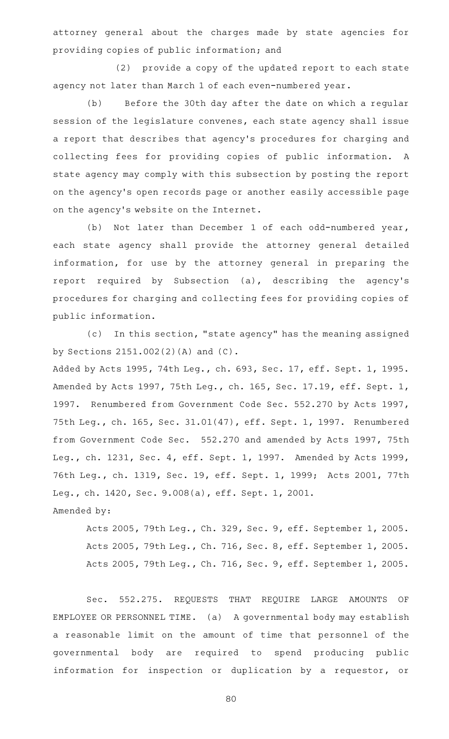attorney general about the charges made by state agencies for providing copies of public information; and

(2) provide a copy of the updated report to each state agency not later than March 1 of each even-numbered year.

(b) Before the 30th day after the date on which a regular session of the legislature convenes, each state agency shall issue a report that describes that agency's procedures for charging and collecting fees for providing copies of public information. A state agency may comply with this subsection by posting the report on the agency's open records page or another easily accessible page on the agency's website on the Internet.

(b) Not later than December 1 of each odd-numbered year, each state agency shall provide the attorney general detailed information, for use by the attorney general in preparing the report required by Subsection (a), describing the agency's procedures for charging and collecting fees for providing copies of public information.

(c) In this section, "state agency" has the meaning assigned by Sections 2151.002(2)(A) and (C).

Added by Acts 1995, 74th Leg., ch. 693, Sec. 17, eff. Sept. 1, 1995. Amended by Acts 1997, 75th Leg., ch. 165, Sec. 17.19, eff. Sept. 1, 1997. Renumbered from Government Code Sec. 552.270 by Acts 1997, 75th Leg., ch. 165, Sec. 31.01(47), eff. Sept. 1, 1997. Renumbered from Government Code Sec. 552.270 and amended by Acts 1997, 75th Leg., ch. 1231, Sec. 4, eff. Sept. 1, 1997. Amended by Acts 1999, 76th Leg., ch. 1319, Sec. 19, eff. Sept. 1, 1999; Acts 2001, 77th Leg., ch. 1420, Sec. 9.008(a), eff. Sept. 1, 2001.

Amended by:

Acts 2005, 79th Leg., Ch. 329, Sec. 9, eff. September 1, 2005.

Acts 2005, 79th Leg., Ch. 716, Sec. 8, eff. September 1, 2005.

Acts 2005, 79th Leg., Ch. 716, Sec. 9, eff. September 1, 2005.

Sec. 552.275. REQUESTS THAT REQUIRE LARGE AMOUNTS OF EMPLOYEE OR PERSONNEL TIME. (a) A governmental body may establish a reasonable limit on the amount of time that personnel of the governmental body are required to spend producing public information for inspection or duplication by a requestor, or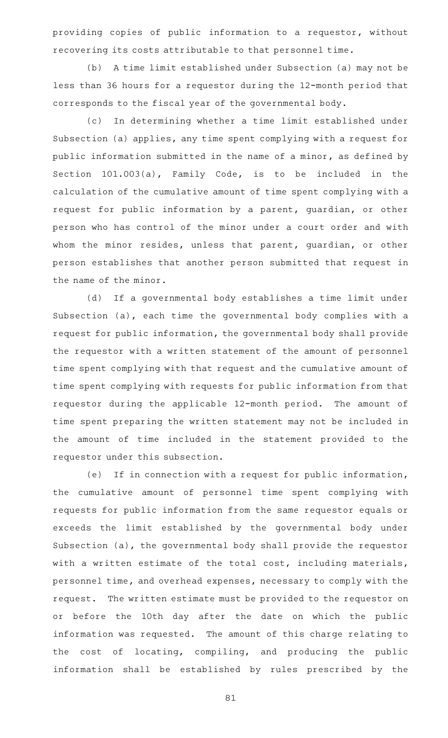providing copies of public information to a requestor, without recovering its costs attributable to that personnel time.

(b) A time limit established under Subsection (a) may not be less than 36 hours for a requestor during the 12-month period that corresponds to the fiscal year of the governmental body.

(c) In determining whether a time limit established under Subsection (a) applies, any time spent complying with a request for public information submitted in the name of a minor, as defined by Section 101.003(a), Family Code, is to be included in the calculation of the cumulative amount of time spent complying with a request for public information by a parent, guardian, or other person who has control of the minor under a court order and with whom the minor resides, unless that parent, guardian, or other person establishes that another person submitted that request in the name of the minor.

(d) If a governmental body establishes a time limit under Subsection (a), each time the governmental body complies with a request for public information, the governmental body shall provide the requestor with a written statement of the amount of personnel time spent complying with that request and the cumulative amount of time spent complying with requests for public information from that requestor during the applicable 12-month period. The amount of time spent preparing the written statement may not be included in the amount of time included in the statement provided to the requestor under this subsection.

(e) If in connection with a request for public information, the cumulative amount of personnel time spent complying with requests for public information from the same requestor equals or exceeds the limit established by the governmental body under Subsection (a), the governmental body shall provide the requestor with a written estimate of the total cost, including materials, personnel time, and overhead expenses, necessary to comply with the request. The written estimate must be provided to the requestor on or before the 10th day after the date on which the public information was requested. The amount of this charge relating to the cost of locating, compiling, and producing the public information shall be established by rules prescribed by the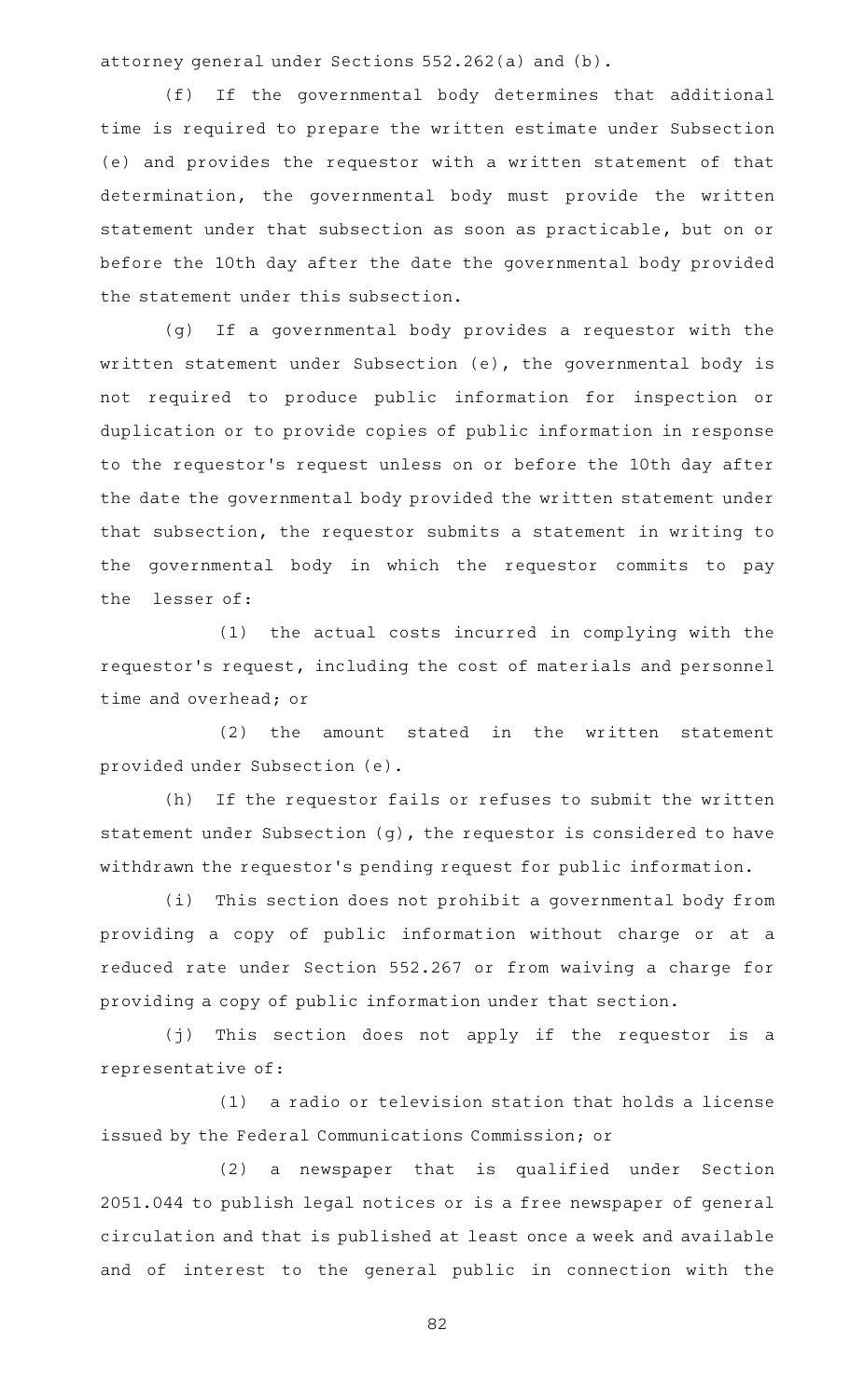attorney general under Sections 552.262(a) and (b).

(f) If the governmental body determines that additional time is required to prepare the written estimate under Subsection (e) and provides the requestor with a written statement of that determination, the governmental body must provide the written statement under that subsection as soon as practicable, but on or before the 10th day after the date the governmental body provided the statement under this subsection.

(g) If a governmental body provides a requestor with the written statement under Subsection (e), the governmental body is not required to produce public information for inspection or duplication or to provide copies of public information in response to the requestor's request unless on or before the 10th day after the date the governmental body provided the written statement under that subsection, the requestor submits a statement in writing to the governmental body in which the requestor commits to pay the lesser of:

(1) the actual costs incurred in complying with the requestor's request, including the cost of materials and personnel time and overhead; or

(2) the amount stated in the written statement provided under Subsection (e).

(h) If the requestor fails or refuses to submit the written statement under Subsection (g), the requestor is considered to have withdrawn the requestor's pending request for public information.

(i) This section does not prohibit a governmental body from providing a copy of public information without charge or at a reduced rate under Section 552.267 or from waiving a charge for providing a copy of public information under that section.

(j) This section does not apply if the requestor is a representative of:

(1) a radio or television station that holds a license issued by the Federal Communications Commission; or

(2) a newspaper that is qualified under Section 2051.044 to publish legal notices or is a free newspaper of general circulation and that is published at least once a week and available and of interest to the general public in connection with the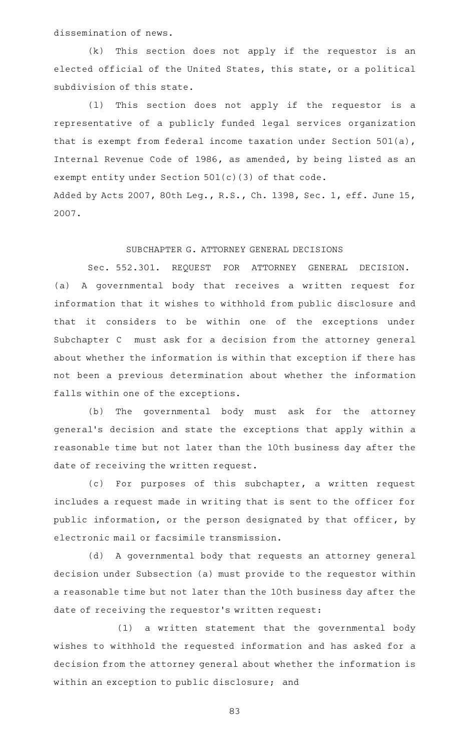dissemination of news.

(k) This section does not apply if the requestor is an elected official of the United States, this state, or a political subdivision of this state.

(l) This section does not apply if the requestor is a representative of a publicly funded legal services organization that is exempt from federal income taxation under Section 501(a), Internal Revenue Code of 1986, as amended, by being listed as an exempt entity under Section 501(c)(3) of that code.

Added by Acts 2007, 80th Leg., R.S., Ch. 1398, Sec. 1, eff. June 15, 2007.

## SUBCHAPTER G. ATTORNEY GENERAL DECISIONS

Sec. 552.301. REQUEST FOR ATTORNEY GENERAL DECISION. (a) A governmental body that receives a written request for information that it wishes to withhold from public disclosure and that it considers to be within one of the exceptions under Subchapter C must ask for a decision from the attorney general about whether the information is within that exception if there has not been a previous determination about whether the information falls within one of the exceptions.

(b) The governmental body must ask for the attorney general's decision and state the exceptions that apply within a reasonable time but not later than the 10th business day after the date of receiving the written request.

(c) For purposes of this subchapter, a written request includes a request made in writing that is sent to the officer for public information, or the person designated by that officer, by electronic mail or facsimile transmission.

(d) A governmental body that requests an attorney general decision under Subsection (a) must provide to the requestor within a reasonable time but not later than the 10th business day after the date of receiving the requestor's written request:

(1) a written statement that the governmental body wishes to withhold the requested information and has asked for a decision from the attorney general about whether the information is within an exception to public disclosure; and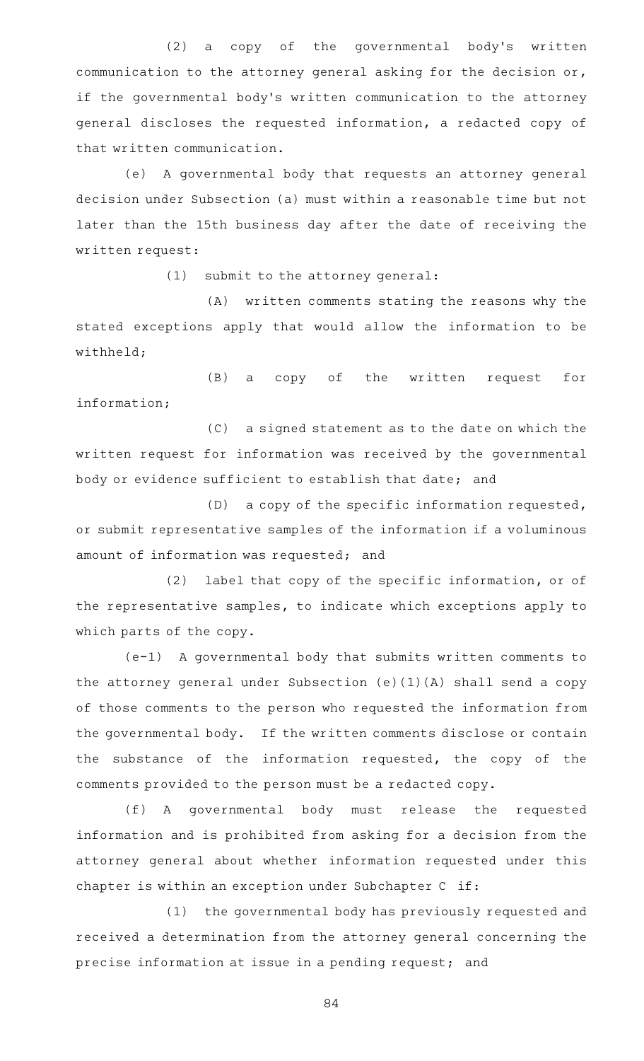(2) a copy of the governmental body's written communication to the attorney general asking for the decision or, if the governmental body's written communication to the attorney general discloses the requested information, a redacted copy of that written communication.

(e) A governmental body that requests an attorney general decision under Subsection (a) must within a reasonable time but not later than the 15th business day after the date of receiving the written request:

(1) submit to the attorney general:

(A) written comments stating the reasons why the stated exceptions apply that would allow the information to be withheld;

(B) a copy of the written request for information;

(C) a signed statement as to the date on which the written request for information was received by the governmental body or evidence sufficient to establish that date; and

(D) a copy of the specific information requested, or submit representative samples of the information if a voluminous amount of information was requested; and

(2) label that copy of the specific information, or of the representative samples, to indicate which exceptions apply to which parts of the copy.

(e-1) A governmental body that submits written comments to the attorney general under Subsection (e)(1)(A) shall send a copy of those comments to the person who requested the information from the governmental body. If the written comments disclose or contain the substance of the information requested, the copy of the comments provided to the person must be a redacted copy.

(f) A governmental body must release the requested information and is prohibited from asking for a decision from the attorney general about whether information requested under this chapter is within an exception under Subchapter C if:

(1) the governmental body has previously requested and received a determination from the attorney general concerning the precise information at issue in a pending request; and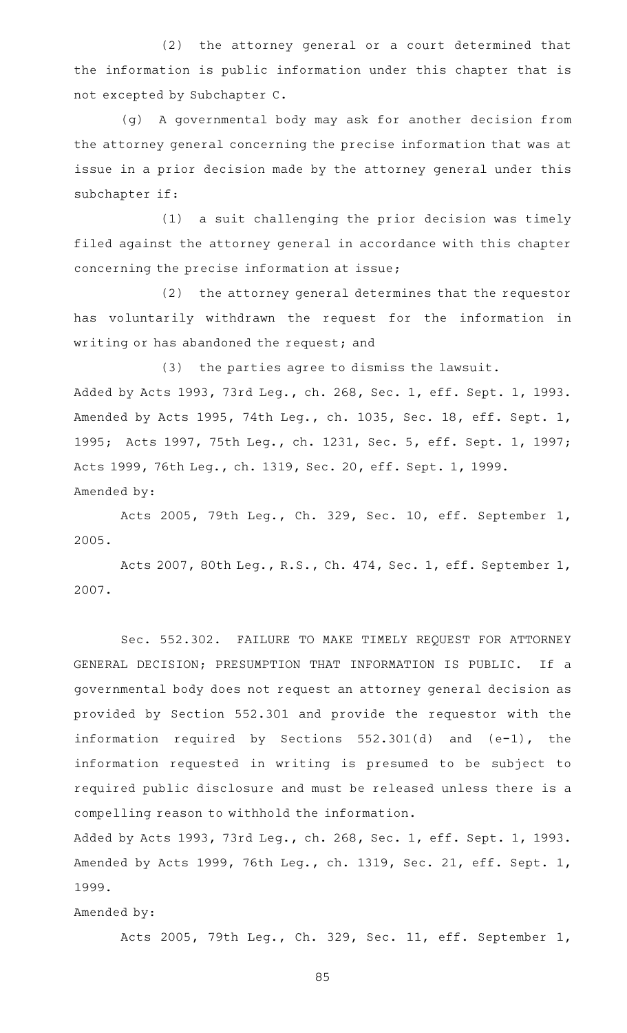(2) the attorney general or a court determined that the information is public information under this chapter that is not excepted by Subchapter C.

(g) A governmental body may ask for another decision from the attorney general concerning the precise information that was at issue in a prior decision made by the attorney general under this subchapter if:

(1) a suit challenging the prior decision was timely filed against the attorney general in accordance with this chapter concerning the precise information at issue;

(2) the attorney general determines that the requestor has voluntarily withdrawn the request for the information in writing or has abandoned the request; and

(3) the parties agree to dismiss the lawsuit.

Added by Acts 1993, 73rd Leg., ch. 268, Sec. 1, eff. Sept. 1, 1993. Amended by Acts 1995, 74th Leg., ch. 1035, Sec. 18, eff. Sept. 1, 1995; Acts 1997, 75th Leg., ch. 1231, Sec. 5, eff. Sept. 1, 1997; Acts 1999, 76th Leg., ch. 1319, Sec. 20, eff. Sept. 1, 1999.

Amended by:

Acts 2005, 79th Leg., Ch. 329, Sec. 10, eff. September 1, 2005.

Acts 2007, 80th Leg., R.S., Ch. 474, Sec. 1, eff. September 1, 2007.

Sec. 552.302. FAILURE TO MAKE TIMELY REQUEST FOR ATTORNEY GENERAL DECISION; PRESUMPTION THAT INFORMATION IS PUBLIC. If a governmental body does not request an attorney general decision as provided by Section 552.301 and provide the requestor with the information required by Sections 552.301(d) and (e-1), the information requested in writing is presumed to be subject to required public disclosure and must be released unless there is a compelling reason to withhold the information.

Added by Acts 1993, 73rd Leg., ch. 268, Sec. 1, eff. Sept. 1, 1993. Amended by Acts 1999, 76th Leg., ch. 1319, Sec. 21, eff. Sept. 1, 1999.

Amended by:

Acts 2005, 79th Leg., Ch. 329, Sec. 11, eff. September 1,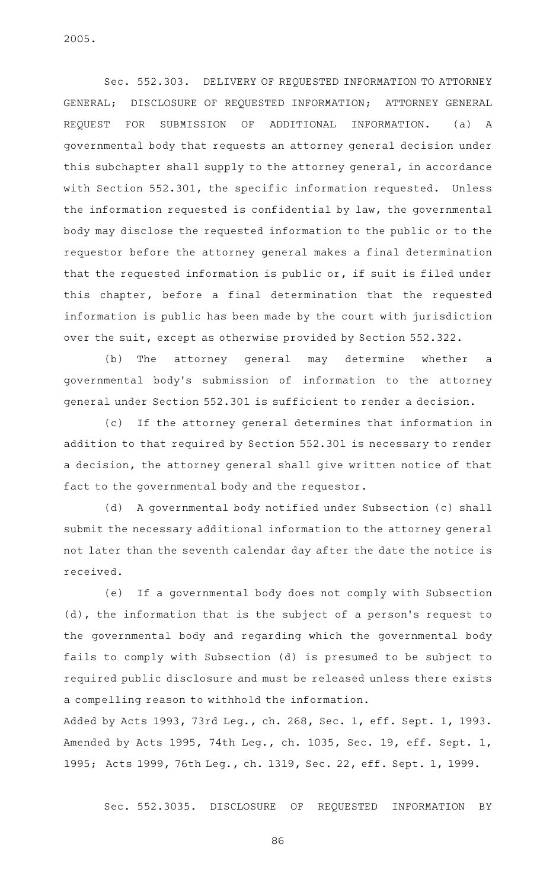2005.

Sec. 552.303. DELIVERY OF REQUESTED INFORMATION TO ATTORNEY GENERAL; DISCLOSURE OF REQUESTED INFORMATION; ATTORNEY GENERAL REQUEST FOR SUBMISSION OF ADDITIONAL INFORMATION. (a) A governmental body that requests an attorney general decision under this subchapter shall supply to the attorney general, in accordance with Section 552.301, the specific information requested. Unless the information requested is confidential by law, the governmental body may disclose the requested information to the public or to the requestor before the attorney general makes a final determination that the requested information is public or, if suit is filed under this chapter, before a final determination that the requested information is public has been made by the court with jurisdiction over the suit, except as otherwise provided by Section 552.322.

(b) The attorney general may determine whether a governmental body's submission of information to the attorney general under Section 552.301 is sufficient to render a decision.

(c) If the attorney general determines that information in addition to that required by Section 552.301 is necessary to render a decision, the attorney general shall give written notice of that fact to the governmental body and the requestor.

(d) A governmental body notified under Subsection (c) shall submit the necessary additional information to the attorney general not later than the seventh calendar day after the date the notice is received.

(e) If a governmental body does not comply with Subsection (d), the information that is the subject of a person's request to the governmental body and regarding which the governmental body fails to comply with Subsection (d) is presumed to be subject to required public disclosure and must be released unless there exists a compelling reason to withhold the information.

Added by Acts 1993, 73rd Leg., ch. 268, Sec. 1, eff. Sept. 1, 1993. Amended by Acts 1995, 74th Leg., ch. 1035, Sec. 19, eff. Sept. 1, 1995; Acts 1999, 76th Leg., ch. 1319, Sec. 22, eff. Sept. 1, 1999.

Sec. 552.3035. DISCLOSURE OF REQUESTED INFORMATION BY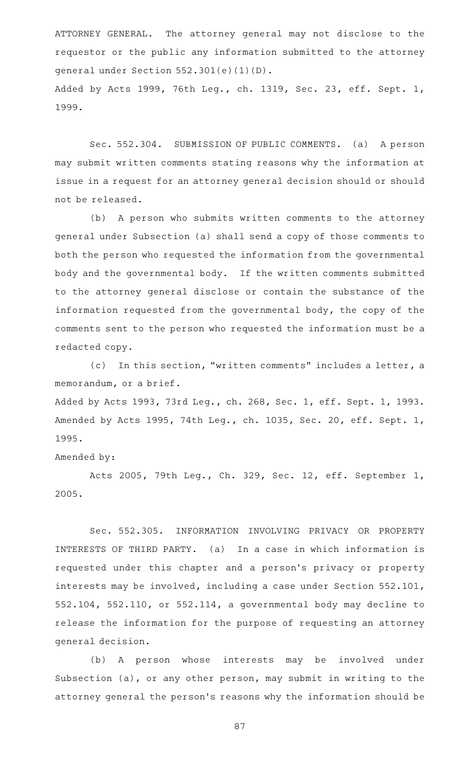ATTORNEY GENERAL. The attorney general may not disclose to the requestor or the public any information submitted to the attorney general under Section 552.301(e)(1)(D).

Added by Acts 1999, 76th Leg., ch. 1319, Sec. 23, eff. Sept. 1, 1999.

Sec. 552.304. SUBMISSION OF PUBLIC COMMENTS. (a) A person may submit written comments stating reasons why the information at issue in a request for an attorney general decision should or should not be released.

(b) A person who submits written comments to the attorney general under Subsection (a) shall send a copy of those comments to both the person who requested the information from the governmental body and the governmental body. If the written comments submitted to the attorney general disclose or contain the substance of the information requested from the governmental body, the copy of the comments sent to the person who requested the information must be a redacted copy.

(c) In this section, "written comments" includes a letter, a memorandum, or a brief.

Added by Acts 1993, 73rd Leg., ch. 268, Sec. 1, eff. Sept. 1, 1993. Amended by Acts 1995, 74th Leg., ch. 1035, Sec. 20, eff. Sept. 1, 1995.

Amended by:

Acts 2005, 79th Leg., Ch. 329, Sec. 12, eff. September 1, 2005.

Sec. 552.305. INFORMATION INVOLVING PRIVACY OR PROPERTY INTERESTS OF THIRD PARTY. (a) In a case in which information is requested under this chapter and a person's privacy or property interests may be involved, including a case under Section 552.101, 552.104, 552.110, or 552.114, a governmental body may decline to release the information for the purpose of requesting an attorney general decision.

(b) A person whose interests may be involved under Subsection (a), or any other person, may submit in writing to the attorney general the person's reasons why the information should be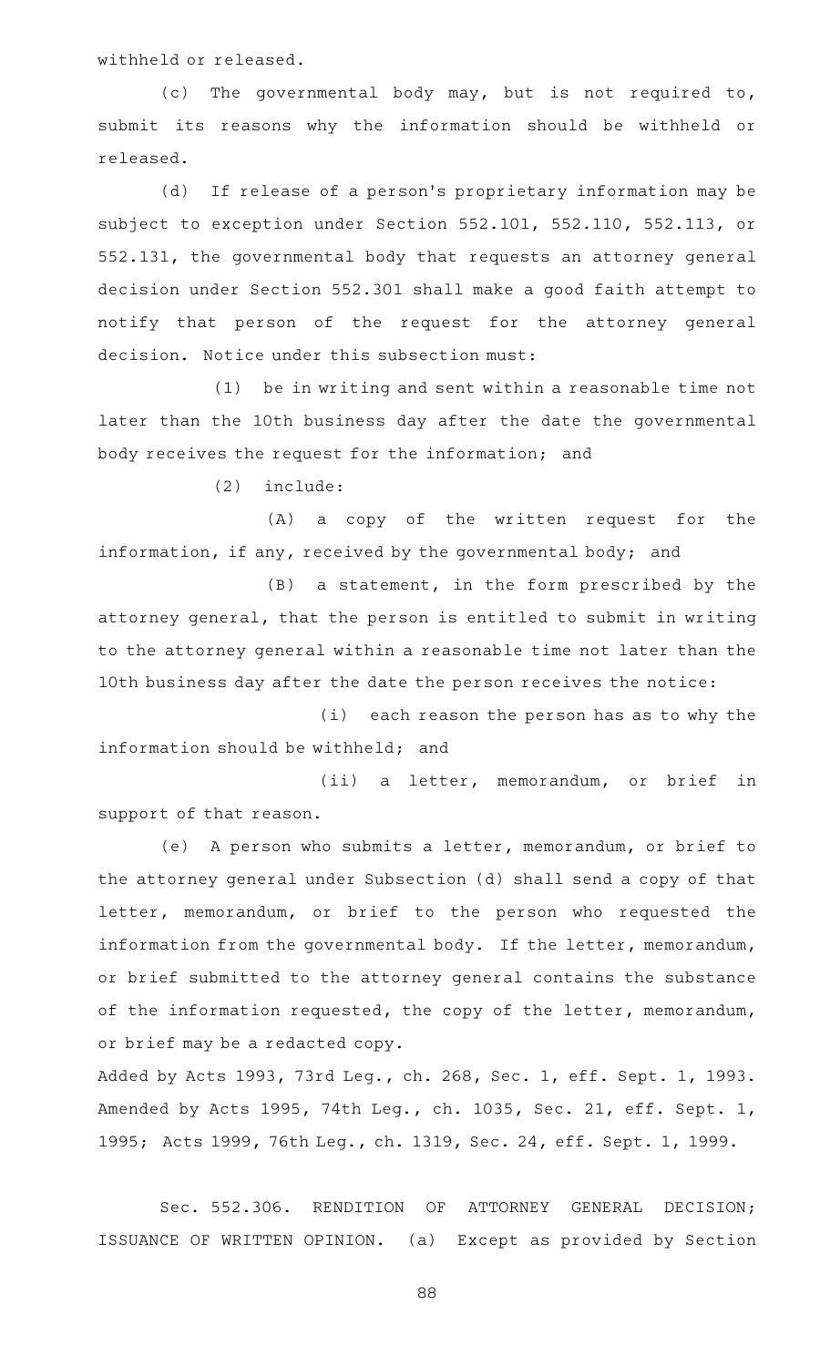withheld or released.

(c) The governmental body may, but is not required to, submit its reasons why the information should be withheld or released.

(d) If release of a person's proprietary information may be subject to exception under Section 552.101, 552.110, 552.113, or 552.131, the governmental body that requests an attorney general decision under Section 552.301 shall make a good faith attempt to notify that person of the request for the attorney general decision. Notice under this subsection must:

(1) be in writing and sent within a reasonable time not later than the 10th business day after the date the governmental body receives the request for the information; and

(2) include:

(A) a copy of the written request for the information, if any, received by the governmental body; and

(B) a statement, in the form prescribed by the attorney general, that the person is entitled to submit in writing to the attorney general within a reasonable time not later than the 10th business day after the date the person receives the notice:

(i) each reason the person has as to why the information should be withheld; and

(ii) a letter, memorandum, or brief in support of that reason.

(e) A person who submits a letter, memorandum, or brief to the attorney general under Subsection (d) shall send a copy of that letter, memorandum, or brief to the person who requested the information from the governmental body. If the letter, memorandum, or brief submitted to the attorney general contains the substance of the information requested, the copy of the letter, memorandum, or brief may be a redacted copy.

Added by Acts 1993, 73rd Leg., ch. 268, Sec. 1, eff. Sept. 1, 1993. Amended by Acts 1995, 74th Leg., ch. 1035, Sec. 21, eff. Sept. 1, 1995; Acts 1999, 76th Leg., ch. 1319, Sec. 24, eff. Sept. 1, 1999.

Sec. 552.306. RENDITION OF ATTORNEY GENERAL DECISION; ISSUANCE OF WRITTEN OPINION. (a) Except as provided by Section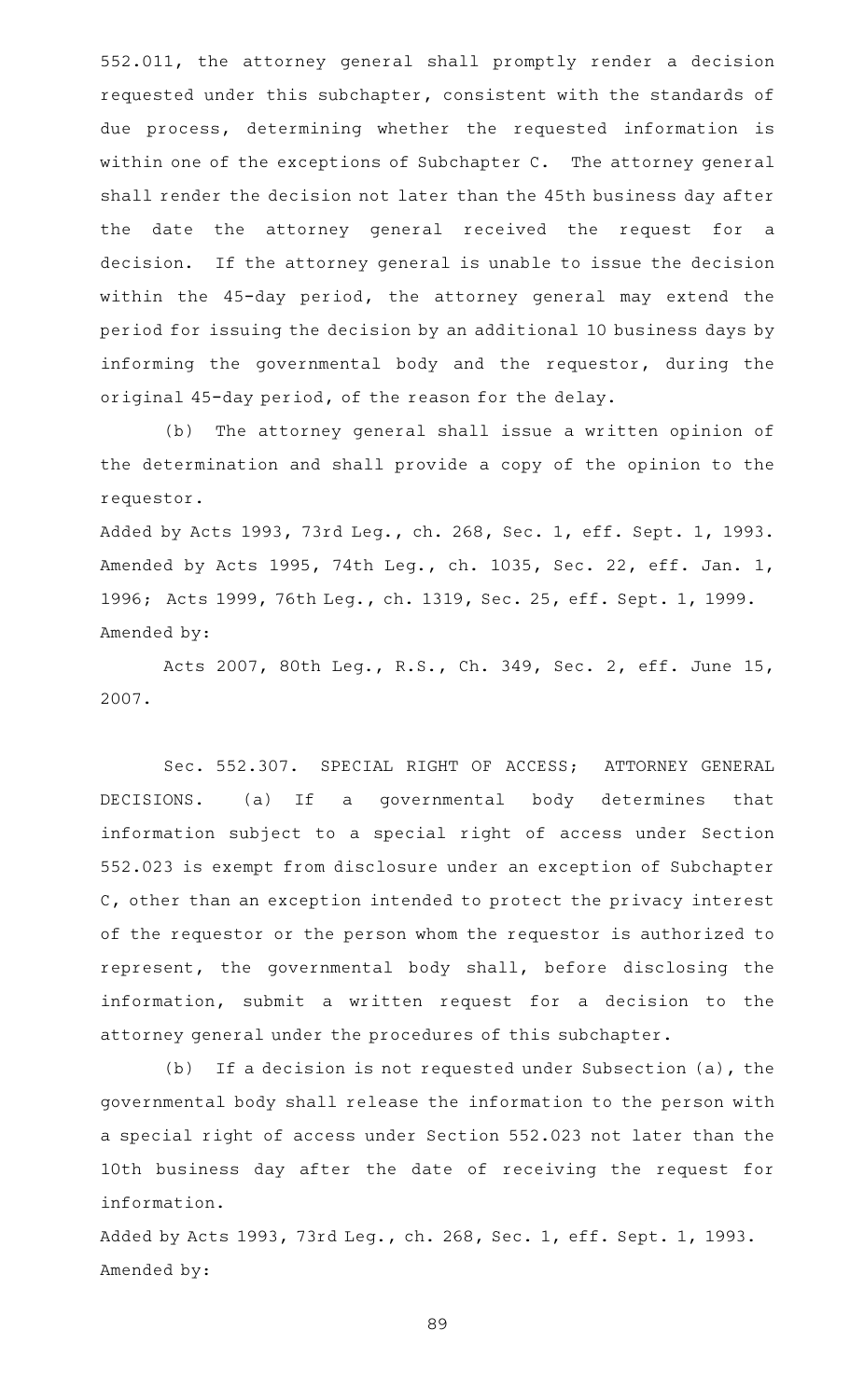552.011, the attorney general shall promptly render a decision requested under this subchapter, consistent with the standards of due process, determining whether the requested information is within one of the exceptions of Subchapter C. The attorney general shall render the decision not later than the 45th business day after the date the attorney general received the request for a decision. If the attorney general is unable to issue the decision within the 45-day period, the attorney general may extend the period for issuing the decision by an additional 10 business days by informing the governmental body and the requestor, during the original 45-day period, of the reason for the delay.

(b) The attorney general shall issue a written opinion of the determination and shall provide a copy of the opinion to the requestor.

Added by Acts 1993, 73rd Leg., ch. 268, Sec. 1, eff. Sept. 1, 1993. Amended by Acts 1995, 74th Leg., ch. 1035, Sec. 22, eff. Jan. 1, 1996; Acts 1999, 76th Leg., ch. 1319, Sec. 25, eff. Sept. 1, 1999. Amended by:

Acts 2007, 80th Leg., R.S., Ch. 349, Sec. 2, eff. June 15, 2007.

Sec. 552.307. SPECIAL RIGHT OF ACCESS; ATTORNEY GENERAL DECISIONS. (a) If a governmental body determines that information subject to a special right of access under Section 552.023 is exempt from disclosure under an exception of Subchapter C, other than an exception intended to protect the privacy interest of the requestor or the person whom the requestor is authorized to represent, the governmental body shall, before disclosing the information, submit a written request for a decision to the attorney general under the procedures of this subchapter.

(b) If a decision is not requested under Subsection (a), the governmental body shall release the information to the person with a special right of access under Section 552.023 not later than the 10th business day after the date of receiving the request for information.

Added by Acts 1993, 73rd Leg., ch. 268, Sec. 1, eff. Sept. 1, 1993. Amended by: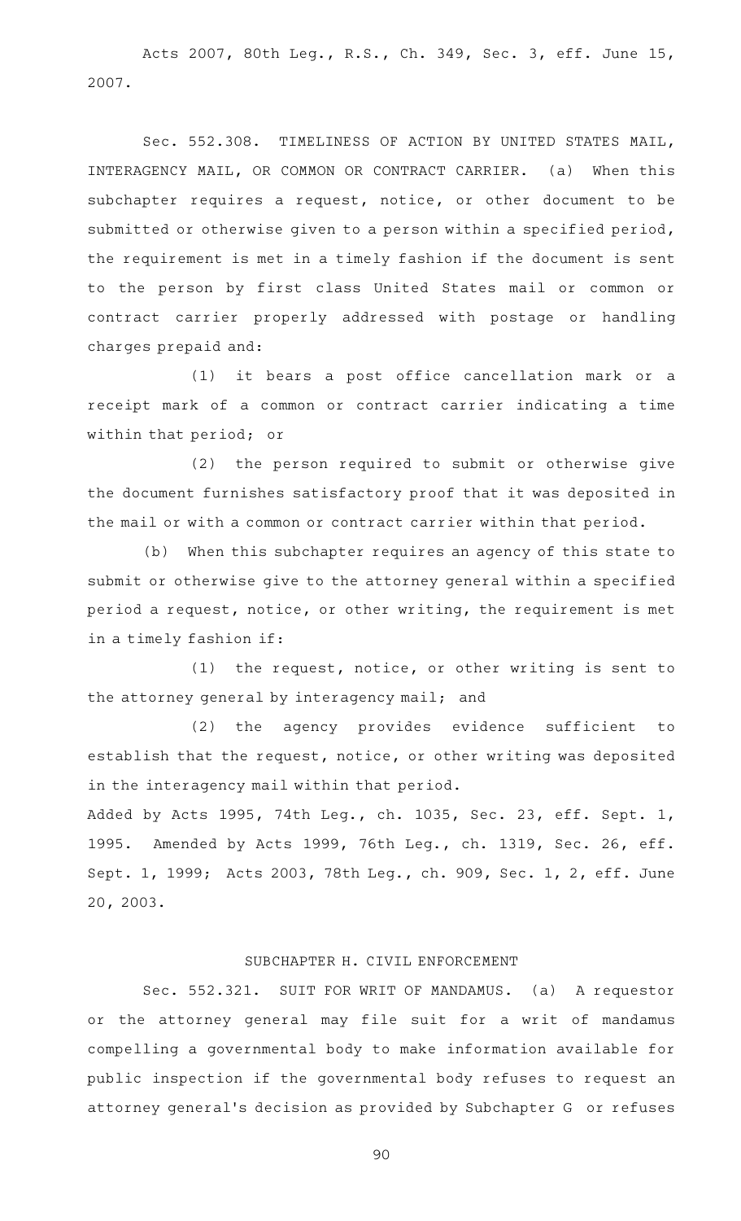Acts 2007, 80th Leg., R.S., Ch. 349, Sec. 3, eff. June 15, 2007.

Sec. 552.308. TIMELINESS OF ACTION BY UNITED STATES MAIL, INTERAGENCY MAIL, OR COMMON OR CONTRACT CARRIER. (a) When this subchapter requires a request, notice, or other document to be submitted or otherwise given to a person within a specified period, the requirement is met in a timely fashion if the document is sent to the person by first class United States mail or common or contract carrier properly addressed with postage or handling charges prepaid and:

(1) it bears a post office cancellation mark or a receipt mark of a common or contract carrier indicating a time within that period; or

(2) the person required to submit or otherwise give the document furnishes satisfactory proof that it was deposited in the mail or with a common or contract carrier within that period.

(b) When this subchapter requires an agency of this state to submit or otherwise give to the attorney general within a specified period a request, notice, or other writing, the requirement is met in a timely fashion if:

(1) the request, notice, or other writing is sent to the attorney general by interagency mail; and

(2) the agency provides evidence sufficient to establish that the request, notice, or other writing was deposited in the interagency mail within that period.

Added by Acts 1995, 74th Leg., ch. 1035, Sec. 23, eff. Sept. 1, 1995. Amended by Acts 1999, 76th Leg., ch. 1319, Sec. 26, eff. Sept. 1, 1999; Acts 2003, 78th Leg., ch. 909, Sec. 1, 2, eff. June 20, 2003.

## SUBCHAPTER H. CIVIL ENFORCEMENT

Sec. 552.321. SUIT FOR WRIT OF MANDAMUS. (a) A requestor or the attorney general may file suit for a writ of mandamus compelling a governmental body to make information available for public inspection if the governmental body refuses to request an attorney general's decision as provided by Subchapter G or refuses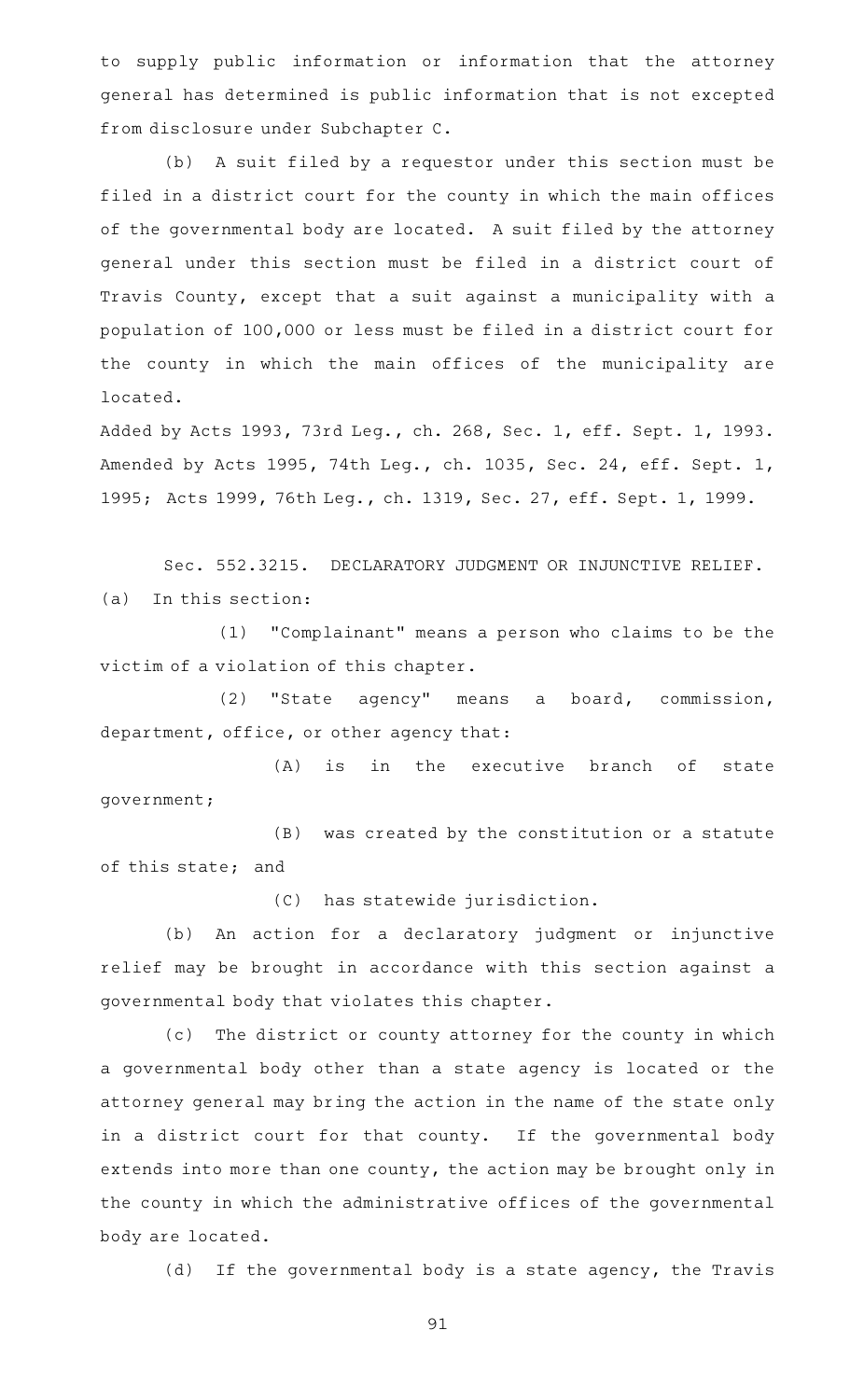to supply public information or information that the attorney general has determined is public information that is not excepted from disclosure under Subchapter C.

(b) A suit filed by a requestor under this section must be filed in a district court for the county in which the main offices of the governmental body are located. A suit filed by the attorney general under this section must be filed in a district court of Travis County, except that a suit against a municipality with a population of 100,000 or less must be filed in a district court for the county in which the main offices of the municipality are located.

Added by Acts 1993, 73rd Leg., ch. 268, Sec. 1, eff. Sept. 1, 1993. Amended by Acts 1995, 74th Leg., ch. 1035, Sec. 24, eff. Sept. 1, 1995; Acts 1999, 76th Leg., ch. 1319, Sec. 27, eff. Sept. 1, 1999.

Sec. 552.3215. DECLARATORY JUDGMENT OR INJUNCTIVE RELIEF.

(a) In this section:

(1) "Complainant" means a person who claims to be the victim of a violation of this chapter.

(2) "State agency" means a board, commission, department, office, or other agency that:

(A) is in the executive branch of state government;

(B) was created by the constitution or a statute of this state; and

(C) has statewide jurisdiction.

(b) An action for a declaratory judgment or injunctive relief may be brought in accordance with this section against a governmental body that violates this chapter.

(c) The district or county attorney for the county in which a governmental body other than a state agency is located or the attorney general may bring the action in the name of the state only in a district court for that county. If the governmental body extends into more than one county, the action may be brought only in the county in which the administrative offices of the governmental body are located.

(d) If the governmental body is a state agency, the Travis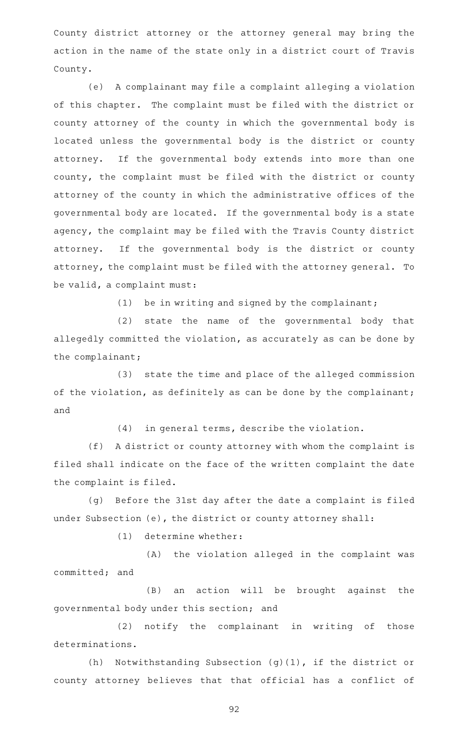County district attorney or the attorney general may bring the action in the name of the state only in a district court of Travis County.

(e) A complainant may file a complaint alleging a violation of this chapter. The complaint must be filed with the district or county attorney of the county in which the governmental body is located unless the governmental body is the district or county attorney. If the governmental body extends into more than one county, the complaint must be filed with the district or county attorney of the county in which the administrative offices of the governmental body are located. If the governmental body is a state agency, the complaint may be filed with the Travis County district attorney. If the governmental body is the district or county attorney, the complaint must be filed with the attorney general. To be valid, a complaint must:

(1) be in writing and signed by the complainant;

(2) state the name of the governmental body that allegedly committed the violation, as accurately as can be done by the complainant;

(3) state the time and place of the alleged commission of the violation, as definitely as can be done by the complainant; and

(4) in general terms, describe the violation.

(f) A district or county attorney with whom the complaint is filed shall indicate on the face of the written complaint the date the complaint is filed.

(g) Before the 31st day after the date a complaint is filed under Subsection (e), the district or county attorney shall:

(1) determine whether:

(A) the violation alleged in the complaint was committed; and

(B) an action will be brought against the governmental body under this section; and

(2) notify the complainant in writing of those determinations.

(h) Notwithstanding Subsection (g)(1), if the district or county attorney believes that that official has a conflict of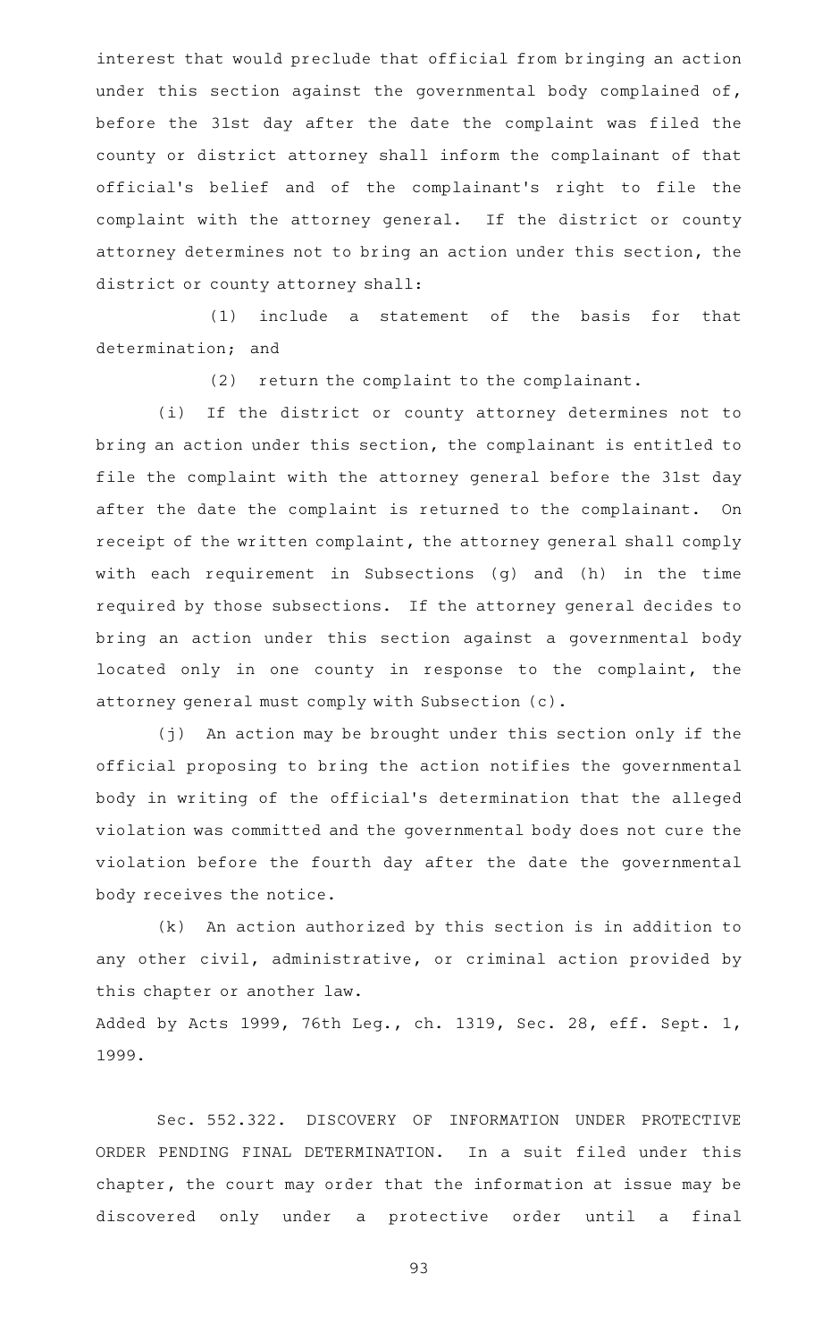interest that would preclude that official from bringing an action under this section against the governmental body complained of, before the 31st day after the date the complaint was filed the county or district attorney shall inform the complainant of that official's belief and of the complainant's right to file the complaint with the attorney general. If the district or county attorney determines not to bring an action under this section, the district or county attorney shall:

(1) include a statement of the basis for that determination; and

(2) return the complaint to the complainant.

(i) If the district or county attorney determines not to bring an action under this section, the complainant is entitled to file the complaint with the attorney general before the 31st day after the date the complaint is returned to the complainant. On receipt of the written complaint, the attorney general shall comply with each requirement in Subsections (g) and (h) in the time required by those subsections. If the attorney general decides to bring an action under this section against a governmental body located only in one county in response to the complaint, the attorney general must comply with Subsection (c).

(j) An action may be brought under this section only if the official proposing to bring the action notifies the governmental body in writing of the official's determination that the alleged violation was committed and the governmental body does not cure the violation before the fourth day after the date the governmental body receives the notice.

(k) An action authorized by this section is in addition to any other civil, administrative, or criminal action provided by this chapter or another law.

Added by Acts 1999, 76th Leg., ch. 1319, Sec. 28, eff. Sept. 1, 1999.

Sec. 552.322. DISCOVERY OF INFORMATION UNDER PROTECTIVE ORDER PENDING FINAL DETERMINATION. In a suit filed under this chapter, the court may order that the information at issue may be discovered only under a protective order until a final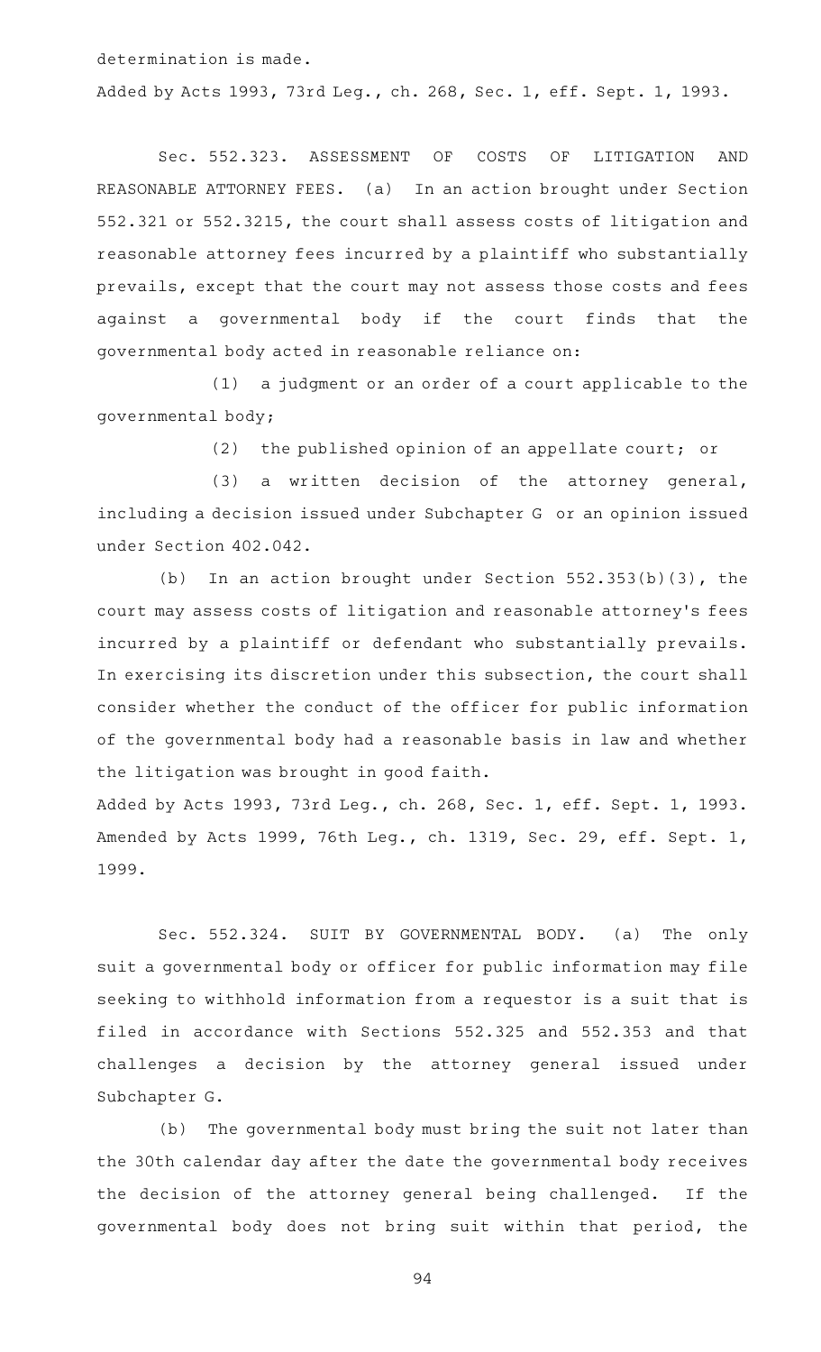determination is made.

Added by Acts 1993, 73rd Leg., ch. 268, Sec. 1, eff. Sept. 1, 1993.

Sec. 552.323. ASSESSMENT OF COSTS OF LITIGATION AND REASONABLE ATTORNEY FEES. (a) In an action brought under Section 552.321 or 552.3215, the court shall assess costs of litigation and reasonable attorney fees incurred by a plaintiff who substantially prevails, except that the court may not assess those costs and fees against a governmental body if the court finds that the governmental body acted in reasonable reliance on:

(1) a judgment or an order of a court applicable to the governmental body;

(2) the published opinion of an appellate court; or

(3) a written decision of the attorney general, including a decision issued under Subchapter G or an opinion issued under Section 402.042.

(b) In an action brought under Section 552.353(b)(3), the court may assess costs of litigation and reasonable attorney's fees incurred by a plaintiff or defendant who substantially prevails. In exercising its discretion under this subsection, the court shall consider whether the conduct of the officer for public information of the governmental body had a reasonable basis in law and whether the litigation was brought in good faith.

Added by Acts 1993, 73rd Leg., ch. 268, Sec. 1, eff. Sept. 1, 1993.
Amended by Acts 1999, 76th Leg., ch. 1319, Sec. 29, eff. Sept. 1, 1999.

Sec. 552.324. SUIT BY GOVERNMENTAL BODY. (a) The only suit a governmental body or officer for public information may file seeking to withhold information from a requestor is a suit that is filed in accordance with Sections 552.325 and 552.353 and that challenges a decision by the attorney general issued under Subchapter G.

(b) The governmental body must bring the suit not later than the 30th calendar day after the date the governmental body receives the decision of the attorney general being challenged. If the governmental body does not bring suit within that period, the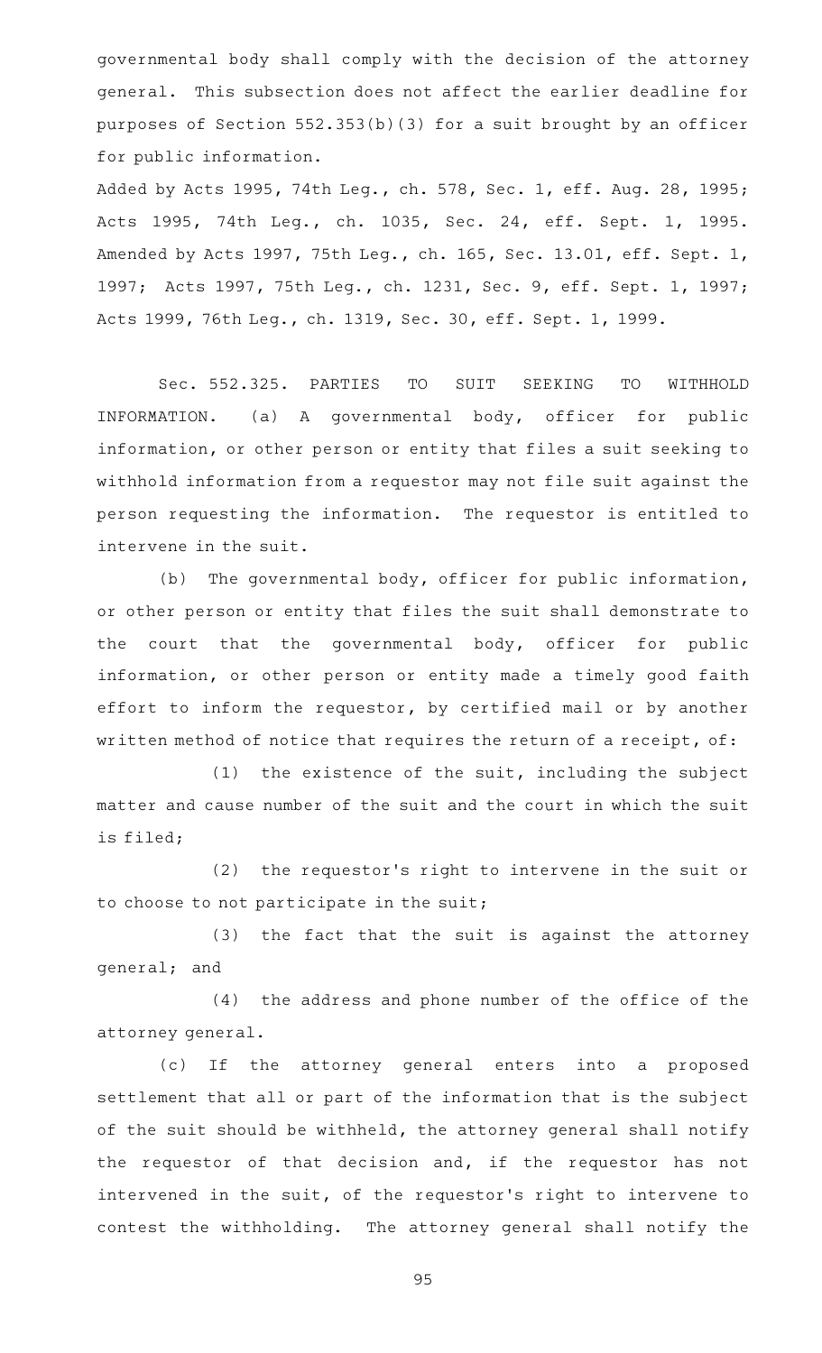governmental body shall comply with the decision of the attorney general. This subsection does not affect the earlier deadline for purposes of Section 552.353(b)(3) for a suit brought by an officer for public information.

Added by Acts 1995, 74th Leg., ch. 578, Sec. 1, eff. Aug. 28, 1995; Acts 1995, 74th Leg., ch. 1035, Sec. 24, eff. Sept. 1, 1995. Amended by Acts 1997, 75th Leg., ch. 165, Sec. 13.01, eff. Sept. 1, 1997; Acts 1997, 75th Leg., ch. 1231, Sec. 9, eff. Sept. 1, 1997; Acts 1999, 76th Leg., ch. 1319, Sec. 30, eff. Sept. 1, 1999.

Sec. 552.325. PARTIES TO SUIT SEEKING TO WITHHOLD INFORMATION. (a) A governmental body, officer for public information, or other person or entity that files a suit seeking to withhold information from a requestor may not file suit against the person requesting the information. The requestor is entitled to intervene in the suit.

(b) The governmental body, officer for public information, or other person or entity that files the suit shall demonstrate to the court that the governmental body, officer for public information, or other person or entity made a timely good faith effort to inform the requestor, by certified mail or by another written method of notice that requires the return of a receipt, of:

(1) the existence of the suit, including the subject matter and cause number of the suit and the court in which the suit is filed;

(2) the requestor's right to intervene in the suit or to choose to not participate in the suit;

(3) the fact that the suit is against the attorney general; and

(4) the address and phone number of the office of the attorney general.

(c) If the attorney general enters into a proposed settlement that all or part of the information that is the subject of the suit should be withheld, the attorney general shall notify the requestor of that decision and, if the requestor has not intervened in the suit, of the requestor's right to intervene to contest the withholding. The attorney general shall notify the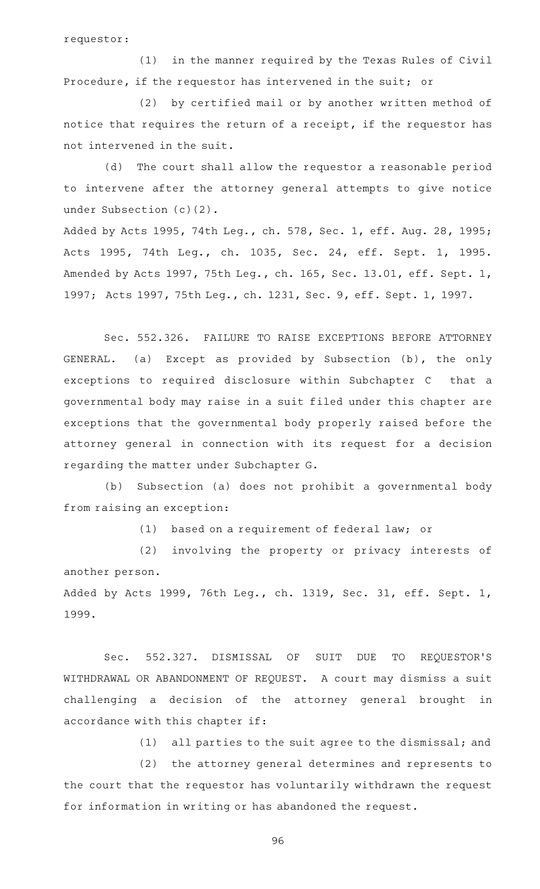requestor:

(1) in the manner required by the Texas Rules of Civil Procedure, if the requestor has intervened in the suit; or

(2) by certified mail or by another written method of notice that requires the return of a receipt, if the requestor has not intervened in the suit.

(d) The court shall allow the requestor a reasonable period to intervene after the attorney general attempts to give notice under Subsection (c)(2).

Added by Acts 1995, 74th Leg., ch. 578, Sec. 1, eff. Aug. 28, 1995; Acts 1995, 74th Leg., ch. 1035, Sec. 24, eff. Sept. 1, 1995. Amended by Acts 1997, 75th Leg., ch. 165, Sec. 13.01, eff. Sept. 1, 1997; Acts 1997, 75th Leg., ch. 1231, Sec. 9, eff. Sept. 1, 1997.

Sec. 552.326. FAILURE TO RAISE EXCEPTIONS BEFORE ATTORNEY GENERAL. (a) Except as provided by Subsection (b), the only exceptions to required disclosure within Subchapter C that a governmental body may raise in a suit filed under this chapter are exceptions that the governmental body properly raised before the attorney general in connection with its request for a decision regarding the matter under Subchapter G.

(b) Subsection (a) does not prohibit a governmental body from raising an exception:

(1) based on a requirement of federal law; or

(2) involving the property or privacy interests of another person.

Added by Acts 1999, 76th Leg., ch. 1319, Sec. 31, eff. Sept. 1, 1999.

Sec. 552.327. DISMISSAL OF SUIT DUE TO REQUESTOR'S WITHDRAWAL OR ABANDONMENT OF REQUEST. A court may dismiss a suit challenging a decision of the attorney general brought in accordance with this chapter if:

(1) all parties to the suit agree to the dismissal; and

(2) the attorney general determines and represents to the court that the requestor has voluntarily withdrawn the request for information in writing or has abandoned the request.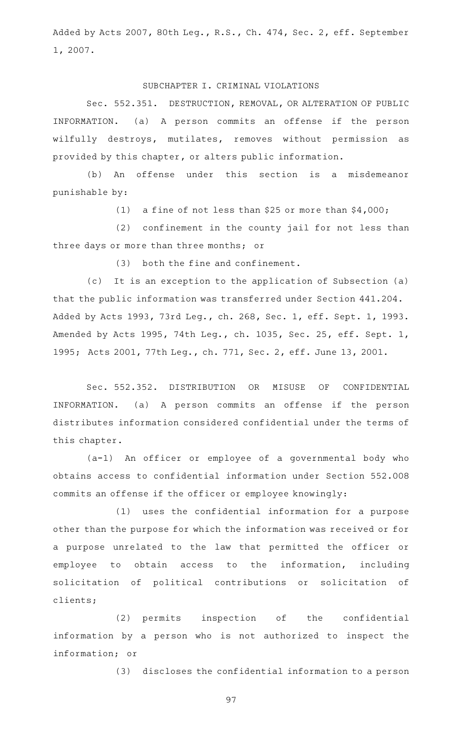Added by Acts 2007, 80th Leg., R.S., Ch. 474, Sec. 2, eff. September 1, 2007.

SUBCHAPTER I. CRIMINAL VIOLATIONS

Sec. 552.351. DESTRUCTION, REMOVAL, OR ALTERATION OF PUBLIC INFORMATION. (a) A person commits an offense if the person wilfully destroys, mutilates, removes without permission as provided by this chapter, or alters public information.

(b) An offense under this section is a misdemeanor punishable by:

(1) a fine of not less than $25 or more than $4,000;

(2) confinement in the county jail for not less than three days or more than three months; or

(3) both the fine and confinement.

(c) It is an exception to the application of Subsection (a) that the public information was transferred under Section 441.204.

Added by Acts 1993, 73rd Leg., ch. 268, Sec. 1, eff. Sept. 1, 1993. Amended by Acts 1995, 74th Leg., ch. 1035, Sec. 25, eff. Sept. 1, 1995; Acts 2001, 77th Leg., ch. 771, Sec. 2, eff. June 13, 2001.

Sec. 552.352. DISTRIBUTION OR MISUSE OF CONFIDENTIAL INFORMATION. (a) A person commits an offense if the person distributes information considered confidential under the terms of this chapter.

(a-1) An officer or employee of a governmental body who obtains access to confidential information under Section 552.008 commits an offense if the officer or employee knowingly:

(1) uses the confidential information for a purpose other than the purpose for which the information was received or for a purpose unrelated to the law that permitted the officer or employee to obtain access to the information, including solicitation of political contributions or solicitation of clients;

(2) permits inspection of the confidential information by a person who is not authorized to inspect the information; or

(3) discloses the confidential information to a person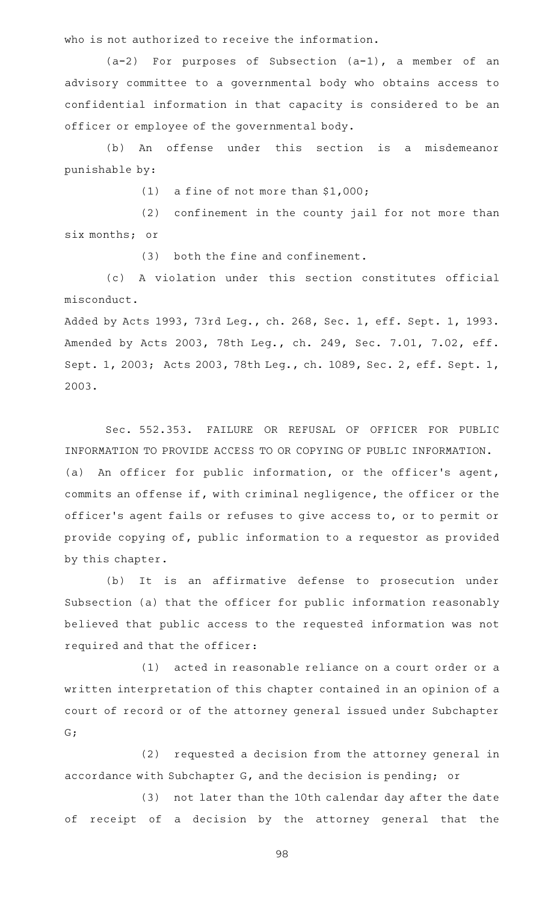who is not authorized to receive the information.

(a-2) For purposes of Subsection (a-1), a member of an advisory committee to a governmental body who obtains access to confidential information in that capacity is considered to be an officer or employee of the governmental body.

(b) An offense under this section is a misdemeanor punishable by:

(1) a fine of not more than $1,000;

(2) confinement in the county jail for not more than six months; or

(3) both the fine and confinement.

(c) A violation under this section constitutes official misconduct.

Added by Acts 1993, 73rd Leg., ch. 268, Sec. 1, eff. Sept. 1, 1993. Amended by Acts 2003, 78th Leg., ch. 249, Sec. 7.01, 7.02, eff. Sept. 1, 2003; Acts 2003, 78th Leg., ch. 1089, Sec. 2, eff. Sept. 1, 2003.

Sec. 552.353. FAILURE OR REFUSAL OF OFFICER FOR PUBLIC INFORMATION TO PROVIDE ACCESS TO OR COPYING OF PUBLIC INFORMATION. (a) An officer for public information, or the officer's agent, commits an offense if, with criminal negligence, the officer or the officer's agent fails or refuses to give access to, or to permit or provide copying of, public information to a requestor as provided by this chapter.

(b) It is an affirmative defense to prosecution under Subsection (a) that the officer for public information reasonably believed that public access to the requested information was not required and that the officer:

(1) acted in reasonable reliance on a court order or a written interpretation of this chapter contained in an opinion of a court of record or of the attorney general issued under Subchapter G;

(2) requested a decision from the attorney general in accordance with Subchapter G, and the decision is pending; or

(3) not later than the 10th calendar day after the date of receipt of a decision by the attorney general that the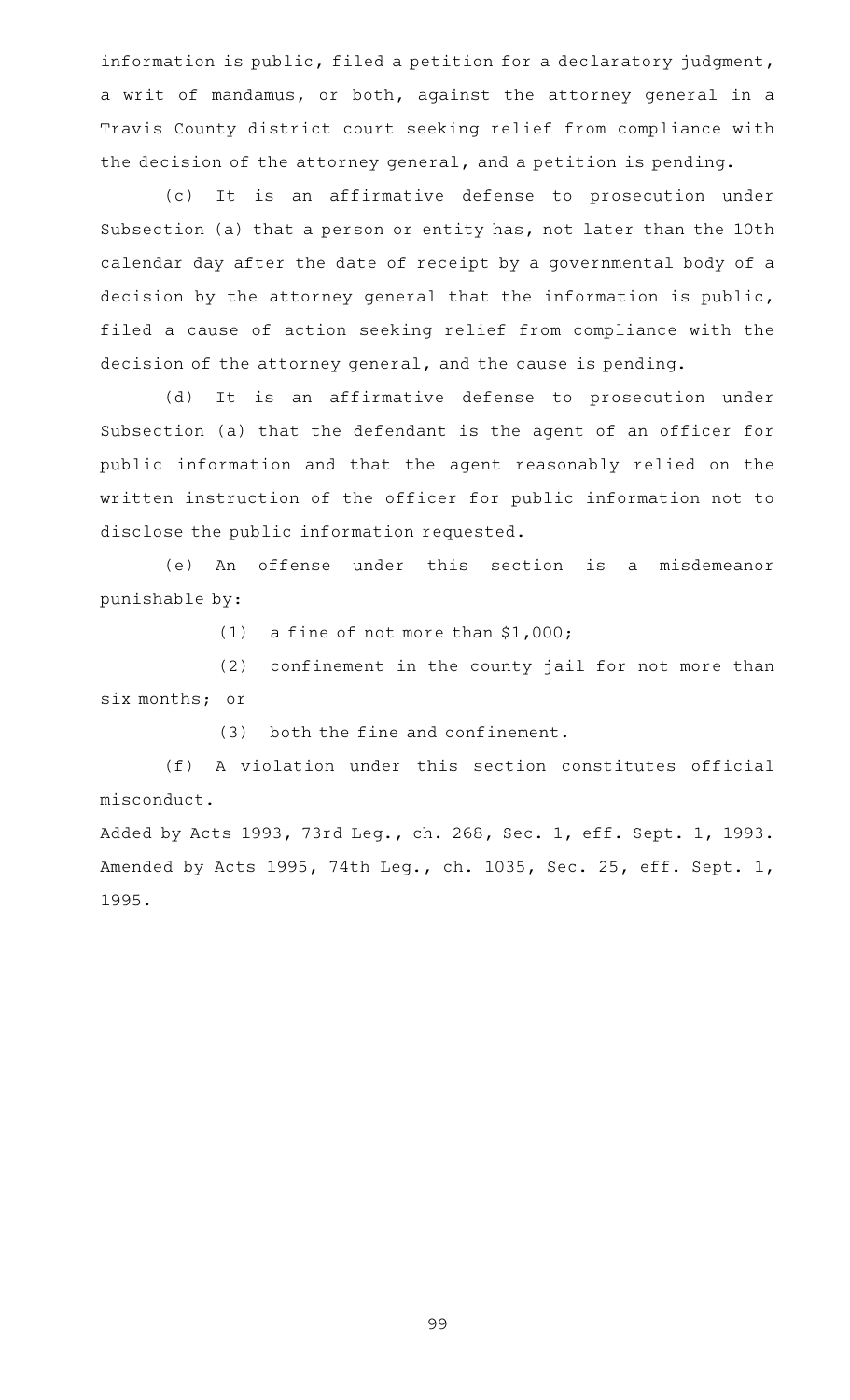information is public, filed a petition for a declaratory judgment, a writ of mandamus, or both, against the attorney general in a Travis County district court seeking relief from compliance with the decision of the attorney general, and a petition is pending.

(c) It is an affirmative defense to prosecution under Subsection (a) that a person or entity has, not later than the 10th calendar day after the date of receipt by a governmental body of a decision by the attorney general that the information is public, filed a cause of action seeking relief from compliance with the decision of the attorney general, and the cause is pending.

(d) It is an affirmative defense to prosecution under Subsection (a) that the defendant is the agent of an officer for public information and that the agent reasonably relied on the written instruction of the officer for public information not to disclose the public information requested.

(e) An offense under this section is a misdemeanor punishable by:

(1) a fine of not more than $1,000;

(2) confinement in the county jail for not more than six months; or

(3) both the fine and confinement.

(f) A violation under this section constitutes official misconduct.

Added by Acts 1993, 73rd Leg., ch. 268, Sec. 1, eff. Sept. 1, 1993. Amended by Acts 1995, 74th Leg., ch. 1035, Sec. 25, eff. Sept. 1, 1995.